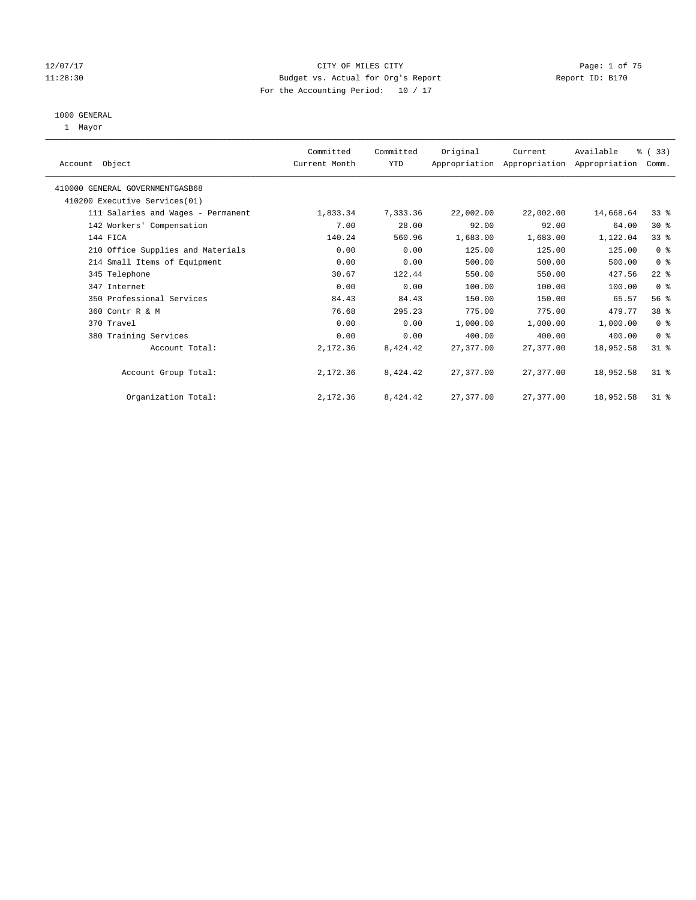12/07/17 CITY OF MILES CITY
11:28:30 Budget vs. Actual for Org's Report Report ID: B170
For the Accounting Period: 10 / 17

1000 GENERAL
1 Mayor

| Account Object | Committed Current Month | Committed YTD | Original Appropriation | Current Appropriation | Available Appropriation | % ( 33) Comm. |
|---|---|---|---|---|---|---|
| 410000 GENERAL GOVERNMENTGASB68 | | | | | | |
| 410200 Executive Services(01) | | | | | | |
| 111 Salaries and Wages - Permanent | 1,833.34 | 7,333.36 | 22,002.00 | 22,002.00 | 14,668.64 | 33 % |
| 142 Workers' Compensation | 7.00 | 28.00 | 92.00 | 92.00 | 64.00 | 30 % |
| 144 FICA | 140.24 | 560.96 | 1,683.00 | 1,683.00 | 1,122.04 | 33 % |
| 210 Office Supplies and Materials | 0.00 | 0.00 | 125.00 | 125.00 | 125.00 | 0 % |
| 214 Small Items of Equipment | 0.00 | 0.00 | 500.00 | 500.00 | 500.00 | 0 % |
| 345 Telephone | 30.67 | 122.44 | 550.00 | 550.00 | 427.56 | 22 % |
| 347 Internet | 0.00 | 0.00 | 100.00 | 100.00 | 100.00 | 0 % |
| 350 Professional Services | 84.43 | 84.43 | 150.00 | 150.00 | 65.57 | 56 % |
| 360 Contr R & M | 76.68 | 295.23 | 775.00 | 775.00 | 479.77 | 38 % |
| 370 Travel | 0.00 | 0.00 | 1,000.00 | 1,000.00 | 1,000.00 | 0 % |
| 380 Training Services | 0.00 | 0.00 | 400.00 | 400.00 | 400.00 | 0 % |
| Account Total: | 2,172.36 | 8,424.42 | 27,377.00 | 27,377.00 | 18,952.58 | 31 % |
| Account Group Total: | 2,172.36 | 8,424.42 | 27,377.00 | 27,377.00 | 18,952.58 | 31 % |
| Organization Total: | 2,172.36 | 8,424.42 | 27,377.00 | 27,377.00 | 18,952.58 | 31 % |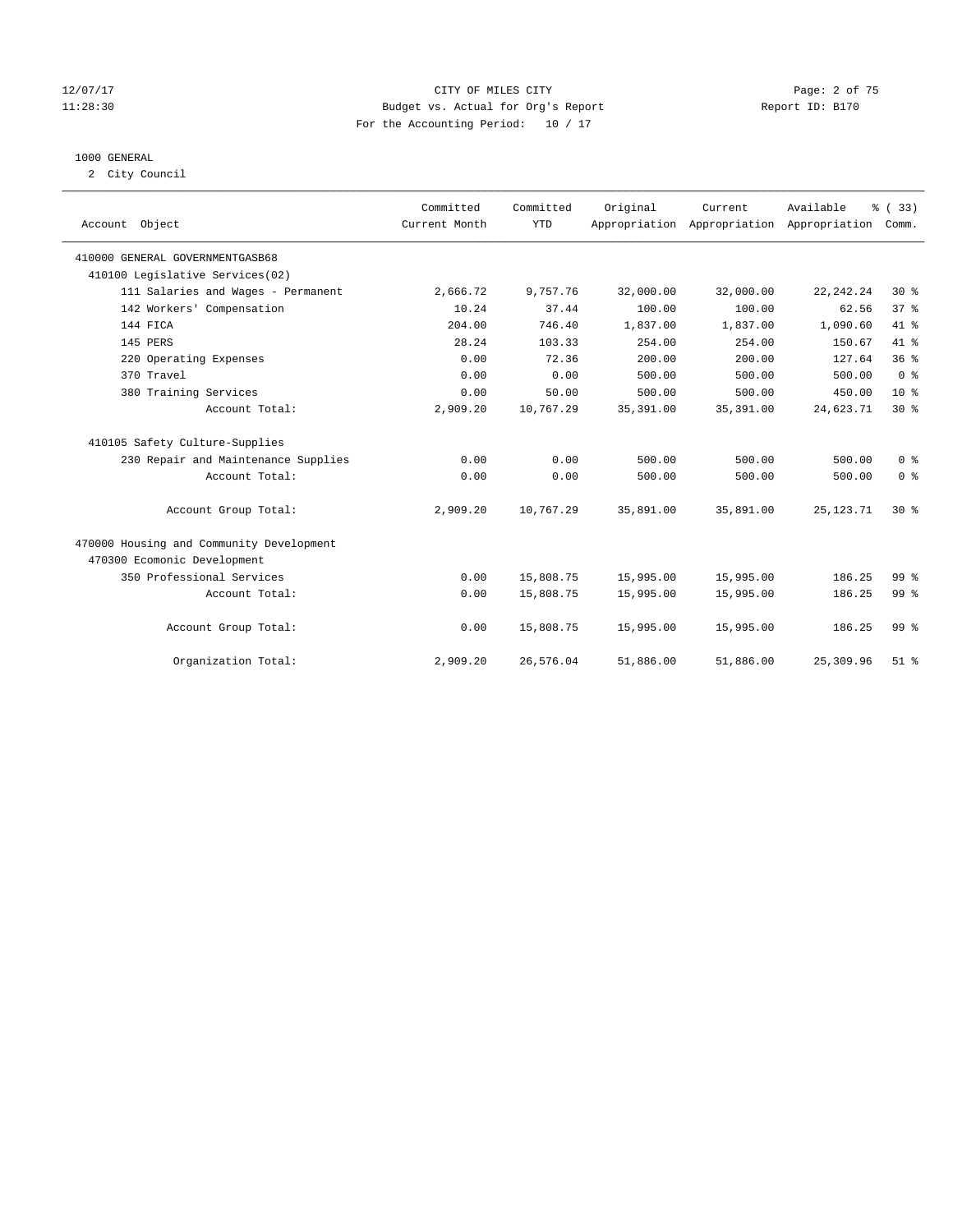CITY OF MILES CITY
Budget vs. Actual for Org's Report
For the Accounting Period: 10 / 17

12/07/17
11:28:30

Report ID: B170

1000 GENERAL
2 City Council

| Account Object | Committed Current Month | Committed YTD | Original Appropriation | Current Appropriation | Available Appropriation | % ( 33) Comm. |
|---|---|---|---|---|---|---|
| 410000 GENERAL GOVERNMENTGASB68 | | | | | | |
| 410100 Legislative Services(02) | | | | | | |
| 111 Salaries and Wages - Permanent | 2,666.72 | 9,757.76 | 32,000.00 | 32,000.00 | 22,242.24 | 30 % |
| 142 Workers' Compensation | 10.24 | 37.44 | 100.00 | 100.00 | 62.56 | 37 % |
| 144 FICA | 204.00 | 746.40 | 1,837.00 | 1,837.00 | 1,090.60 | 41 % |
| 145 PERS | 28.24 | 103.33 | 254.00 | 254.00 | 150.67 | 41 % |
| 220 Operating Expenses | 0.00 | 72.36 | 200.00 | 200.00 | 127.64 | 36 % |
| 370 Travel | 0.00 | 0.00 | 500.00 | 500.00 | 500.00 | 0 % |
| 380 Training Services | 0.00 | 50.00 | 500.00 | 500.00 | 450.00 | 10 % |
| Account Total: | 2,909.20 | 10,767.29 | 35,391.00 | 35,391.00 | 24,623.71 | 30 % |
| 410105 Safety Culture-Supplies | | | | | | |
| 230 Repair and Maintenance Supplies | 0.00 | 0.00 | 500.00 | 500.00 | 500.00 | 0 % |
| Account Total: | 0.00 | 0.00 | 500.00 | 500.00 | 500.00 | 0 % |
| Account Group Total: | 2,909.20 | 10,767.29 | 35,891.00 | 35,891.00 | 25,123.71 | 30 % |
| 470000 Housing and Community Development | | | | | | |
| 470300 Ecomonic Development | | | | | | |
| 350 Professional Services | 0.00 | 15,808.75 | 15,995.00 | 15,995.00 | 186.25 | 99 % |
| Account Total: | 0.00 | 15,808.75 | 15,995.00 | 15,995.00 | 186.25 | 99 % |
| Account Group Total: | 0.00 | 15,808.75 | 15,995.00 | 15,995.00 | 186.25 | 99 % |
| Organization Total: | 2,909.20 | 26,576.04 | 51,886.00 | 51,886.00 | 25,309.96 | 51 % |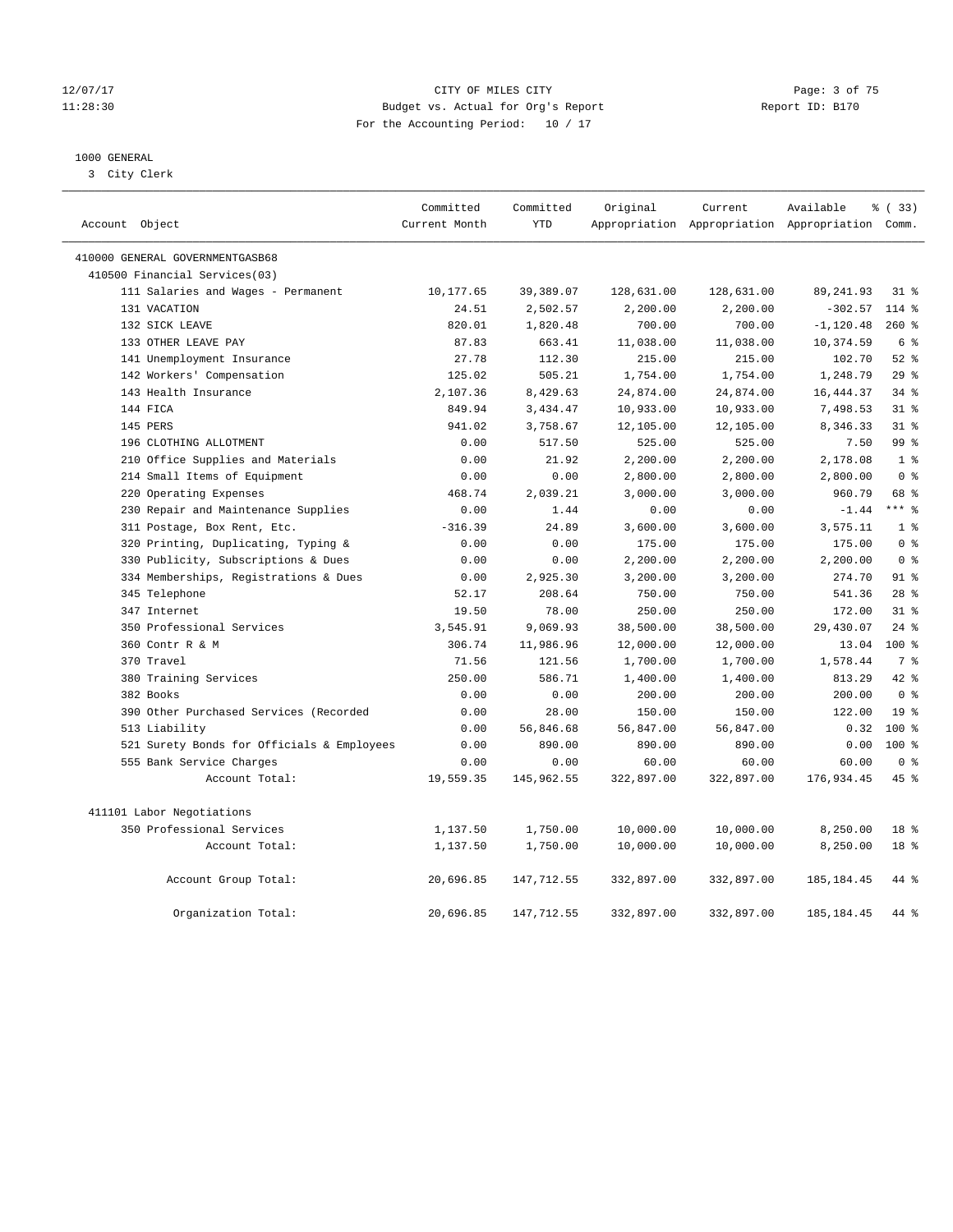CITY OF MILES CITY
Budget vs. Actual for Org's Report
For the Accounting Period: 10 / 17

1000 GENERAL
3 City Clerk

| Account Object | Committed Current Month | Committed YTD | Original Appropriation | Current Appropriation | Available Appropriation | % ( 33) Comm. |
|---|---|---|---|---|---|---|
| 410000 GENERAL GOVERNMENTGASB68 | | | | | | |
| 410500 Financial Services(03) | | | | | | |
| 111 Salaries and Wages - Permanent | 10,177.65 | 39,389.07 | 128,631.00 | 128,631.00 | 89,241.93 | 31 % |
| 131 VACATION | 24.51 | 2,502.57 | 2,200.00 | 2,200.00 | -302.57 | 114 % |
| 132 SICK LEAVE | 820.01 | 1,820.48 | 700.00 | 700.00 | -1,120.48 | 260 % |
| 133 OTHER LEAVE PAY | 87.83 | 663.41 | 11,038.00 | 11,038.00 | 10,374.59 | 6 % |
| 141 Unemployment Insurance | 27.78 | 112.30 | 215.00 | 215.00 | 102.70 | 52 % |
| 142 Workers' Compensation | 125.02 | 505.21 | 1,754.00 | 1,754.00 | 1,248.79 | 29 % |
| 143 Health Insurance | 2,107.36 | 8,429.63 | 24,874.00 | 24,874.00 | 16,444.37 | 34 % |
| 144 FICA | 849.94 | 3,434.47 | 10,933.00 | 10,933.00 | 7,498.53 | 31 % |
| 145 PERS | 941.02 | 3,758.67 | 12,105.00 | 12,105.00 | 8,346.33 | 31 % |
| 196 CLOTHING ALLOTMENT | 0.00 | 517.50 | 525.00 | 525.00 | 7.50 | 99 % |
| 210 Office Supplies and Materials | 0.00 | 21.92 | 2,200.00 | 2,200.00 | 2,178.08 | 1 % |
| 214 Small Items of Equipment | 0.00 | 0.00 | 2,800.00 | 2,800.00 | 2,800.00 | 0 % |
| 220 Operating Expenses | 468.74 | 2,039.21 | 3,000.00 | 3,000.00 | 960.79 | 68 % |
| 230 Repair and Maintenance Supplies | 0.00 | 1.44 | 0.00 | 0.00 | -1.44 | *** % |
| 311 Postage, Box Rent, Etc. | -316.39 | 24.89 | 3,600.00 | 3,600.00 | 3,575.11 | 1 % |
| 320 Printing, Duplicating, Typing & | 0.00 | 0.00 | 175.00 | 175.00 | 175.00 | 0 % |
| 330 Publicity, Subscriptions & Dues | 0.00 | 0.00 | 2,200.00 | 2,200.00 | 2,200.00 | 0 % |
| 334 Memberships, Registrations & Dues | 0.00 | 2,925.30 | 3,200.00 | 3,200.00 | 274.70 | 91 % |
| 345 Telephone | 52.17 | 208.64 | 750.00 | 750.00 | 541.36 | 28 % |
| 347 Internet | 19.50 | 78.00 | 250.00 | 250.00 | 172.00 | 31 % |
| 350 Professional Services | 3,545.91 | 9,069.93 | 38,500.00 | 38,500.00 | 29,430.07 | 24 % |
| 360 Contr R & M | 306.74 | 11,986.96 | 12,000.00 | 12,000.00 | 13.04 | 100 % |
| 370 Travel | 71.56 | 121.56 | 1,700.00 | 1,700.00 | 1,578.44 | 7 % |
| 380 Training Services | 250.00 | 586.71 | 1,400.00 | 1,400.00 | 813.29 | 42 % |
| 382 Books | 0.00 | 0.00 | 200.00 | 200.00 | 200.00 | 0 % |
| 390 Other Purchased Services (Recorded | 0.00 | 28.00 | 150.00 | 150.00 | 122.00 | 19 % |
| 513 Liability | 0.00 | 56,846.68 | 56,847.00 | 56,847.00 | 0.32 | 100 % |
| 521 Surety Bonds for Officials & Employees | 0.00 | 890.00 | 890.00 | 890.00 | 0.00 | 100 % |
| 555 Bank Service Charges | 0.00 | 0.00 | 60.00 | 60.00 | 60.00 | 0 % |
| Account Total: | 19,559.35 | 145,962.55 | 322,897.00 | 322,897.00 | 176,934.45 | 45 % |
| 411101 Labor Negotiations | | | | | | |
| 350 Professional Services | 1,137.50 | 1,750.00 | 10,000.00 | 10,000.00 | 8,250.00 | 18 % |
| Account Total: | 1,137.50 | 1,750.00 | 10,000.00 | 10,000.00 | 8,250.00 | 18 % |
| Account Group Total: | 20,696.85 | 147,712.55 | 332,897.00 | 332,897.00 | 185,184.45 | 44 % |
| Organization Total: | 20,696.85 | 147,712.55 | 332,897.00 | 332,897.00 | 185,184.45 | 44 % |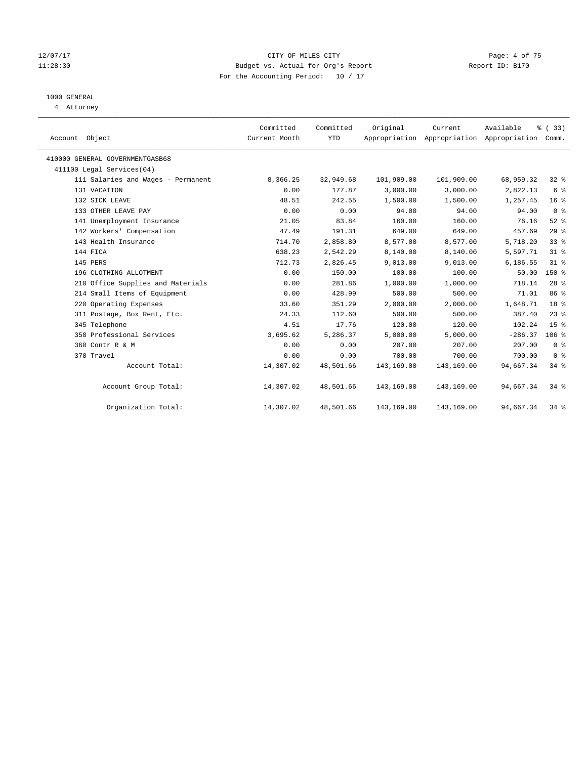CITY OF MILES CITY
Budget vs. Actual for Org's Report
For the Accounting Period: 10 / 17

12/07/17
11:28:30

Report ID: B170

## 1000 GENERAL

4 Attorney

| Account Object | Committed Current Month | Committed YTD | Original Appropriation | Current Appropriation | Available Appropriation | % ( 33) Comm. |
|---|---|---|---|---|---|---|
| 410000 GENERAL GOVERNMENTGASB68 | | | | | | |
| 411100 Legal Services(04) | | | | | | |
| 111 Salaries and Wages - Permanent | 8,366.25 | 32,949.68 | 101,909.00 | 101,909.00 | 68,959.32 | 32 % |
| 131 VACATION | 0.00 | 177.87 | 3,000.00 | 3,000.00 | 2,822.13 | 6 % |
| 132 SICK LEAVE | 48.51 | 242.55 | 1,500.00 | 1,500.00 | 1,257.45 | 16 % |
| 133 OTHER LEAVE PAY | 0.00 | 0.00 | 94.00 | 94.00 | 94.00 | 0 % |
| 141 Unemployment Insurance | 21.05 | 83.84 | 160.00 | 160.00 | 76.16 | 52 % |
| 142 Workers' Compensation | 47.49 | 191.31 | 649.00 | 649.00 | 457.69 | 29 % |
| 143 Health Insurance | 714.70 | 2,858.80 | 8,577.00 | 8,577.00 | 5,718.20 | 33 % |
| 144 FICA | 638.23 | 2,542.29 | 8,140.00 | 8,140.00 | 5,597.71 | 31 % |
| 145 PERS | 712.73 | 2,826.45 | 9,013.00 | 9,013.00 | 6,186.55 | 31 % |
| 196 CLOTHING ALLOTMENT | 0.00 | 150.00 | 100.00 | 100.00 | -50.00 | 150 % |
| 210 Office Supplies and Materials | 0.00 | 281.86 | 1,000.00 | 1,000.00 | 718.14 | 28 % |
| 214 Small Items of Equipment | 0.00 | 428.99 | 500.00 | 500.00 | 71.01 | 86 % |
| 220 Operating Expenses | 33.60 | 351.29 | 2,000.00 | 2,000.00 | 1,648.71 | 18 % |
| 311 Postage, Box Rent, Etc. | 24.33 | 112.60 | 500.00 | 500.00 | 387.40 | 23 % |
| 345 Telephone | 4.51 | 17.76 | 120.00 | 120.00 | 102.24 | 15 % |
| 350 Professional Services | 3,695.62 | 5,286.37 | 5,000.00 | 5,000.00 | -286.37 | 106 % |
| 360 Contr R & M | 0.00 | 0.00 | 207.00 | 207.00 | 207.00 | 0 % |
| 370 Travel | 0.00 | 0.00 | 700.00 | 700.00 | 700.00 | 0 % |
| Account Total: | 14,307.02 | 48,501.66 | 143,169.00 | 143,169.00 | 94,667.34 | 34 % |
| Account Group Total: | 14,307.02 | 48,501.66 | 143,169.00 | 143,169.00 | 94,667.34 | 34 % |
| Organization Total: | 14,307.02 | 48,501.66 | 143,169.00 | 143,169.00 | 94,667.34 | 34 % |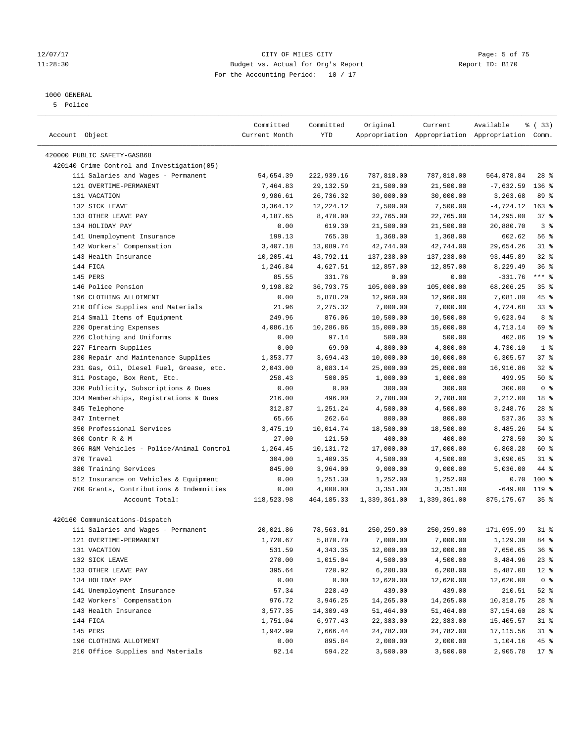1000 GENERAL

5 Police

| Account Object | Committed Current Month | Committed YTD | Original Appropriation | Current Appropriation | Available Appropriation | % ( 33) Comm. |
|---|---|---|---|---|---|---|
| 420000 PUBLIC SAFETY-GASB68 | | | | | | |
| 420140 Crime Control and Investigation(05) | | | | | | |
| 111 Salaries and Wages - Permanent | 54,654.39 | 222,939.16 | 787,818.00 | 787,818.00 | 564,878.84 | 28 % |
| 121 OVERTIME-PERMANENT | 7,464.83 | 29,132.59 | 21,500.00 | 21,500.00 | -7,632.59 | 136 % |
| 131 VACATION | 9,986.61 | 26,736.32 | 30,000.00 | 30,000.00 | 3,263.68 | 89 % |
| 132 SICK LEAVE | 3,364.12 | 12,224.12 | 7,500.00 | 7,500.00 | -4,724.12 | 163 % |
| 133 OTHER LEAVE PAY | 4,187.65 | 8,470.00 | 22,765.00 | 22,765.00 | 14,295.00 | 37 % |
| 134 HOLIDAY PAY | 0.00 | 619.30 | 21,500.00 | 21,500.00 | 20,880.70 | 3 % |
| 141 Unemployment Insurance | 199.13 | 765.38 | 1,368.00 | 1,368.00 | 602.62 | 56 % |
| 142 Workers' Compensation | 3,407.18 | 13,089.74 | 42,744.00 | 42,744.00 | 29,654.26 | 31 % |
| 143 Health Insurance | 10,205.41 | 43,792.11 | 137,238.00 | 137,238.00 | 93,445.89 | 32 % |
| 144 FICA | 1,246.84 | 4,627.51 | 12,857.00 | 12,857.00 | 8,229.49 | 36 % |
| 145 PERS | 85.55 | 331.76 | 0.00 | 0.00 | -331.76 | *** % |
| 146 Police Pension | 9,198.82 | 36,793.75 | 105,000.00 | 105,000.00 | 68,206.25 | 35 % |
| 196 CLOTHING ALLOTMENT | 0.00 | 5,878.20 | 12,960.00 | 12,960.00 | 7,081.80 | 45 % |
| 210 Office Supplies and Materials | 21.96 | 2,275.32 | 7,000.00 | 7,000.00 | 4,724.68 | 33 % |
| 214 Small Items of Equipment | 249.96 | 876.06 | 10,500.00 | 10,500.00 | 9,623.94 | 8 % |
| 220 Operating Expenses | 4,086.16 | 10,286.86 | 15,000.00 | 15,000.00 | 4,713.14 | 69 % |
| 226 Clothing and Uniforms | 0.00 | 97.14 | 500.00 | 500.00 | 402.86 | 19 % |
| 227 Firearm Supplies | 0.00 | 69.90 | 4,800.00 | 4,800.00 | 4,730.10 | 1 % |
| 230 Repair and Maintenance Supplies | 1,353.77 | 3,694.43 | 10,000.00 | 10,000.00 | 6,305.57 | 37 % |
| 231 Gas, Oil, Diesel Fuel, Grease, etc. | 2,043.00 | 8,083.14 | 25,000.00 | 25,000.00 | 16,916.86 | 32 % |
| 311 Postage, Box Rent, Etc. | 258.43 | 500.05 | 1,000.00 | 1,000.00 | 499.95 | 50 % |
| 330 Publicity, Subscriptions & Dues | 0.00 | 0.00 | 300.00 | 300.00 | 300.00 | 0 % |
| 334 Memberships, Registrations & Dues | 216.00 | 496.00 | 2,708.00 | 2,708.00 | 2,212.00 | 18 % |
| 345 Telephone | 312.87 | 1,251.24 | 4,500.00 | 4,500.00 | 3,248.76 | 28 % |
| 347 Internet | 65.66 | 262.64 | 800.00 | 800.00 | 537.36 | 33 % |
| 350 Professional Services | 3,475.19 | 10,014.74 | 18,500.00 | 18,500.00 | 8,485.26 | 54 % |
| 360 Contr R & M | 27.00 | 121.50 | 400.00 | 400.00 | 278.50 | 30 % |
| 366 R&M Vehicles - Police/Animal Control | 1,264.45 | 10,131.72 | 17,000.00 | 17,000.00 | 6,868.28 | 60 % |
| 370 Travel | 304.00 | 1,409.35 | 4,500.00 | 4,500.00 | 3,090.65 | 31 % |
| 380 Training Services | 845.00 | 3,964.00 | 9,000.00 | 9,000.00 | 5,036.00 | 44 % |
| 512 Insurance on Vehicles & Equipment | 0.00 | 1,251.30 | 1,252.00 | 1,252.00 | 0.70 | 100 % |
| 700 Grants, Contributions & Indemnities | 0.00 | 4,000.00 | 3,351.00 | 3,351.00 | -649.00 | 119 % |
| Account Total: | 118,523.98 | 464,185.33 | 1,339,361.00 | 1,339,361.00 | 875,175.67 | 35 % |
| 420160 Communications-Dispatch | | | | | | |
| 111 Salaries and Wages - Permanent | 20,021.86 | 78,563.01 | 250,259.00 | 250,259.00 | 171,695.99 | 31 % |
| 121 OVERTIME-PERMANENT | 1,720.67 | 5,870.70 | 7,000.00 | 7,000.00 | 1,129.30 | 84 % |
| 131 VACATION | 531.59 | 4,343.35 | 12,000.00 | 12,000.00 | 7,656.65 | 36 % |
| 132 SICK LEAVE | 270.00 | 1,015.04 | 4,500.00 | 4,500.00 | 3,484.96 | 23 % |
| 133 OTHER LEAVE PAY | 395.64 | 720.92 | 6,208.00 | 6,208.00 | 5,487.08 | 12 % |
| 134 HOLIDAY PAY | 0.00 | 0.00 | 12,620.00 | 12,620.00 | 12,620.00 | 0 % |
| 141 Unemployment Insurance | 57.34 | 228.49 | 439.00 | 439.00 | 210.51 | 52 % |
| 142 Workers' Compensation | 976.72 | 3,946.25 | 14,265.00 | 14,265.00 | 10,318.75 | 28 % |
| 143 Health Insurance | 3,577.35 | 14,309.40 | 51,464.00 | 51,464.00 | 37,154.60 | 28 % |
| 144 FICA | 1,751.04 | 6,977.43 | 22,383.00 | 22,383.00 | 15,405.57 | 31 % |
| 145 PERS | 1,942.99 | 7,666.44 | 24,782.00 | 24,782.00 | 17,115.56 | 31 % |
| 196 CLOTHING ALLOTMENT | 0.00 | 895.84 | 2,000.00 | 2,000.00 | 1,104.16 | 45 % |
| 210 Office Supplies and Materials | 92.14 | 594.22 | 3,500.00 | 3,500.00 | 2,905.78 | 17 % |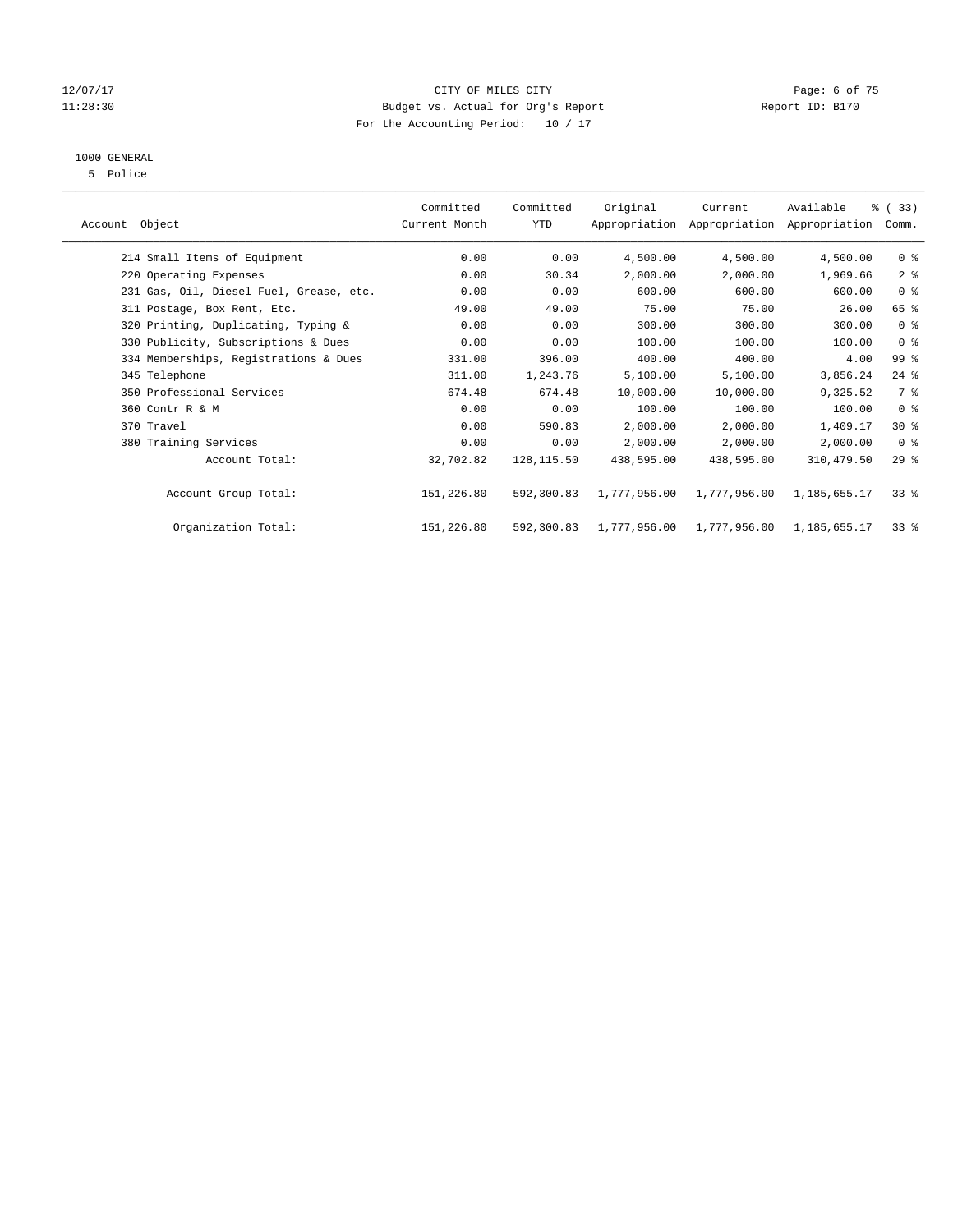CITY OF MILES CITY
Budget vs. Actual for Org's Report
For the Accounting Period: 10 / 17

1000 GENERAL
5 Police

| Account Object | Committed Current Month | Committed YTD | Original Appropriation | Current Appropriation | Available Appropriation | % ( 33) Comm. |
|---|---|---|---|---|---|---|
| 214 Small Items of Equipment | 0.00 | 0.00 | 4,500.00 | 4,500.00 | 4,500.00 | 0 % |
| 220 Operating Expenses | 0.00 | 30.34 | 2,000.00 | 2,000.00 | 1,969.66 | 2 % |
| 231 Gas, Oil, Diesel Fuel, Grease, etc. | 0.00 | 0.00 | 600.00 | 600.00 | 600.00 | 0 % |
| 311 Postage, Box Rent, Etc. | 49.00 | 49.00 | 75.00 | 75.00 | 26.00 | 65 % |
| 320 Printing, Duplicating, Typing & | 0.00 | 0.00 | 300.00 | 300.00 | 300.00 | 0 % |
| 330 Publicity, Subscriptions & Dues | 0.00 | 0.00 | 100.00 | 100.00 | 100.00 | 0 % |
| 334 Memberships, Registrations & Dues | 331.00 | 396.00 | 400.00 | 400.00 | 4.00 | 99 % |
| 345 Telephone | 311.00 | 1,243.76 | 5,100.00 | 5,100.00 | 3,856.24 | 24 % |
| 350 Professional Services | 674.48 | 674.48 | 10,000.00 | 10,000.00 | 9,325.52 | 7 % |
| 360 Contr R & M | 0.00 | 0.00 | 100.00 | 100.00 | 100.00 | 0 % |
| 370 Travel | 0.00 | 590.83 | 2,000.00 | 2,000.00 | 1,409.17 | 30 % |
| 380 Training Services | 0.00 | 0.00 | 2,000.00 | 2,000.00 | 2,000.00 | 0 % |
| Account Total: | 32,702.82 | 128,115.50 | 438,595.00 | 438,595.00 | 310,479.50 | 29 % |
| Account Group Total: | 151,226.80 | 592,300.83 | 1,777,956.00 | 1,777,956.00 | 1,185,655.17 | 33 % |
| Organization Total: | 151,226.80 | 592,300.83 | 1,777,956.00 | 1,777,956.00 | 1,185,655.17 | 33 % |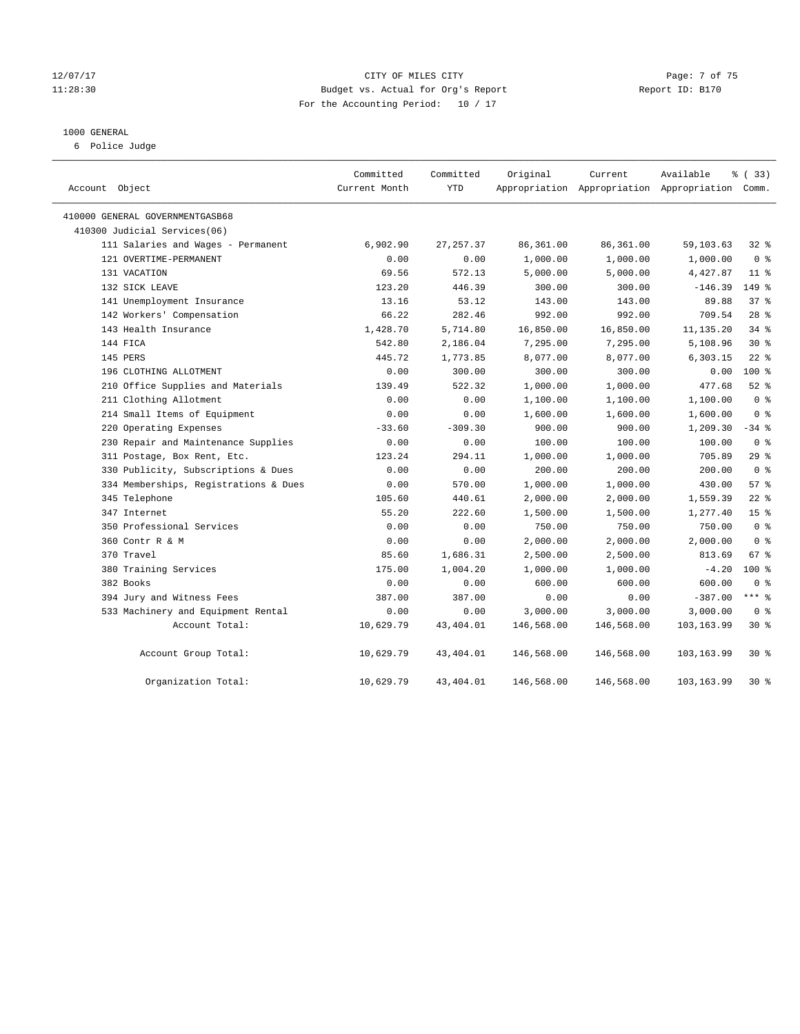CITY OF MILES CITY
Budget vs. Actual for Org's Report
For the Accounting Period: 10 / 17

12/07/17
11:28:30

Report ID: B170

1000 GENERAL
6 Police Judge

| Account Object | Committed Current Month | Committed YTD | Original Appropriation | Current Appropriation | Available Appropriation | % ( 33) Comm. |
|---|---|---|---|---|---|---|
| 410000 GENERAL GOVERNMENTGASB68 | | | | | | |
| 410300 Judicial Services(06) | | | | | | |
| 111 Salaries and Wages - Permanent | 6,902.90 | 27,257.37 | 86,361.00 | 86,361.00 | 59,103.63 | 32 % |
| 121 OVERTIME-PERMANENT | 0.00 | 0.00 | 1,000.00 | 1,000.00 | 1,000.00 | 0 % |
| 131 VACATION | 69.56 | 572.13 | 5,000.00 | 5,000.00 | 4,427.87 | 11 % |
| 132 SICK LEAVE | 123.20 | 446.39 | 300.00 | 300.00 | -146.39 | 149 % |
| 141 Unemployment Insurance | 13.16 | 53.12 | 143.00 | 143.00 | 89.88 | 37 % |
| 142 Workers' Compensation | 66.22 | 282.46 | 992.00 | 992.00 | 709.54 | 28 % |
| 143 Health Insurance | 1,428.70 | 5,714.80 | 16,850.00 | 16,850.00 | 11,135.20 | 34 % |
| 144 FICA | 542.80 | 2,186.04 | 7,295.00 | 7,295.00 | 5,108.96 | 30 % |
| 145 PERS | 445.72 | 1,773.85 | 8,077.00 | 8,077.00 | 6,303.15 | 22 % |
| 196 CLOTHING ALLOTMENT | 0.00 | 300.00 | 300.00 | 300.00 | 0.00 | 100 % |
| 210 Office Supplies and Materials | 139.49 | 522.32 | 1,000.00 | 1,000.00 | 477.68 | 52 % |
| 211 Clothing Allotment | 0.00 | 0.00 | 1,100.00 | 1,100.00 | 1,100.00 | 0 % |
| 214 Small Items of Equipment | 0.00 | 0.00 | 1,600.00 | 1,600.00 | 1,600.00 | 0 % |
| 220 Operating Expenses | -33.60 | -309.30 | 900.00 | 900.00 | 1,209.30 | -34 % |
| 230 Repair and Maintenance Supplies | 0.00 | 0.00 | 100.00 | 100.00 | 100.00 | 0 % |
| 311 Postage, Box Rent, Etc. | 123.24 | 294.11 | 1,000.00 | 1,000.00 | 705.89 | 29 % |
| 330 Publicity, Subscriptions & Dues | 0.00 | 0.00 | 200.00 | 200.00 | 200.00 | 0 % |
| 334 Memberships, Registrations & Dues | 0.00 | 570.00 | 1,000.00 | 1,000.00 | 430.00 | 57 % |
| 345 Telephone | 105.60 | 440.61 | 2,000.00 | 2,000.00 | 1,559.39 | 22 % |
| 347 Internet | 55.20 | 222.60 | 1,500.00 | 1,500.00 | 1,277.40 | 15 % |
| 350 Professional Services | 0.00 | 0.00 | 750.00 | 750.00 | 750.00 | 0 % |
| 360 Contr R & M | 0.00 | 0.00 | 2,000.00 | 2,000.00 | 2,000.00 | 0 % |
| 370 Travel | 85.60 | 1,686.31 | 2,500.00 | 2,500.00 | 813.69 | 67 % |
| 380 Training Services | 175.00 | 1,004.20 | 1,000.00 | 1,000.00 | -4.20 | 100 % |
| 382 Books | 0.00 | 0.00 | 600.00 | 600.00 | 600.00 | 0 % |
| 394 Jury and Witness Fees | 387.00 | 387.00 | 0.00 | 0.00 | -387.00 | *** % |
| 533 Machinery and Equipment Rental | 0.00 | 0.00 | 3,000.00 | 3,000.00 | 3,000.00 | 0 % |
| Account Total: | 10,629.79 | 43,404.01 | 146,568.00 | 146,568.00 | 103,163.99 | 30 % |
| Account Group Total: | 10,629.79 | 43,404.01 | 146,568.00 | 146,568.00 | 103,163.99 | 30 % |
| Organization Total: | 10,629.79 | 43,404.01 | 146,568.00 | 146,568.00 | 103,163.99 | 30 % |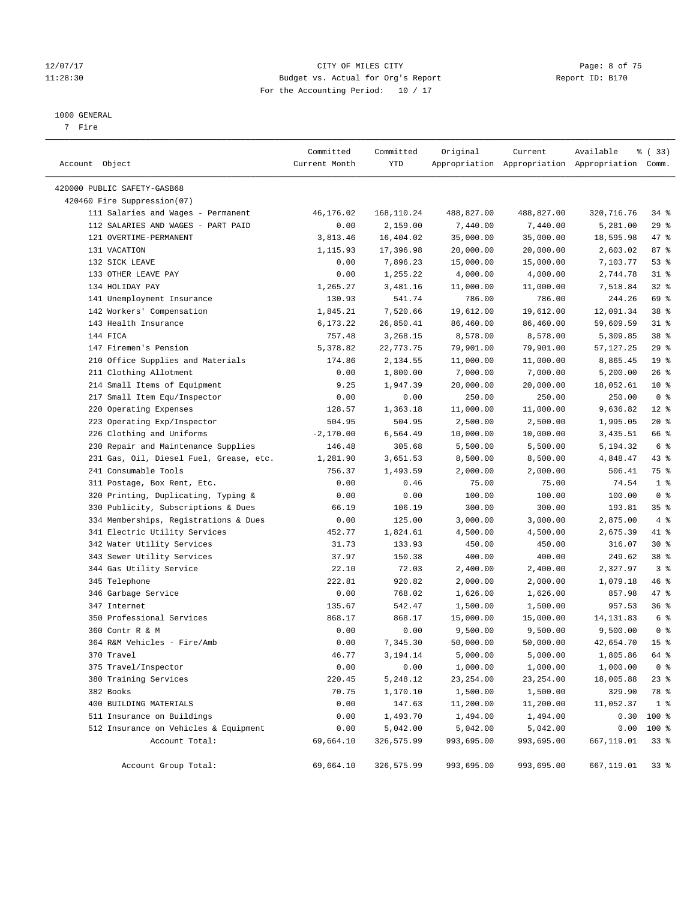12/07/17 CITY OF MILES CITY
11:28:30 Budget vs. Actual for Org's Report Report ID: B170
For the Accounting Period: 10 / 17

1000 GENERAL
7 Fire

| Account Object | Committed Current Month | Committed YTD | Original Appropriation | Current Appropriation | Available Appropriation | % ( 33) Comm. |
|---|---|---|---|---|---|---|
| 420000 PUBLIC SAFETY-GASB68 | | | | | | |
| 420460 Fire Suppression(07) | | | | | | |
| 111 Salaries and Wages - Permanent | 46,176.02 | 168,110.24 | 488,827.00 | 488,827.00 | 320,716.76 | 34 % |
| 112 SALARIES AND WAGES - PART PAID | 0.00 | 2,159.00 | 7,440.00 | 7,440.00 | 5,281.00 | 29 % |
| 121 OVERTIME-PERMANENT | 3,813.46 | 16,404.02 | 35,000.00 | 35,000.00 | 18,595.98 | 47 % |
| 131 VACATION | 1,115.93 | 17,396.98 | 20,000.00 | 20,000.00 | 2,603.02 | 87 % |
| 132 SICK LEAVE | 0.00 | 7,896.23 | 15,000.00 | 15,000.00 | 7,103.77 | 53 % |
| 133 OTHER LEAVE PAY | 0.00 | 1,255.22 | 4,000.00 | 4,000.00 | 2,744.78 | 31 % |
| 134 HOLIDAY PAY | 1,265.27 | 3,481.16 | 11,000.00 | 11,000.00 | 7,518.84 | 32 % |
| 141 Unemployment Insurance | 130.93 | 541.74 | 786.00 | 786.00 | 244.26 | 69 % |
| 142 Workers' Compensation | 1,845.21 | 7,520.66 | 19,612.00 | 19,612.00 | 12,091.34 | 38 % |
| 143 Health Insurance | 6,173.22 | 26,850.41 | 86,460.00 | 86,460.00 | 59,609.59 | 31 % |
| 144 FICA | 757.48 | 3,268.15 | 8,578.00 | 8,578.00 | 5,309.85 | 38 % |
| 147 Firemen's Pension | 5,378.82 | 22,773.75 | 79,901.00 | 79,901.00 | 57,127.25 | 29 % |
| 210 Office Supplies and Materials | 174.86 | 2,134.55 | 11,000.00 | 11,000.00 | 8,865.45 | 19 % |
| 211 Clothing Allotment | 0.00 | 1,800.00 | 7,000.00 | 7,000.00 | 5,200.00 | 26 % |
| 214 Small Items of Equipment | 9.25 | 1,947.39 | 20,000.00 | 20,000.00 | 18,052.61 | 10 % |
| 217 Small Item Equ/Inspector | 0.00 | 0.00 | 250.00 | 250.00 | 250.00 | 0 % |
| 220 Operating Expenses | 128.57 | 1,363.18 | 11,000.00 | 11,000.00 | 9,636.82 | 12 % |
| 223 Operating Exp/Inspector | 504.95 | 504.95 | 2,500.00 | 2,500.00 | 1,995.05 | 20 % |
| 226 Clothing and Uniforms | -2,170.00 | 6,564.49 | 10,000.00 | 10,000.00 | 3,435.51 | 66 % |
| 230 Repair and Maintenance Supplies | 146.48 | 305.68 | 5,500.00 | 5,500.00 | 5,194.32 | 6 % |
| 231 Gas, Oil, Diesel Fuel, Grease, etc. | 1,281.90 | 3,651.53 | 8,500.00 | 8,500.00 | 4,848.47 | 43 % |
| 241 Consumable Tools | 756.37 | 1,493.59 | 2,000.00 | 2,000.00 | 506.41 | 75 % |
| 311 Postage, Box Rent, Etc. | 0.00 | 0.46 | 75.00 | 75.00 | 74.54 | 1 % |
| 320 Printing, Duplicating, Typing & | 0.00 | 0.00 | 100.00 | 100.00 | 100.00 | 0 % |
| 330 Publicity, Subscriptions & Dues | 66.19 | 106.19 | 300.00 | 300.00 | 193.81 | 35 % |
| 334 Memberships, Registrations & Dues | 0.00 | 125.00 | 3,000.00 | 3,000.00 | 2,875.00 | 4 % |
| 341 Electric Utility Services | 452.77 | 1,824.61 | 4,500.00 | 4,500.00 | 2,675.39 | 41 % |
| 342 Water Utility Services | 31.73 | 133.93 | 450.00 | 450.00 | 316.07 | 30 % |
| 343 Sewer Utility Services | 37.97 | 150.38 | 400.00 | 400.00 | 249.62 | 38 % |
| 344 Gas Utility Service | 22.10 | 72.03 | 2,400.00 | 2,400.00 | 2,327.97 | 3 % |
| 345 Telephone | 222.81 | 920.82 | 2,000.00 | 2,000.00 | 1,079.18 | 46 % |
| 346 Garbage Service | 0.00 | 768.02 | 1,626.00 | 1,626.00 | 857.98 | 47 % |
| 347 Internet | 135.67 | 542.47 | 1,500.00 | 1,500.00 | 957.53 | 36 % |
| 350 Professional Services | 868.17 | 868.17 | 15,000.00 | 15,000.00 | 14,131.83 | 6 % |
| 360 Contr R & M | 0.00 | 0.00 | 9,500.00 | 9,500.00 | 9,500.00 | 0 % |
| 364 R&M Vehicles - Fire/Amb | 0.00 | 7,345.30 | 50,000.00 | 50,000.00 | 42,654.70 | 15 % |
| 370 Travel | 46.77 | 3,194.14 | 5,000.00 | 5,000.00 | 1,805.86 | 64 % |
| 375 Travel/Inspector | 0.00 | 0.00 | 1,000.00 | 1,000.00 | 1,000.00 | 0 % |
| 380 Training Services | 220.45 | 5,248.12 | 23,254.00 | 23,254.00 | 18,005.88 | 23 % |
| 382 Books | 70.75 | 1,170.10 | 1,500.00 | 1,500.00 | 329.90 | 78 % |
| 400 BUILDING MATERIALS | 0.00 | 147.63 | 11,200.00 | 11,200.00 | 11,052.37 | 1 % |
| 511 Insurance on Buildings | 0.00 | 1,493.70 | 1,494.00 | 1,494.00 | 0.30 | 100 % |
| 512 Insurance on Vehicles & Equipment | 0.00 | 5,042.00 | 5,042.00 | 5,042.00 | 0.00 | 100 % |
| Account Total: | 69,664.10 | 326,575.99 | 993,695.00 | 993,695.00 | 667,119.01 | 33 % |
| Account Group Total: | 69,664.10 | 326,575.99 | 993,695.00 | 993,695.00 | 667,119.01 | 33 % |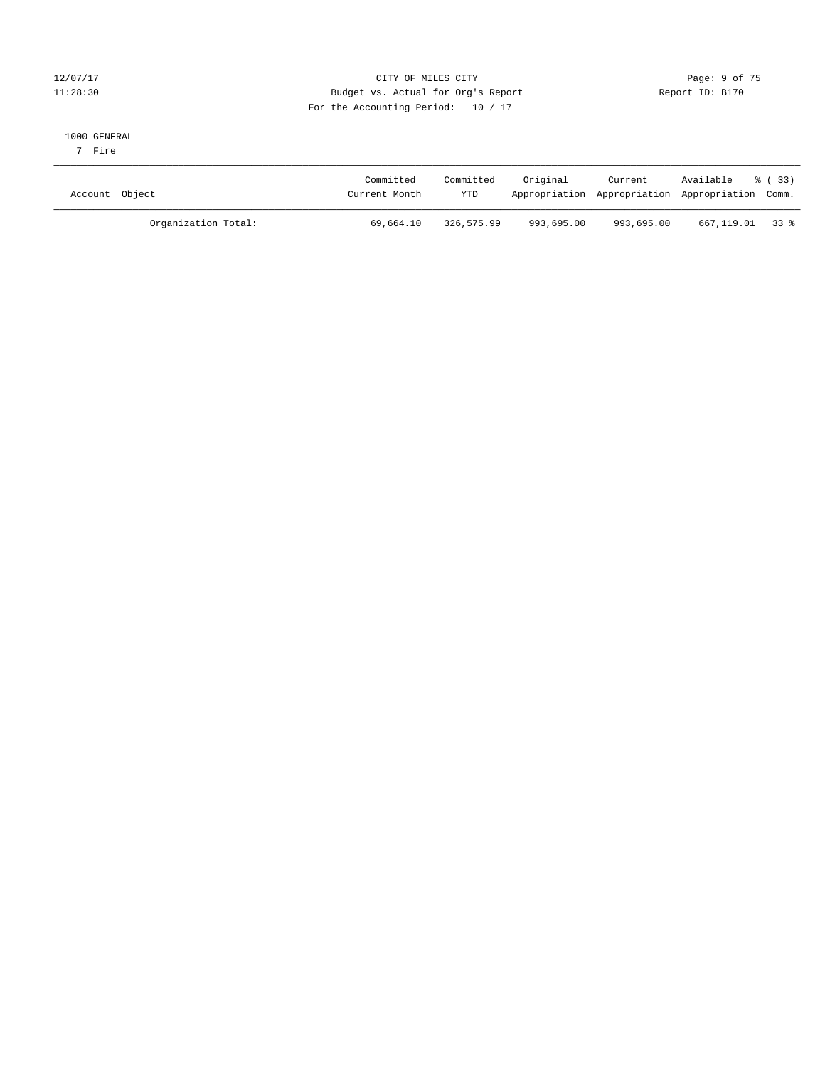CITY OF MILES CITY
Budget vs. Actual for Org's Report
For the Accounting Period: 10 / 17

12/07/17
11:28:30

Report ID: B170

1000 GENERAL
7 Fire

| Account Object | Committed Current Month | Committed YTD | Original Appropriation | Current Appropriation | Available Appropriation | % ( 33) Comm. |
|---|---|---|---|---|---|---|
| Organization Total: | 69,664.10 | 326,575.99 | 993,695.00 | 993,695.00 | 667,119.01 | 33 % |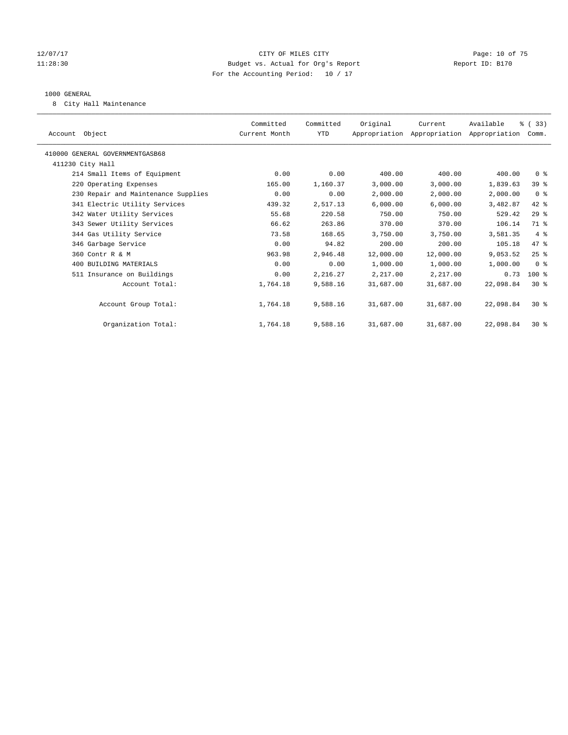12/07/17 CITY OF MILES CITY
11:28:30 Budget vs. Actual for Org's Report Report ID: B170
For the Accounting Period: 10 / 17

1000 GENERAL

8 City Hall Maintenance

| Account Object | Committed Current Month | Committed YTD | Original Appropriation | Current Appropriation | Available Appropriation | % ( 33) Comm. |
|---|---|---|---|---|---|---|
| 410000 GENERAL GOVERNMENTGASB68 | | | | | | |
| 411230 City Hall | | | | | | |
| 214 Small Items of Equipment | 0.00 | 0.00 | 400.00 | 400.00 | 400.00 | 0 % |
| 220 Operating Expenses | 165.00 | 1,160.37 | 3,000.00 | 3,000.00 | 1,839.63 | 39 % |
| 230 Repair and Maintenance Supplies | 0.00 | 0.00 | 2,000.00 | 2,000.00 | 2,000.00 | 0 % |
| 341 Electric Utility Services | 439.32 | 2,517.13 | 6,000.00 | 6,000.00 | 3,482.87 | 42 % |
| 342 Water Utility Services | 55.68 | 220.58 | 750.00 | 750.00 | 529.42 | 29 % |
| 343 Sewer Utility Services | 66.62 | 263.86 | 370.00 | 370.00 | 106.14 | 71 % |
| 344 Gas Utility Service | 73.58 | 168.65 | 3,750.00 | 3,750.00 | 3,581.35 | 4 % |
| 346 Garbage Service | 0.00 | 94.82 | 200.00 | 200.00 | 105.18 | 47 % |
| 360 Contr R & M | 963.98 | 2,946.48 | 12,000.00 | 12,000.00 | 9,053.52 | 25 % |
| 400 BUILDING MATERIALS | 0.00 | 0.00 | 1,000.00 | 1,000.00 | 1,000.00 | 0 % |
| 511 Insurance on Buildings | 0.00 | 2,216.27 | 2,217.00 | 2,217.00 | 0.73 | 100 % |
| Account Total: | 1,764.18 | 9,588.16 | 31,687.00 | 31,687.00 | 22,098.84 | 30 % |
| Account Group Total: | 1,764.18 | 9,588.16 | 31,687.00 | 31,687.00 | 22,098.84 | 30 % |
| Organization Total: | 1,764.18 | 9,588.16 | 31,687.00 | 31,687.00 | 22,098.84 | 30 % |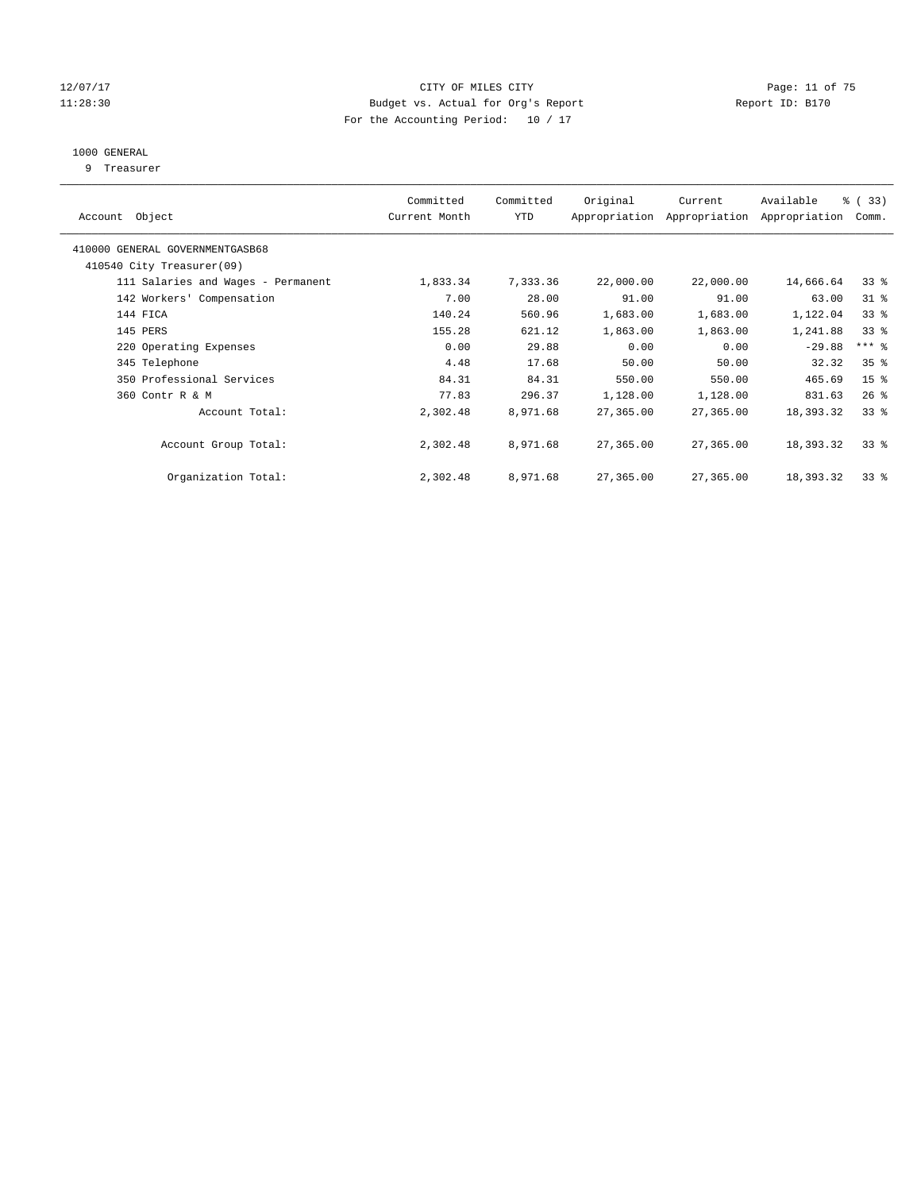CITY OF MILES CITY
Budget vs. Actual for Org's Report
For the Accounting Period: 10 / 17

12/07/17
11:28:30

Report ID: B170

## 1000 GENERAL

9 Treasurer

| Account Object | Committed Current Month | Committed YTD | Original Appropriation | Current Appropriation | Available Appropriation | % ( 33) Comm. |
|---|---|---|---|---|---|---|
| 410000 GENERAL GOVERNMENTGASB68 | | | | | | |
| 410540 City Treasurer(09) | | | | | | |
| 111 Salaries and Wages - Permanent | 1,833.34 | 7,333.36 | 22,000.00 | 22,000.00 | 14,666.64 | 33 % |
| 142 Workers' Compensation | 7.00 | 28.00 | 91.00 | 91.00 | 63.00 | 31 % |
| 144 FICA | 140.24 | 560.96 | 1,683.00 | 1,683.00 | 1,122.04 | 33 % |
| 145 PERS | 155.28 | 621.12 | 1,863.00 | 1,863.00 | 1,241.88 | 33 % |
| 220 Operating Expenses | 0.00 | 29.88 | 0.00 | 0.00 | -29.88 | *** % |
| 345 Telephone | 4.48 | 17.68 | 50.00 | 50.00 | 32.32 | 35 % |
| 350 Professional Services | 84.31 | 84.31 | 550.00 | 550.00 | 465.69 | 15 % |
| 360 Contr R & M | 77.83 | 296.37 | 1,128.00 | 1,128.00 | 831.63 | 26 % |
| Account Total: | 2,302.48 | 8,971.68 | 27,365.00 | 27,365.00 | 18,393.32 | 33 % |
| Account Group Total: | 2,302.48 | 8,971.68 | 27,365.00 | 27,365.00 | 18,393.32 | 33 % |
| Organization Total: | 2,302.48 | 8,971.68 | 27,365.00 | 27,365.00 | 18,393.32 | 33 % |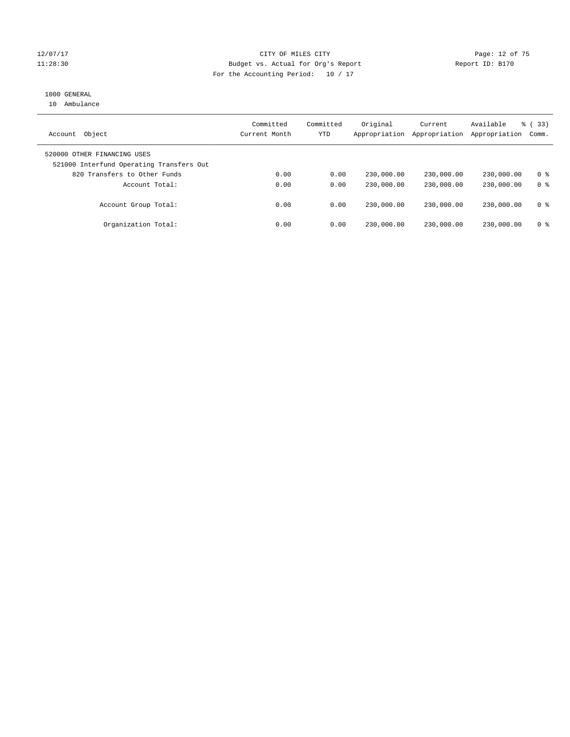CITY OF MILES CITY
Budget vs. Actual for Org's Report
For the Accounting Period: 10 / 17

12/07/17
11:28:30

Report ID: B170

1000 GENERAL
10 Ambulance

| Account Object | Committed Current Month | Committed YTD | Original Appropriation | Current Appropriation | Available Appropriation | % ( 33) Comm. |
|---|---|---|---|---|---|---|
| 520000 OTHER FINANCING USES | | | | | | |
| 521000 Interfund Operating Transfers Out | | | | | | |
| 820 Transfers to Other Funds | 0.00 | 0.00 | 230,000.00 | 230,000.00 | 230,000.00 | 0 % |
| Account Total: | 0.00 | 0.00 | 230,000.00 | 230,000.00 | 230,000.00 | 0 % |
| Account Group Total: | 0.00 | 0.00 | 230,000.00 | 230,000.00 | 230,000.00 | 0 % |
| Organization Total: | 0.00 | 0.00 | 230,000.00 | 230,000.00 | 230,000.00 | 0 % |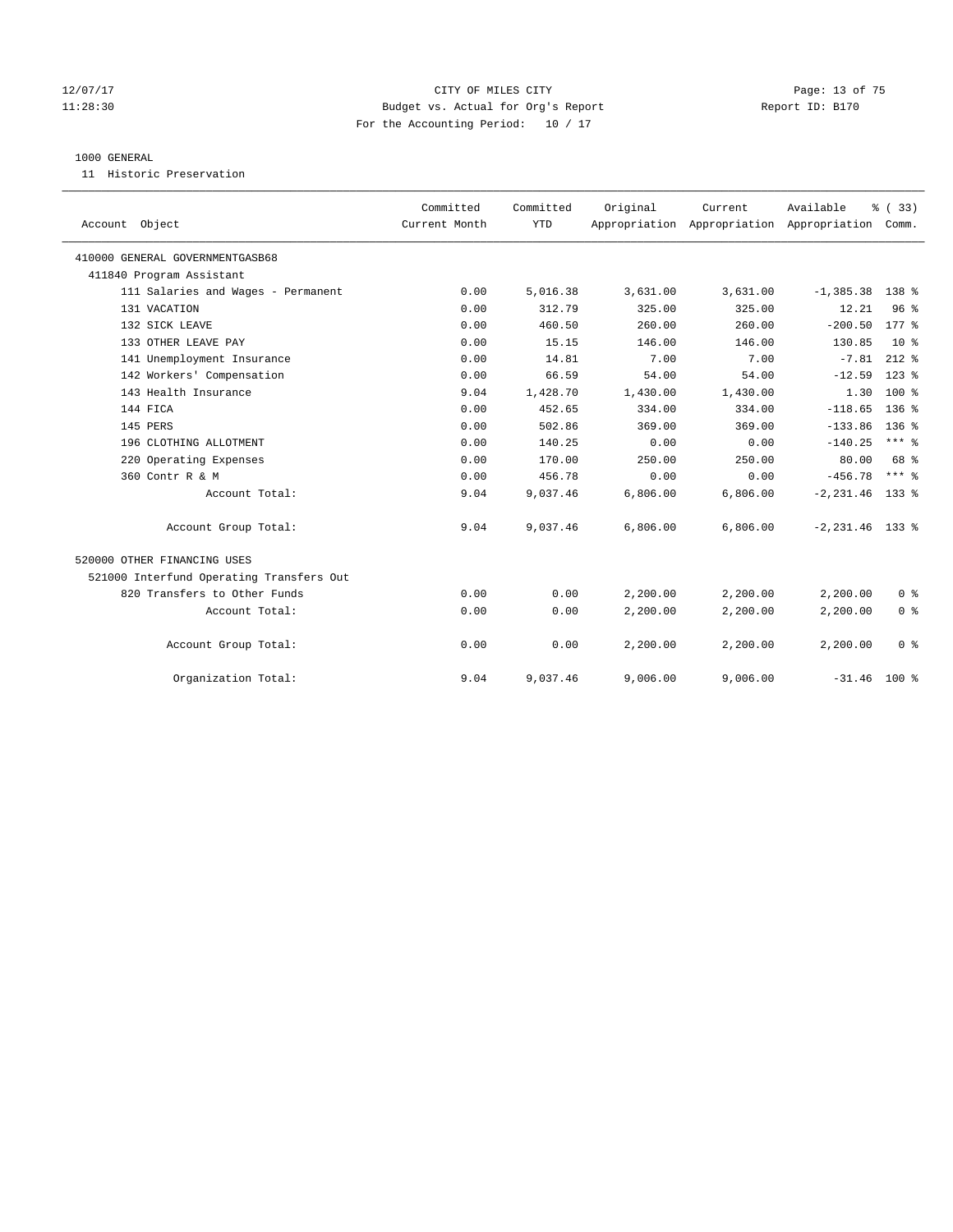12/07/17 CITY OF MILES CITY
11:28:30 Budget vs. Actual for Org's Report Report ID: B170
For the Accounting Period: 10 / 17

1000 GENERAL

11 Historic Preservation

| Account Object | Committed Current Month | Committed YTD | Original Appropriation | Current Appropriation | Available Appropriation | % ( 33) Comm. |
|---|---|---|---|---|---|---|
| 410000 GENERAL GOVERNMENTGASB68 | | | | | | |
| 411840 Program Assistant | | | | | | |
| 111 Salaries and Wages - Permanent | 0.00 | 5,016.38 | 3,631.00 | 3,631.00 | -1,385.38 | 138 % |
| 131 VACATION | 0.00 | 312.79 | 325.00 | 325.00 | 12.21 | 96 % |
| 132 SICK LEAVE | 0.00 | 460.50 | 260.00 | 260.00 | -200.50 | 177 % |
| 133 OTHER LEAVE PAY | 0.00 | 15.15 | 146.00 | 146.00 | 130.85 | 10 % |
| 141 Unemployment Insurance | 0.00 | 14.81 | 7.00 | 7.00 | -7.81 | 212 % |
| 142 Workers' Compensation | 0.00 | 66.59 | 54.00 | 54.00 | -12.59 | 123 % |
| 143 Health Insurance | 9.04 | 1,428.70 | 1,430.00 | 1,430.00 | 1.30 | 100 % |
| 144 FICA | 0.00 | 452.65 | 334.00 | 334.00 | -118.65 | 136 % |
| 145 PERS | 0.00 | 502.86 | 369.00 | 369.00 | -133.86 | 136 % |
| 196 CLOTHING ALLOTMENT | 0.00 | 140.25 | 0.00 | 0.00 | -140.25 | *** % |
| 220 Operating Expenses | 0.00 | 170.00 | 250.00 | 250.00 | 80.00 | 68 % |
| 360 Contr R & M | 0.00 | 456.78 | 0.00 | 0.00 | -456.78 | *** % |
| Account Total: | 9.04 | 9,037.46 | 6,806.00 | 6,806.00 | -2,231.46 | 133 % |
| Account Group Total: | 9.04 | 9,037.46 | 6,806.00 | 6,806.00 | -2,231.46 | 133 % |
| 520000 OTHER FINANCING USES | | | | | | |
| 521000 Interfund Operating Transfers Out | | | | | | |
| 820 Transfers to Other Funds | 0.00 | 0.00 | 2,200.00 | 2,200.00 | 2,200.00 | 0 % |
| Account Total: | 0.00 | 0.00 | 2,200.00 | 2,200.00 | 2,200.00 | 0 % |
| Account Group Total: | 0.00 | 0.00 | 2,200.00 | 2,200.00 | 2,200.00 | 0 % |
| Organization Total: | 9.04 | 9,037.46 | 9,006.00 | 9,006.00 | -31.46 | 100 % |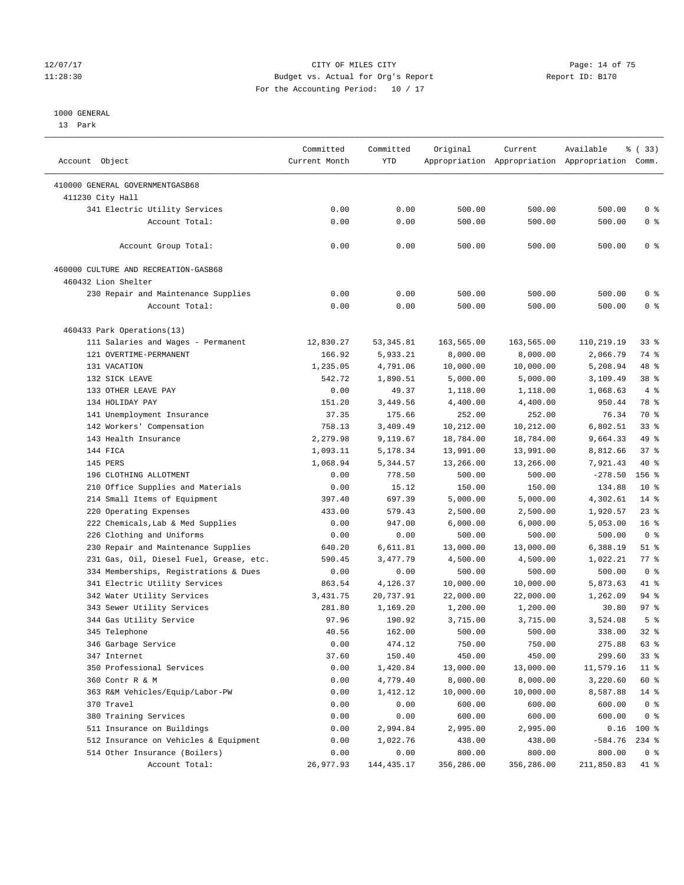CITY OF MILES CITY
Budget vs. Actual for Org's Report
For the Accounting Period: 10 / 17

1000 GENERAL
13 Park

| Account Object | Committed Current Month | Committed YTD | Original Appropriation | Current Appropriation | Available Appropriation | % ( 33) Comm. |
|---|---|---|---|---|---|---|
| 410000 GENERAL GOVERNMENTGASB68 | | | | | | |
| 411230 City Hall | | | | | | |
| 341 Electric Utility Services | 0.00 | 0.00 | 500.00 | 500.00 | 500.00 | 0 % |
| Account Total: | 0.00 | 0.00 | 500.00 | 500.00 | 500.00 | 0 % |
| Account Group Total: | 0.00 | 0.00 | 500.00 | 500.00 | 500.00 | 0 % |
| 460000 CULTURE AND RECREATION-GASB68 | | | | | | |
| 460432 Lion Shelter | | | | | | |
| 230 Repair and Maintenance Supplies | 0.00 | 0.00 | 500.00 | 500.00 | 500.00 | 0 % |
| Account Total: | 0.00 | 0.00 | 500.00 | 500.00 | 500.00 | 0 % |
| 460433 Park Operations(13) | | | | | | |
| 111 Salaries and Wages - Permanent | 12,830.27 | 53,345.81 | 163,565.00 | 163,565.00 | 110,219.19 | 33 % |
| 121 OVERTIME-PERMANENT | 166.92 | 5,933.21 | 8,000.00 | 8,000.00 | 2,066.79 | 74 % |
| 131 VACATION | 1,235.05 | 4,791.06 | 10,000.00 | 10,000.00 | 5,208.94 | 48 % |
| 132 SICK LEAVE | 542.72 | 1,890.51 | 5,000.00 | 5,000.00 | 3,109.49 | 38 % |
| 133 OTHER LEAVE PAY | 0.00 | 49.37 | 1,118.00 | 1,118.00 | 1,068.63 | 4 % |
| 134 HOLIDAY PAY | 151.20 | 3,449.56 | 4,400.00 | 4,400.00 | 950.44 | 78 % |
| 141 Unemployment Insurance | 37.35 | 175.66 | 252.00 | 252.00 | 76.34 | 70 % |
| 142 Workers' Compensation | 758.13 | 3,409.49 | 10,212.00 | 10,212.00 | 6,802.51 | 33 % |
| 143 Health Insurance | 2,279.98 | 9,119.67 | 18,784.00 | 18,784.00 | 9,664.33 | 49 % |
| 144 FICA | 1,093.11 | 5,178.34 | 13,991.00 | 13,991.00 | 8,812.66 | 37 % |
| 145 PERS | 1,068.94 | 5,344.57 | 13,266.00 | 13,266.00 | 7,921.43 | 40 % |
| 196 CLOTHING ALLOTMENT | 0.00 | 778.50 | 500.00 | 500.00 | -278.50 | 156 % |
| 210 Office Supplies and Materials | 0.00 | 15.12 | 150.00 | 150.00 | 134.88 | 10 % |
| 214 Small Items of Equipment | 397.40 | 697.39 | 5,000.00 | 5,000.00 | 4,302.61 | 14 % |
| 220 Operating Expenses | 433.00 | 579.43 | 2,500.00 | 2,500.00 | 1,920.57 | 23 % |
| 222 Chemicals,Lab & Med Supplies | 0.00 | 947.00 | 6,000.00 | 6,000.00 | 5,053.00 | 16 % |
| 226 Clothing and Uniforms | 0.00 | 0.00 | 500.00 | 500.00 | 500.00 | 0 % |
| 230 Repair and Maintenance Supplies | 640.20 | 6,611.81 | 13,000.00 | 13,000.00 | 6,388.19 | 51 % |
| 231 Gas, Oil, Diesel Fuel, Grease, etc. | 590.45 | 3,477.79 | 4,500.00 | 4,500.00 | 1,022.21 | 77 % |
| 334 Memberships, Registrations & Dues | 0.00 | 0.00 | 500.00 | 500.00 | 500.00 | 0 % |
| 341 Electric Utility Services | 863.54 | 4,126.37 | 10,000.00 | 10,000.00 | 5,873.63 | 41 % |
| 342 Water Utility Services | 3,431.75 | 20,737.91 | 22,000.00 | 22,000.00 | 1,262.09 | 94 % |
| 343 Sewer Utility Services | 281.80 | 1,169.20 | 1,200.00 | 1,200.00 | 30.80 | 97 % |
| 344 Gas Utility Service | 97.96 | 190.92 | 3,715.00 | 3,715.00 | 3,524.08 | 5 % |
| 345 Telephone | 40.56 | 162.00 | 500.00 | 500.00 | 338.00 | 32 % |
| 346 Garbage Service | 0.00 | 474.12 | 750.00 | 750.00 | 275.88 | 63 % |
| 347 Internet | 37.60 | 150.40 | 450.00 | 450.00 | 299.60 | 33 % |
| 350 Professional Services | 0.00 | 1,420.84 | 13,000.00 | 13,000.00 | 11,579.16 | 11 % |
| 360 Contr R & M | 0.00 | 4,779.40 | 8,000.00 | 8,000.00 | 3,220.60 | 60 % |
| 363 R&M Vehicles/Equip/Labor-PW | 0.00 | 1,412.12 | 10,000.00 | 10,000.00 | 8,587.88 | 14 % |
| 370 Travel | 0.00 | 0.00 | 600.00 | 600.00 | 600.00 | 0 % |
| 380 Training Services | 0.00 | 0.00 | 600.00 | 600.00 | 600.00 | 0 % |
| 511 Insurance on Buildings | 0.00 | 2,994.84 | 2,995.00 | 2,995.00 | 0.16 | 100 % |
| 512 Insurance on Vehicles & Equipment | 0.00 | 1,022.76 | 438.00 | 438.00 | -584.76 | 234 % |
| 514 Other Insurance (Boilers) | 0.00 | 0.00 | 800.00 | 800.00 | 800.00 | 0 % |
| Account Total: | 26,977.93 | 144,435.17 | 356,286.00 | 356,286.00 | 211,850.83 | 41 % |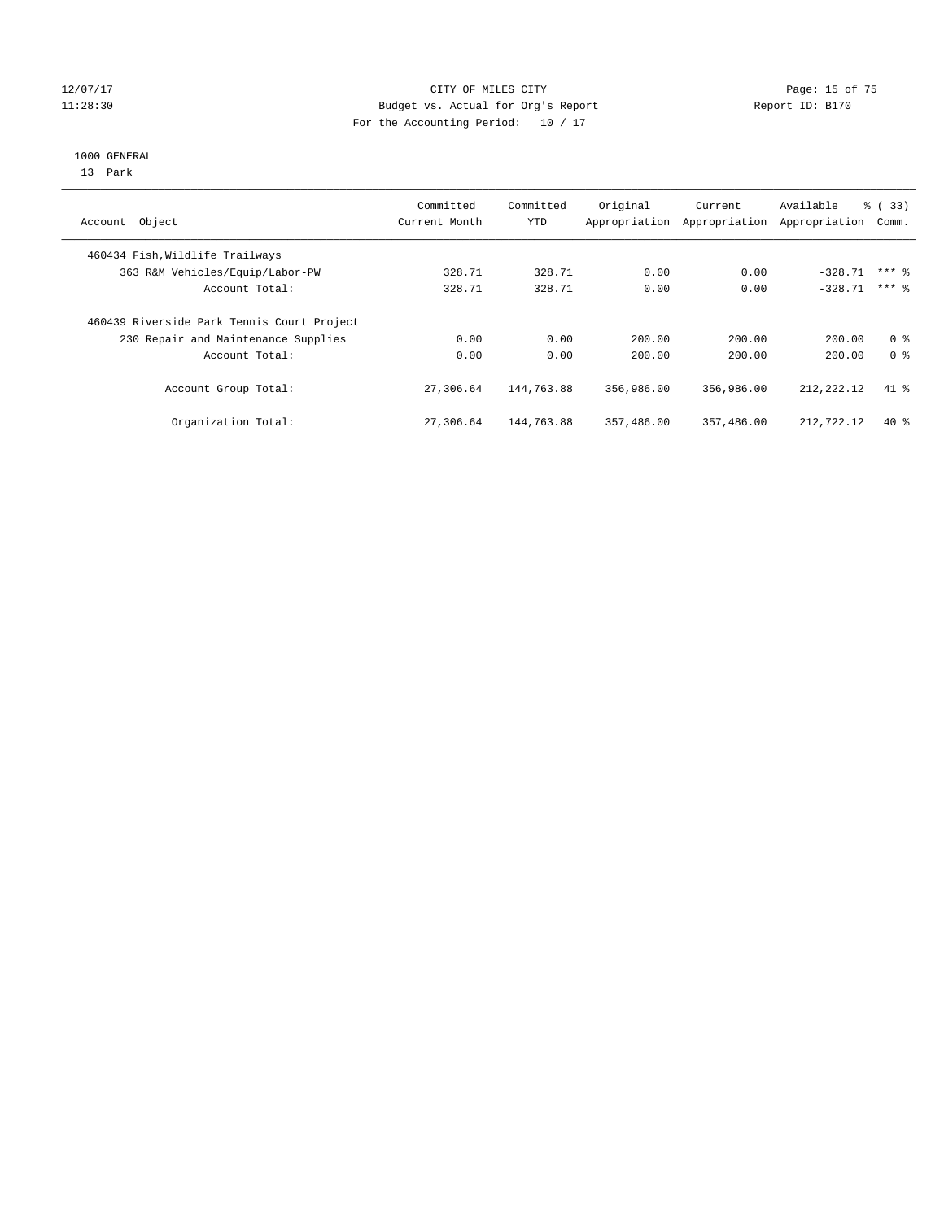CITY OF MILES CITY
Budget vs. Actual for Org's Report
For the Accounting Period: 10 / 17

1000 GENERAL
13 Park

| Account Object | Committed Current Month | Committed YTD | Original Appropriation | Current Appropriation | Available Appropriation | % ( 33) Comm. |
|---|---|---|---|---|---|---|
| 460434 Fish,Wildlife Trailways | | | | | | |
| 363 R&M Vehicles/Equip/Labor-PW | 328.71 | 328.71 | 0.00 | 0.00 | -328.71 | *** % |
| Account Total: | 328.71 | 328.71 | 0.00 | 0.00 | -328.71 | *** % |
| 460439 Riverside Park Tennis Court Project | | | | | | |
| 230 Repair and Maintenance Supplies | 0.00 | 0.00 | 200.00 | 200.00 | 200.00 | 0 % |
| Account Total: | 0.00 | 0.00 | 200.00 | 200.00 | 200.00 | 0 % |
| Account Group Total: | 27,306.64 | 144,763.88 | 356,986.00 | 356,986.00 | 212,222.12 | 41 % |
| Organization Total: | 27,306.64 | 144,763.88 | 357,486.00 | 357,486.00 | 212,722.12 | 40 % |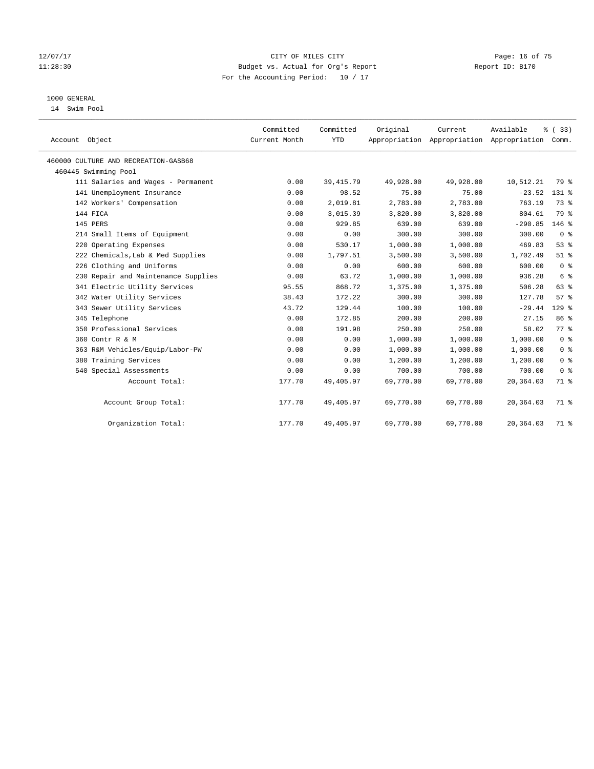CITY OF MILES CITY

Budget vs. Actual for Org's Report

For the Accounting Period: 10 / 17

12/07/17 11:28:30 — Report ID: B170

1000 GENERAL

14 Swim Pool

| Account Object | Committed Current Month | Committed YTD | Original Appropriation | Current Appropriation | Available Appropriation | % ( 33) Comm. |
|---|---|---|---|---|---|---|
| 460000 CULTURE AND RECREATION-GASB68 | | | | | | |
| 460445 Swimming Pool | | | | | | |
| 111 Salaries and Wages - Permanent | 0.00 | 39,415.79 | 49,928.00 | 49,928.00 | 10,512.21 | 79 % |
| 141 Unemployment Insurance | 0.00 | 98.52 | 75.00 | 75.00 | -23.52 | 131 % |
| 142 Workers' Compensation | 0.00 | 2,019.81 | 2,783.00 | 2,783.00 | 763.19 | 73 % |
| 144 FICA | 0.00 | 3,015.39 | 3,820.00 | 3,820.00 | 804.61 | 79 % |
| 145 PERS | 0.00 | 929.85 | 639.00 | 639.00 | -290.85 | 146 % |
| 214 Small Items of Equipment | 0.00 | 0.00 | 300.00 | 300.00 | 300.00 | 0 % |
| 220 Operating Expenses | 0.00 | 530.17 | 1,000.00 | 1,000.00 | 469.83 | 53 % |
| 222 Chemicals,Lab & Med Supplies | 0.00 | 1,797.51 | 3,500.00 | 3,500.00 | 1,702.49 | 51 % |
| 226 Clothing and Uniforms | 0.00 | 0.00 | 600.00 | 600.00 | 600.00 | 0 % |
| 230 Repair and Maintenance Supplies | 0.00 | 63.72 | 1,000.00 | 1,000.00 | 936.28 | 6 % |
| 341 Electric Utility Services | 95.55 | 868.72 | 1,375.00 | 1,375.00 | 506.28 | 63 % |
| 342 Water Utility Services | 38.43 | 172.22 | 300.00 | 300.00 | 127.78 | 57 % |
| 343 Sewer Utility Services | 43.72 | 129.44 | 100.00 | 100.00 | -29.44 | 129 % |
| 345 Telephone | 0.00 | 172.85 | 200.00 | 200.00 | 27.15 | 86 % |
| 350 Professional Services | 0.00 | 191.98 | 250.00 | 250.00 | 58.02 | 77 % |
| 360 Contr R & M | 0.00 | 0.00 | 1,000.00 | 1,000.00 | 1,000.00 | 0 % |
| 363 R&M Vehicles/Equip/Labor-PW | 0.00 | 0.00 | 1,000.00 | 1,000.00 | 1,000.00 | 0 % |
| 380 Training Services | 0.00 | 0.00 | 1,200.00 | 1,200.00 | 1,200.00 | 0 % |
| 540 Special Assessments | 0.00 | 0.00 | 700.00 | 700.00 | 700.00 | 0 % |
| Account Total: | 177.70 | 49,405.97 | 69,770.00 | 69,770.00 | 20,364.03 | 71 % |
| Account Group Total: | 177.70 | 49,405.97 | 69,770.00 | 69,770.00 | 20,364.03 | 71 % |
| Organization Total: | 177.70 | 49,405.97 | 69,770.00 | 69,770.00 | 20,364.03 | 71 % |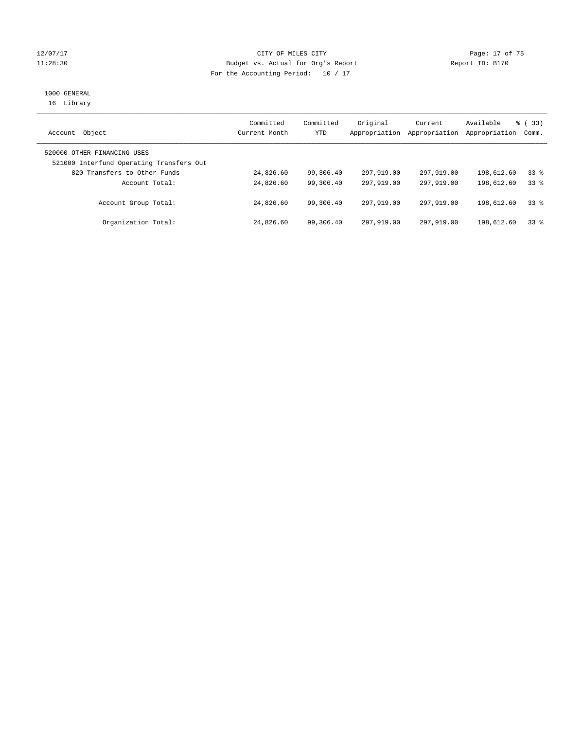12/07/17 CITY OF MILES CITY

11:28:30 Budget vs. Actual for Org's Report Report ID: B170

For the Accounting Period: 10 / 17

1000 GENERAL
16 Library

| Account Object | Committed Current Month | Committed YTD | Original Appropriation | Current Appropriation | Available Appropriation | % ( 33) Comm. |
|---|---|---|---|---|---|---|
| 520000 OTHER FINANCING USES | | | | | | |
| 521000 Interfund Operating Transfers Out | | | | | | |
| 820 Transfers to Other Funds | 24,826.60 | 99,306.40 | 297,919.00 | 297,919.00 | 198,612.60 | 33 % |
| Account Total: | 24,826.60 | 99,306.40 | 297,919.00 | 297,919.00 | 198,612.60 | 33 % |
| Account Group Total: | 24,826.60 | 99,306.40 | 297,919.00 | 297,919.00 | 198,612.60 | 33 % |
| Organization Total: | 24,826.60 | 99,306.40 | 297,919.00 | 297,919.00 | 198,612.60 | 33 % |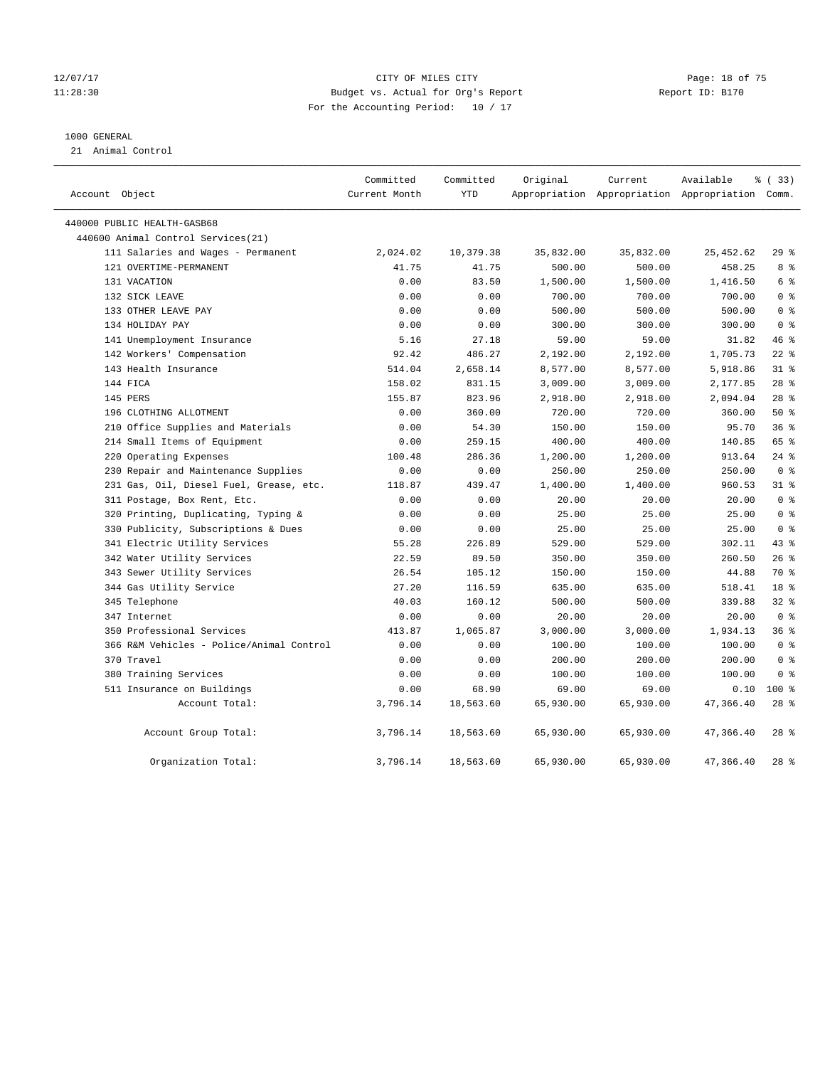12/07/17 CITY OF MILES CITY
11:28:30 Budget vs. Actual for Org's Report Report ID: B170
For the Accounting Period: 10 / 17

1000 GENERAL
21 Animal Control

| Account Object | Committed Current Month | Committed YTD | Original Appropriation | Current Appropriation | Available Appropriation | % ( 33) Comm. |
|---|---|---|---|---|---|---|
| 440000 PUBLIC HEALTH-GASB68 | | | | | | |
| 440600 Animal Control Services(21) | | | | | | |
| 111 Salaries and Wages - Permanent | 2,024.02 | 10,379.38 | 35,832.00 | 35,832.00 | 25,452.62 | 29 % |
| 121 OVERTIME-PERMANENT | 41.75 | 41.75 | 500.00 | 500.00 | 458.25 | 8 % |
| 131 VACATION | 0.00 | 83.50 | 1,500.00 | 1,500.00 | 1,416.50 | 6 % |
| 132 SICK LEAVE | 0.00 | 0.00 | 700.00 | 700.00 | 700.00 | 0 % |
| 133 OTHER LEAVE PAY | 0.00 | 0.00 | 500.00 | 500.00 | 500.00 | 0 % |
| 134 HOLIDAY PAY | 0.00 | 0.00 | 300.00 | 300.00 | 300.00 | 0 % |
| 141 Unemployment Insurance | 5.16 | 27.18 | 59.00 | 59.00 | 31.82 | 46 % |
| 142 Workers' Compensation | 92.42 | 486.27 | 2,192.00 | 2,192.00 | 1,705.73 | 22 % |
| 143 Health Insurance | 514.04 | 2,658.14 | 8,577.00 | 8,577.00 | 5,918.86 | 31 % |
| 144 FICA | 158.02 | 831.15 | 3,009.00 | 3,009.00 | 2,177.85 | 28 % |
| 145 PERS | 155.87 | 823.96 | 2,918.00 | 2,918.00 | 2,094.04 | 28 % |
| 196 CLOTHING ALLOTMENT | 0.00 | 360.00 | 720.00 | 720.00 | 360.00 | 50 % |
| 210 Office Supplies and Materials | 0.00 | 54.30 | 150.00 | 150.00 | 95.70 | 36 % |
| 214 Small Items of Equipment | 0.00 | 259.15 | 400.00 | 400.00 | 140.85 | 65 % |
| 220 Operating Expenses | 100.48 | 286.36 | 1,200.00 | 1,200.00 | 913.64 | 24 % |
| 230 Repair and Maintenance Supplies | 0.00 | 0.00 | 250.00 | 250.00 | 250.00 | 0 % |
| 231 Gas, Oil, Diesel Fuel, Grease, etc. | 118.87 | 439.47 | 1,400.00 | 1,400.00 | 960.53 | 31 % |
| 311 Postage, Box Rent, Etc. | 0.00 | 0.00 | 20.00 | 20.00 | 20.00 | 0 % |
| 320 Printing, Duplicating, Typing & | 0.00 | 0.00 | 25.00 | 25.00 | 25.00 | 0 % |
| 330 Publicity, Subscriptions & Dues | 0.00 | 0.00 | 25.00 | 25.00 | 25.00 | 0 % |
| 341 Electric Utility Services | 55.28 | 226.89 | 529.00 | 529.00 | 302.11 | 43 % |
| 342 Water Utility Services | 22.59 | 89.50 | 350.00 | 350.00 | 260.50 | 26 % |
| 343 Sewer Utility Services | 26.54 | 105.12 | 150.00 | 150.00 | 44.88 | 70 % |
| 344 Gas Utility Service | 27.20 | 116.59 | 635.00 | 635.00 | 518.41 | 18 % |
| 345 Telephone | 40.03 | 160.12 | 500.00 | 500.00 | 339.88 | 32 % |
| 347 Internet | 0.00 | 0.00 | 20.00 | 20.00 | 20.00 | 0 % |
| 350 Professional Services | 413.87 | 1,065.87 | 3,000.00 | 3,000.00 | 1,934.13 | 36 % |
| 366 R&M Vehicles - Police/Animal Control | 0.00 | 0.00 | 100.00 | 100.00 | 100.00 | 0 % |
| 370 Travel | 0.00 | 0.00 | 200.00 | 200.00 | 200.00 | 0 % |
| 380 Training Services | 0.00 | 0.00 | 100.00 | 100.00 | 100.00 | 0 % |
| 511 Insurance on Buildings | 0.00 | 68.90 | 69.00 | 69.00 | 0.10 | 100 % |
| Account Total: | 3,796.14 | 18,563.60 | 65,930.00 | 65,930.00 | 47,366.40 | 28 % |
| Account Group Total: | 3,796.14 | 18,563.60 | 65,930.00 | 65,930.00 | 47,366.40 | 28 % |
| Organization Total: | 3,796.14 | 18,563.60 | 65,930.00 | 65,930.00 | 47,366.40 | 28 % |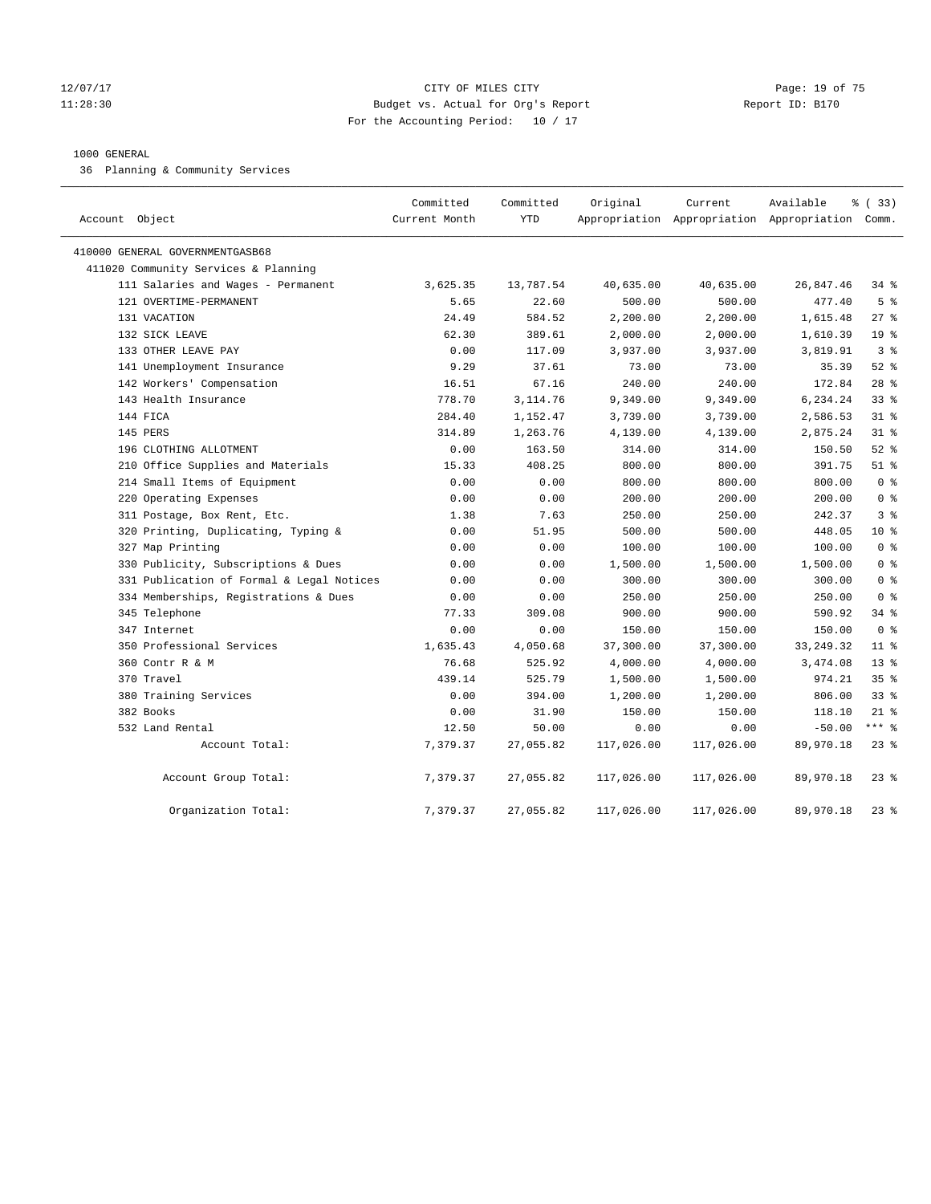CITY OF MILES CITY
Budget vs. Actual for Org's Report
For the Accounting Period: 10 / 17

12/07/17
11:28:30

Report ID: B170

1000 GENERAL
36 Planning & Community Services

| Account Object | Committed Current Month | Committed YTD | Original Appropriation | Current Appropriation | Available Appropriation | % ( 33) Comm. |
|---|---|---|---|---|---|---|
| 410000 GENERAL GOVERNMENTGASB68 | | | | | | |
| 411020 Community Services & Planning | | | | | | |
| 111 Salaries and Wages - Permanent | 3,625.35 | 13,787.54 | 40,635.00 | 40,635.00 | 26,847.46 | 34 % |
| 121 OVERTIME-PERMANENT | 5.65 | 22.60 | 500.00 | 500.00 | 477.40 | 5 % |
| 131 VACATION | 24.49 | 584.52 | 2,200.00 | 2,200.00 | 1,615.48 | 27 % |
| 132 SICK LEAVE | 62.30 | 389.61 | 2,000.00 | 2,000.00 | 1,610.39 | 19 % |
| 133 OTHER LEAVE PAY | 0.00 | 117.09 | 3,937.00 | 3,937.00 | 3,819.91 | 3 % |
| 141 Unemployment Insurance | 9.29 | 37.61 | 73.00 | 73.00 | 35.39 | 52 % |
| 142 Workers' Compensation | 16.51 | 67.16 | 240.00 | 240.00 | 172.84 | 28 % |
| 143 Health Insurance | 778.70 | 3,114.76 | 9,349.00 | 9,349.00 | 6,234.24 | 33 % |
| 144 FICA | 284.40 | 1,152.47 | 3,739.00 | 3,739.00 | 2,586.53 | 31 % |
| 145 PERS | 314.89 | 1,263.76 | 4,139.00 | 4,139.00 | 2,875.24 | 31 % |
| 196 CLOTHING ALLOTMENT | 0.00 | 163.50 | 314.00 | 314.00 | 150.50 | 52 % |
| 210 Office Supplies and Materials | 15.33 | 408.25 | 800.00 | 800.00 | 391.75 | 51 % |
| 214 Small Items of Equipment | 0.00 | 0.00 | 800.00 | 800.00 | 800.00 | 0 % |
| 220 Operating Expenses | 0.00 | 0.00 | 200.00 | 200.00 | 200.00 | 0 % |
| 311 Postage, Box Rent, Etc. | 1.38 | 7.63 | 250.00 | 250.00 | 242.37 | 3 % |
| 320 Printing, Duplicating, Typing & | 0.00 | 51.95 | 500.00 | 500.00 | 448.05 | 10 % |
| 327 Map Printing | 0.00 | 0.00 | 100.00 | 100.00 | 100.00 | 0 % |
| 330 Publicity, Subscriptions & Dues | 0.00 | 0.00 | 1,500.00 | 1,500.00 | 1,500.00 | 0 % |
| 331 Publication of Formal & Legal Notices | 0.00 | 0.00 | 300.00 | 300.00 | 300.00 | 0 % |
| 334 Memberships, Registrations & Dues | 0.00 | 0.00 | 250.00 | 250.00 | 250.00 | 0 % |
| 345 Telephone | 77.33 | 309.08 | 900.00 | 900.00 | 590.92 | 34 % |
| 347 Internet | 0.00 | 0.00 | 150.00 | 150.00 | 150.00 | 0 % |
| 350 Professional Services | 1,635.43 | 4,050.68 | 37,300.00 | 37,300.00 | 33,249.32 | 11 % |
| 360 Contr R & M | 76.68 | 525.92 | 4,000.00 | 4,000.00 | 3,474.08 | 13 % |
| 370 Travel | 439.14 | 525.79 | 1,500.00 | 1,500.00 | 974.21 | 35 % |
| 380 Training Services | 0.00 | 394.00 | 1,200.00 | 1,200.00 | 806.00 | 33 % |
| 382 Books | 0.00 | 31.90 | 150.00 | 150.00 | 118.10 | 21 % |
| 532 Land Rental | 12.50 | 50.00 | 0.00 | 0.00 | -50.00 | *** % |
| Account Total: | 7,379.37 | 27,055.82 | 117,026.00 | 117,026.00 | 89,970.18 | 23 % |
| Account Group Total: | 7,379.37 | 27,055.82 | 117,026.00 | 117,026.00 | 89,970.18 | 23 % |
| Organization Total: | 7,379.37 | 27,055.82 | 117,026.00 | 117,026.00 | 89,970.18 | 23 % |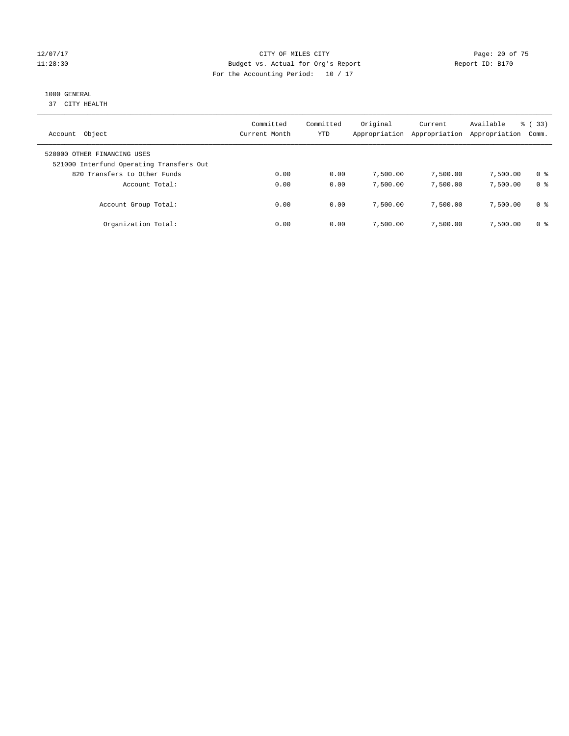CITY OF MILES CITY
Budget vs. Actual for Org's Report
For the Accounting Period: 10 / 17

12/07/17
11:28:30

Report ID: B170

1000 GENERAL
37 CITY HEALTH

| Account Object | Committed Current Month | Committed YTD | Original Appropriation | Current Appropriation | Available Appropriation | % ( 33) Comm. |
|---|---|---|---|---|---|---|
| 520000 OTHER FINANCING USES | | | | | | |
| 521000 Interfund Operating Transfers Out | | | | | | |
| 820 Transfers to Other Funds | 0.00 | 0.00 | 7,500.00 | 7,500.00 | 7,500.00 | 0 % |
| Account Total: | 0.00 | 0.00 | 7,500.00 | 7,500.00 | 7,500.00 | 0 % |
| Account Group Total: | 0.00 | 0.00 | 7,500.00 | 7,500.00 | 7,500.00 | 0 % |
| Organization Total: | 0.00 | 0.00 | 7,500.00 | 7,500.00 | 7,500.00 | 0 % |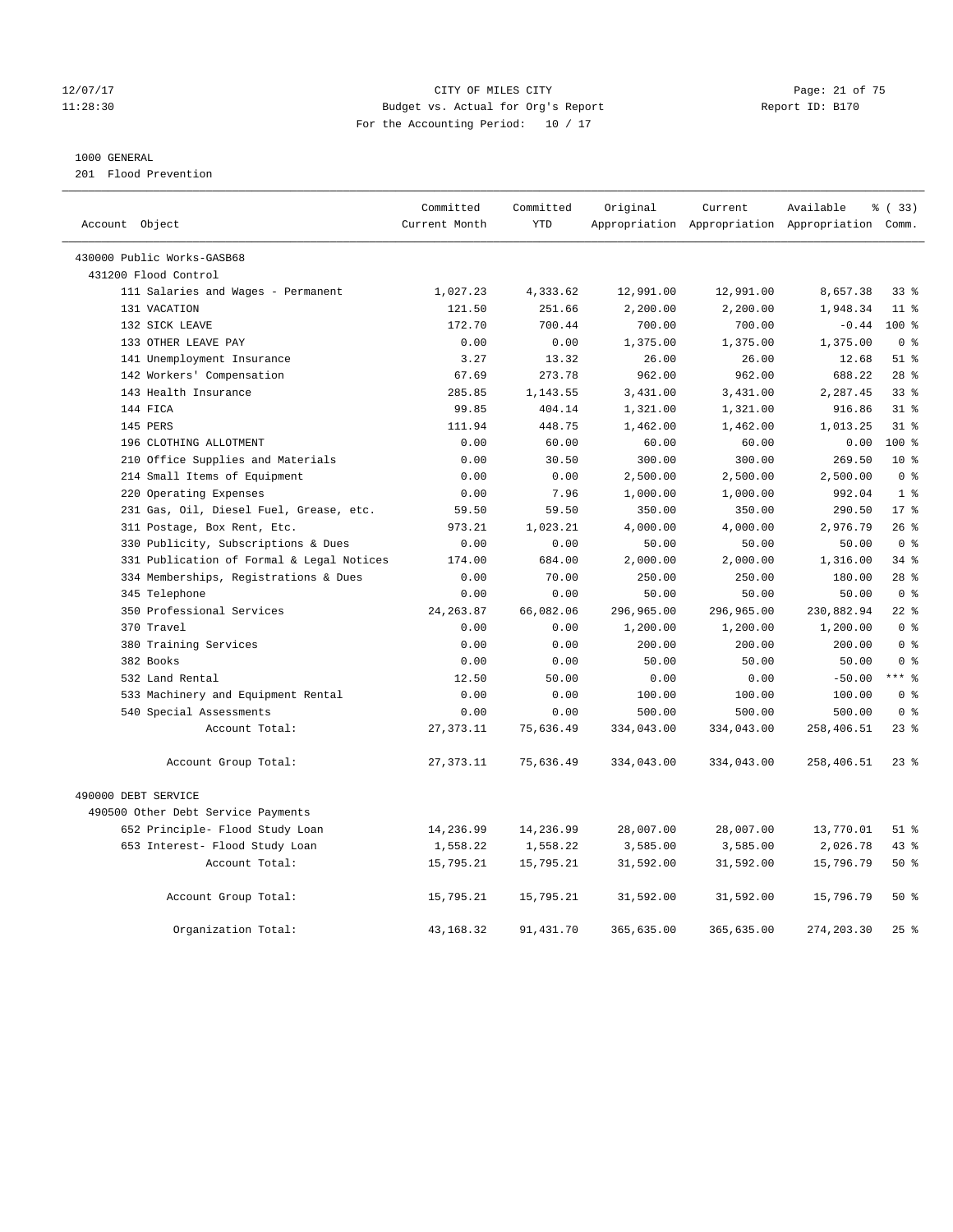CITY OF MILES CITY
Budget vs. Actual for Org's Report
For the Accounting Period: 10 / 17

12/07/17
11:28:30

Report ID: B170

1000 GENERAL
201 Flood Prevention

| Account Object | Committed Current Month | Committed YTD | Original Appropriation | Current Appropriation | Available Appropriation | % ( 33) Comm. |
|---|---|---|---|---|---|---|
| 430000 Public Works-GASB68 | | | | | | |
| 431200 Flood Control | | | | | | |
| 111 Salaries and Wages - Permanent | 1,027.23 | 4,333.62 | 12,991.00 | 12,991.00 | 8,657.38 | 33 % |
| 131 VACATION | 121.50 | 251.66 | 2,200.00 | 2,200.00 | 1,948.34 | 11 % |
| 132 SICK LEAVE | 172.70 | 700.44 | 700.00 | 700.00 | -0.44 | 100 % |
| 133 OTHER LEAVE PAY | 0.00 | 0.00 | 1,375.00 | 1,375.00 | 1,375.00 | 0 % |
| 141 Unemployment Insurance | 3.27 | 13.32 | 26.00 | 26.00 | 12.68 | 51 % |
| 142 Workers' Compensation | 67.69 | 273.78 | 962.00 | 962.00 | 688.22 | 28 % |
| 143 Health Insurance | 285.85 | 1,143.55 | 3,431.00 | 3,431.00 | 2,287.45 | 33 % |
| 144 FICA | 99.85 | 404.14 | 1,321.00 | 1,321.00 | 916.86 | 31 % |
| 145 PERS | 111.94 | 448.75 | 1,462.00 | 1,462.00 | 1,013.25 | 31 % |
| 196 CLOTHING ALLOTMENT | 0.00 | 60.00 | 60.00 | 60.00 | 0.00 | 100 % |
| 210 Office Supplies and Materials | 0.00 | 30.50 | 300.00 | 300.00 | 269.50 | 10 % |
| 214 Small Items of Equipment | 0.00 | 0.00 | 2,500.00 | 2,500.00 | 2,500.00 | 0 % |
| 220 Operating Expenses | 0.00 | 7.96 | 1,000.00 | 1,000.00 | 992.04 | 1 % |
| 231 Gas, Oil, Diesel Fuel, Grease, etc. | 59.50 | 59.50 | 350.00 | 350.00 | 290.50 | 17 % |
| 311 Postage, Box Rent, Etc. | 973.21 | 1,023.21 | 4,000.00 | 4,000.00 | 2,976.79 | 26 % |
| 330 Publicity, Subscriptions & Dues | 0.00 | 0.00 | 50.00 | 50.00 | 50.00 | 0 % |
| 331 Publication of Formal & Legal Notices | 174.00 | 684.00 | 2,000.00 | 2,000.00 | 1,316.00 | 34 % |
| 334 Memberships, Registrations & Dues | 0.00 | 70.00 | 250.00 | 250.00 | 180.00 | 28 % |
| 345 Telephone | 0.00 | 0.00 | 50.00 | 50.00 | 50.00 | 0 % |
| 350 Professional Services | 24,263.87 | 66,082.06 | 296,965.00 | 296,965.00 | 230,882.94 | 22 % |
| 370 Travel | 0.00 | 0.00 | 1,200.00 | 1,200.00 | 1,200.00 | 0 % |
| 380 Training Services | 0.00 | 0.00 | 200.00 | 200.00 | 200.00 | 0 % |
| 382 Books | 0.00 | 0.00 | 50.00 | 50.00 | 50.00 | 0 % |
| 532 Land Rental | 12.50 | 50.00 | 0.00 | 0.00 | -50.00 | *** % |
| 533 Machinery and Equipment Rental | 0.00 | 0.00 | 100.00 | 100.00 | 100.00 | 0 % |
| 540 Special Assessments | 0.00 | 0.00 | 500.00 | 500.00 | 500.00 | 0 % |
| Account Total: | 27,373.11 | 75,636.49 | 334,043.00 | 334,043.00 | 258,406.51 | 23 % |
| Account Group Total: | 27,373.11 | 75,636.49 | 334,043.00 | 334,043.00 | 258,406.51 | 23 % |
| 490000 DEBT SERVICE | | | | | | |
| 490500 Other Debt Service Payments | | | | | | |
| 652 Principle- Flood Study Loan | 14,236.99 | 14,236.99 | 28,007.00 | 28,007.00 | 13,770.01 | 51 % |
| 653 Interest- Flood Study Loan | 1,558.22 | 1,558.22 | 3,585.00 | 3,585.00 | 2,026.78 | 43 % |
| Account Total: | 15,795.21 | 15,795.21 | 31,592.00 | 31,592.00 | 15,796.79 | 50 % |
| Account Group Total: | 15,795.21 | 15,795.21 | 31,592.00 | 31,592.00 | 15,796.79 | 50 % |
| Organization Total: | 43,168.32 | 91,431.70 | 365,635.00 | 365,635.00 | 274,203.30 | 25 % |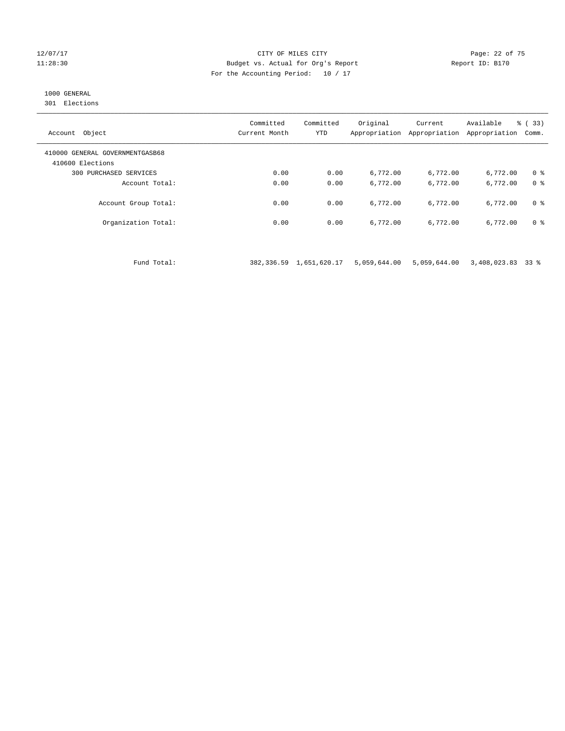CITY OF MILES CITY

Budget vs. Actual for Org's Report

For the Accounting Period: 10 / 17

12/07/17 11:28:30 Report ID: B170

1000 GENERAL

301 Elections

| Account Object | Committed Current Month | Committed YTD | Original Appropriation | Current Appropriation | Available Appropriation | % ( 33) Comm. |
|---|---|---|---|---|---|---|
| 410000 GENERAL GOVERNMENTGASB68 | | | | | | |
| 410600 Elections | | | | | | |
| 300 PURCHASED SERVICES | 0.00 | 0.00 | 6,772.00 | 6,772.00 | 6,772.00 | 0 % |
| Account Total: | 0.00 | 0.00 | 6,772.00 | 6,772.00 | 6,772.00 | 0 % |
| Account Group Total: | 0.00 | 0.00 | 6,772.00 | 6,772.00 | 6,772.00 | 0 % |
| Organization Total: | 0.00 | 0.00 | 6,772.00 | 6,772.00 | 6,772.00 | 0 % |
| Fund Total: | 382,336.59 | 1,651,620.17 | 5,059,644.00 | 5,059,644.00 | 3,408,023.83 | 33 % |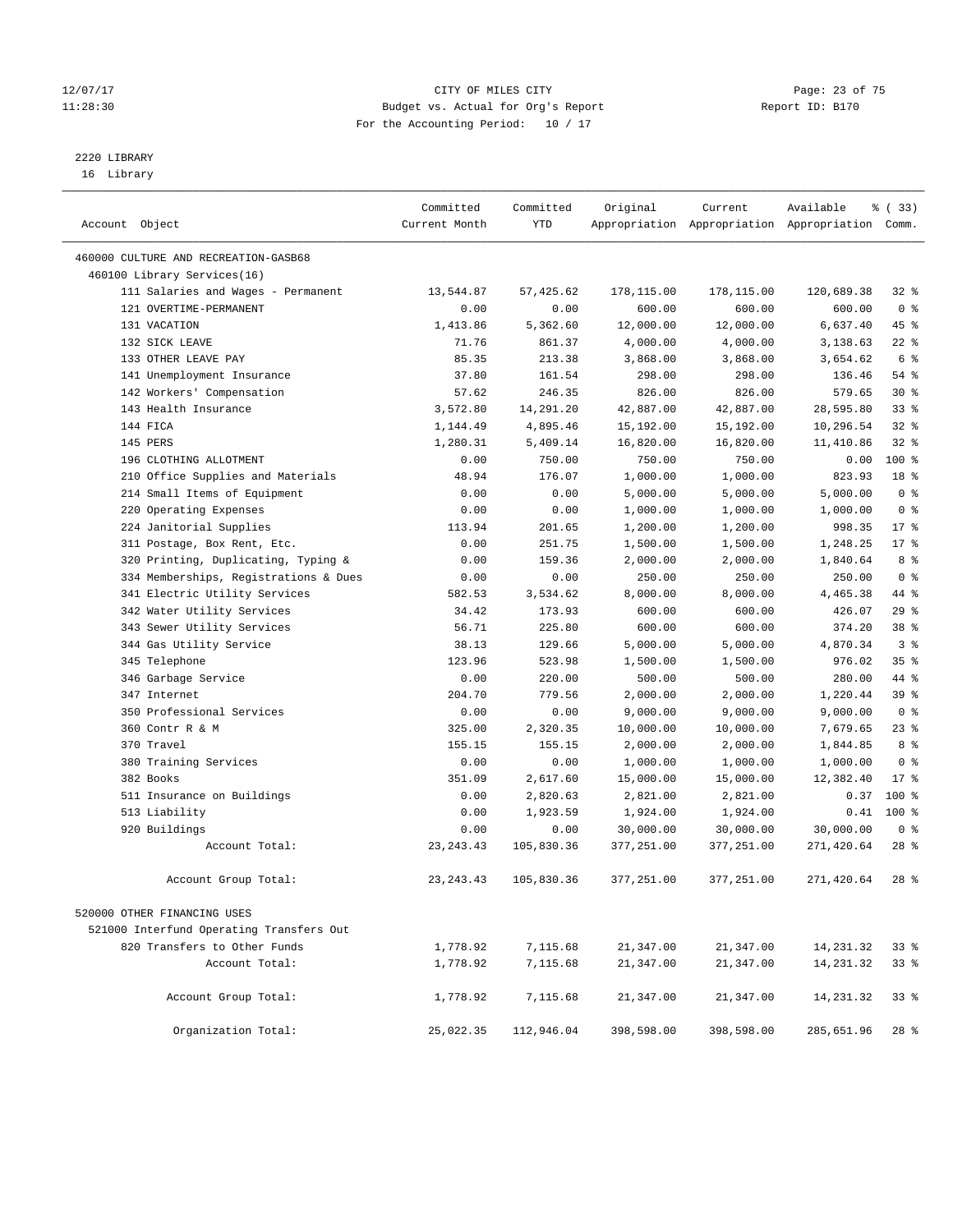12/07/17 CITY OF MILES CITY
11:28:30 Budget vs. Actual for Org's Report Report ID: B170
For the Accounting Period: 10 / 17

2220 LIBRARY
16 Library

| Account Object | Committed Current Month | Committed YTD | Original Appropriation | Current Appropriation | Available Appropriation | % ( 33) Comm. |
|---|---|---|---|---|---|---|
| 460000 CULTURE AND RECREATION-GASB68 | | | | | | |
| 460100 Library Services(16) | | | | | | |
| 111 Salaries and Wages - Permanent | 13,544.87 | 57,425.62 | 178,115.00 | 178,115.00 | 120,689.38 | 32 % |
| 121 OVERTIME-PERMANENT | 0.00 | 0.00 | 600.00 | 600.00 | 600.00 | 0 % |
| 131 VACATION | 1,413.86 | 5,362.60 | 12,000.00 | 12,000.00 | 6,637.40 | 45 % |
| 132 SICK LEAVE | 71.76 | 861.37 | 4,000.00 | 4,000.00 | 3,138.63 | 22 % |
| 133 OTHER LEAVE PAY | 85.35 | 213.38 | 3,868.00 | 3,868.00 | 3,654.62 | 6 % |
| 141 Unemployment Insurance | 37.80 | 161.54 | 298.00 | 298.00 | 136.46 | 54 % |
| 142 Workers' Compensation | 57.62 | 246.35 | 826.00 | 826.00 | 579.65 | 30 % |
| 143 Health Insurance | 3,572.80 | 14,291.20 | 42,887.00 | 42,887.00 | 28,595.80 | 33 % |
| 144 FICA | 1,144.49 | 4,895.46 | 15,192.00 | 15,192.00 | 10,296.54 | 32 % |
| 145 PERS | 1,280.31 | 5,409.14 | 16,820.00 | 16,820.00 | 11,410.86 | 32 % |
| 196 CLOTHING ALLOTMENT | 0.00 | 750.00 | 750.00 | 750.00 | 0.00 | 100 % |
| 210 Office Supplies and Materials | 48.94 | 176.07 | 1,000.00 | 1,000.00 | 823.93 | 18 % |
| 214 Small Items of Equipment | 0.00 | 0.00 | 5,000.00 | 5,000.00 | 5,000.00 | 0 % |
| 220 Operating Expenses | 0.00 | 0.00 | 1,000.00 | 1,000.00 | 1,000.00 | 0 % |
| 224 Janitorial Supplies | 113.94 | 201.65 | 1,200.00 | 1,200.00 | 998.35 | 17 % |
| 311 Postage, Box Rent, Etc. | 0.00 | 251.75 | 1,500.00 | 1,500.00 | 1,248.25 | 17 % |
| 320 Printing, Duplicating, Typing & | 0.00 | 159.36 | 2,000.00 | 2,000.00 | 1,840.64 | 8 % |
| 334 Memberships, Registrations & Dues | 0.00 | 0.00 | 250.00 | 250.00 | 250.00 | 0 % |
| 341 Electric Utility Services | 582.53 | 3,534.62 | 8,000.00 | 8,000.00 | 4,465.38 | 44 % |
| 342 Water Utility Services | 34.42 | 173.93 | 600.00 | 600.00 | 426.07 | 29 % |
| 343 Sewer Utility Services | 56.71 | 225.80 | 600.00 | 600.00 | 374.20 | 38 % |
| 344 Gas Utility Service | 38.13 | 129.66 | 5,000.00 | 5,000.00 | 4,870.34 | 3 % |
| 345 Telephone | 123.96 | 523.98 | 1,500.00 | 1,500.00 | 976.02 | 35 % |
| 346 Garbage Service | 0.00 | 220.00 | 500.00 | 500.00 | 280.00 | 44 % |
| 347 Internet | 204.70 | 779.56 | 2,000.00 | 2,000.00 | 1,220.44 | 39 % |
| 350 Professional Services | 0.00 | 0.00 | 9,000.00 | 9,000.00 | 9,000.00 | 0 % |
| 360 Contr R & M | 325.00 | 2,320.35 | 10,000.00 | 10,000.00 | 7,679.65 | 23 % |
| 370 Travel | 155.15 | 155.15 | 2,000.00 | 2,000.00 | 1,844.85 | 8 % |
| 380 Training Services | 0.00 | 0.00 | 1,000.00 | 1,000.00 | 1,000.00 | 0 % |
| 382 Books | 351.09 | 2,617.60 | 15,000.00 | 15,000.00 | 12,382.40 | 17 % |
| 511 Insurance on Buildings | 0.00 | 2,820.63 | 2,821.00 | 2,821.00 | 0.37 | 100 % |
| 513 Liability | 0.00 | 1,923.59 | 1,924.00 | 1,924.00 | 0.41 | 100 % |
| 920 Buildings | 0.00 | 0.00 | 30,000.00 | 30,000.00 | 30,000.00 | 0 % |
| Account Total: | 23,243.43 | 105,830.36 | 377,251.00 | 377,251.00 | 271,420.64 | 28 % |
| Account Group Total: | 23,243.43 | 105,830.36 | 377,251.00 | 377,251.00 | 271,420.64 | 28 % |
| 520000 OTHER FINANCING USES | | | | | | |
| 521000 Interfund Operating Transfers Out | | | | | | |
| 820 Transfers to Other Funds | 1,778.92 | 7,115.68 | 21,347.00 | 21,347.00 | 14,231.32 | 33 % |
| Account Total: | 1,778.92 | 7,115.68 | 21,347.00 | 21,347.00 | 14,231.32 | 33 % |
| Account Group Total: | 1,778.92 | 7,115.68 | 21,347.00 | 21,347.00 | 14,231.32 | 33 % |
| Organization Total: | 25,022.35 | 112,946.04 | 398,598.00 | 398,598.00 | 285,651.96 | 28 % |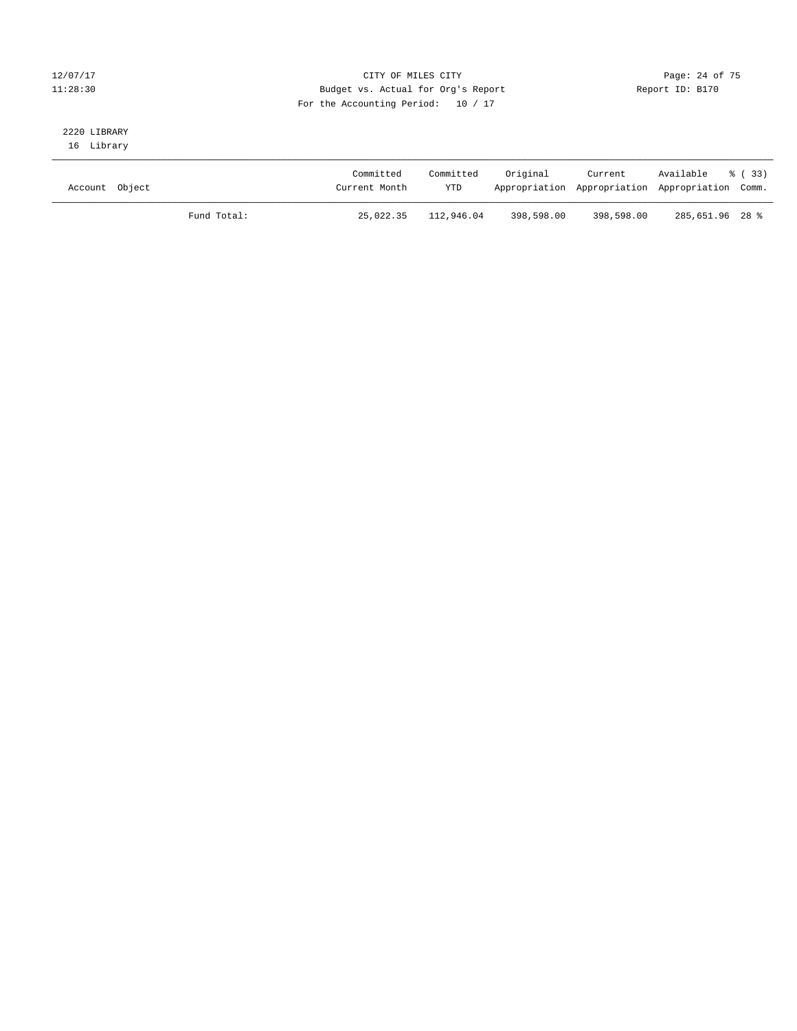CITY OF MILES CITY
Budget vs. Actual for Org's Report
For the Accounting Period: 10 / 17

12/07/17
11:28:30

Report ID: B170

2220 LIBRARY
16 Library

| Account | Object | Committed Current Month | Committed YTD | Original Appropriation | Current Appropriation | Available Appropriation | % ( 33) Comm. |
|---|---|---|---|---|---|---|---|
| | Fund Total: | 25,022.35 | 112,946.04 | 398,598.00 | 398,598.00 | 285,651.96 | 28 % |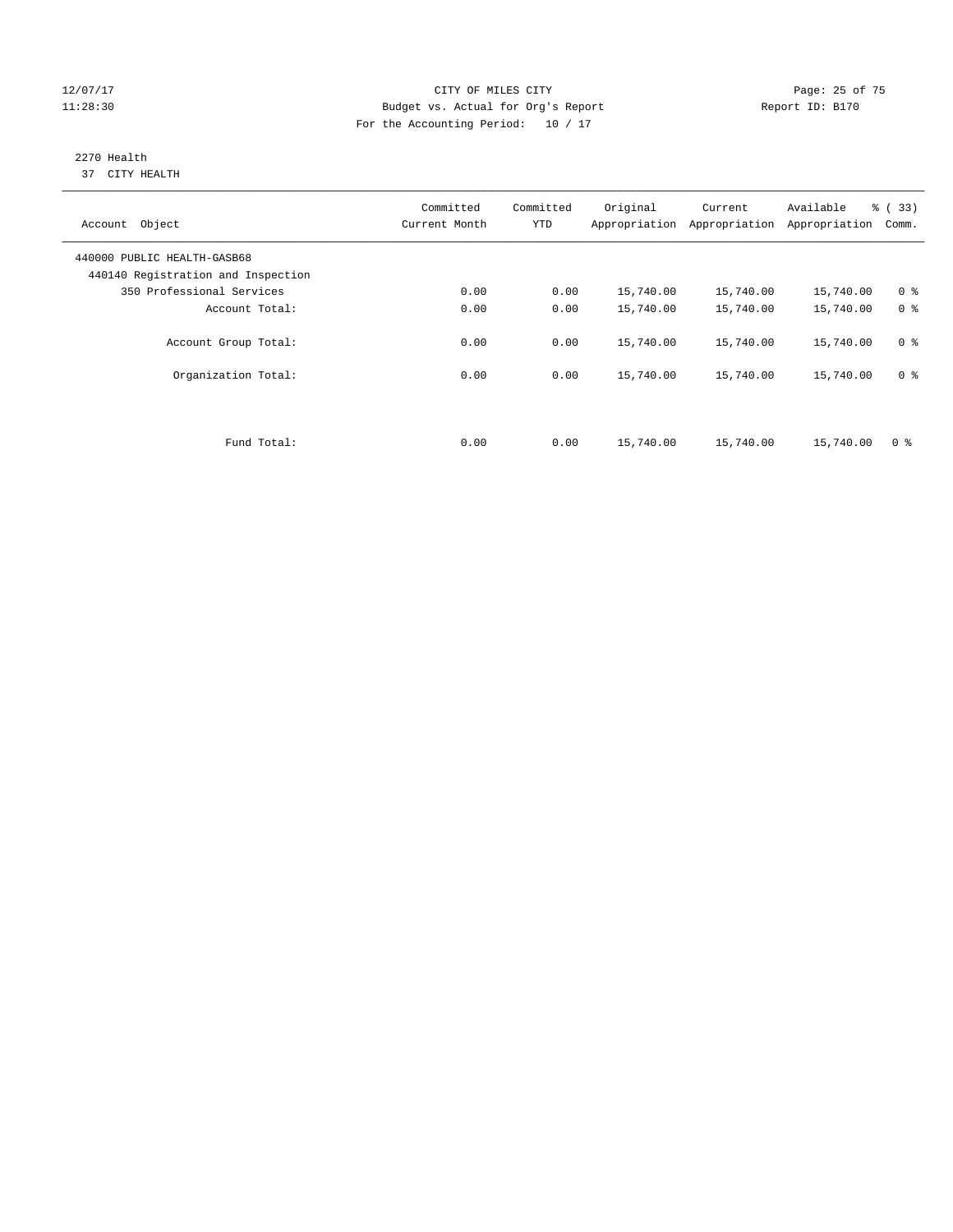CITY OF MILES CITY
Budget vs. Actual for Org's Report
For the Accounting Period: 10 / 17

12/07/17
11:28:30

Report ID: B170

2270 Health
37 CITY HEALTH

| Account Object | Committed Current Month | Committed YTD | Original Appropriation | Current Appropriation | Available Appropriation | % ( 33) Comm. |
|---|---|---|---|---|---|---|
| 440000 PUBLIC HEALTH-GASB68 | | | | | | |
| 440140 Registration and Inspection | | | | | | |
| 350 Professional Services | 0.00 | 0.00 | 15,740.00 | 15,740.00 | 15,740.00 | 0 % |
| Account Total: | 0.00 | 0.00 | 15,740.00 | 15,740.00 | 15,740.00 | 0 % |
| Account Group Total: | 0.00 | 0.00 | 15,740.00 | 15,740.00 | 15,740.00 | 0 % |
| Organization Total: | 0.00 | 0.00 | 15,740.00 | 15,740.00 | 15,740.00 | 0 % |
| Fund Total: | 0.00 | 0.00 | 15,740.00 | 15,740.00 | 15,740.00 | 0 % |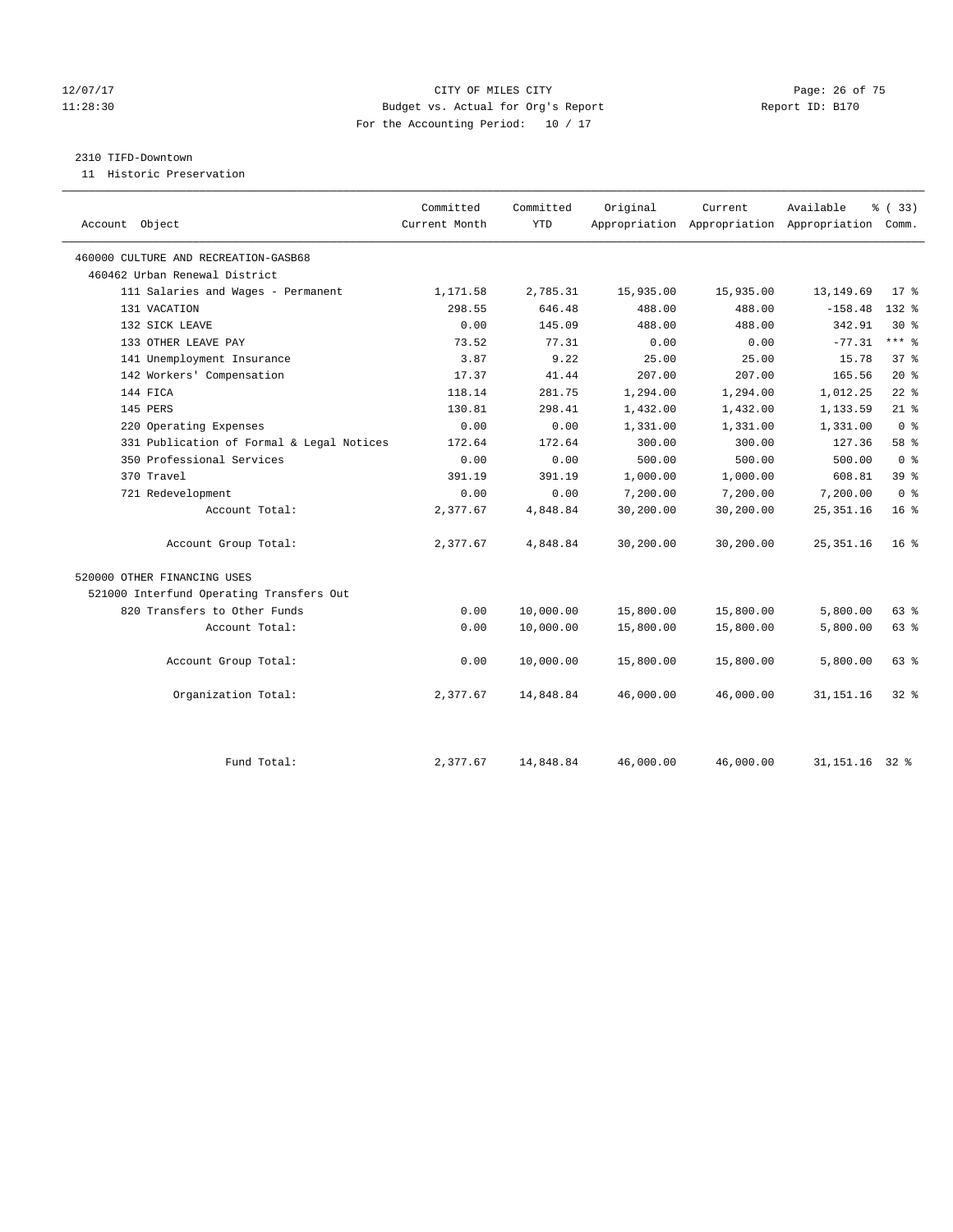CITY OF MILES CITY
Budget vs. Actual for Org's Report
For the Accounting Period: 10 / 17

12/07/17
11:28:30

Report ID: B170

2310 TIFD-Downtown
11 Historic Preservation

| Account Object | Committed Current Month | Committed YTD | Original Appropriation | Current Appropriation | Available Appropriation | % ( 33) Comm. |
|---|---|---|---|---|---|---|
| 460000 CULTURE AND RECREATION-GASB68 | | | | | | |
| 460462 Urban Renewal District | | | | | | |
| 111 Salaries and Wages - Permanent | 1,171.58 | 2,785.31 | 15,935.00 | 15,935.00 | 13,149.69 | 17 % |
| 131 VACATION | 298.55 | 646.48 | 488.00 | 488.00 | -158.48 | 132 % |
| 132 SICK LEAVE | 0.00 | 145.09 | 488.00 | 488.00 | 342.91 | 30 % |
| 133 OTHER LEAVE PAY | 73.52 | 77.31 | 0.00 | 0.00 | -77.31 | *** % |
| 141 Unemployment Insurance | 3.87 | 9.22 | 25.00 | 25.00 | 15.78 | 37 % |
| 142 Workers' Compensation | 17.37 | 41.44 | 207.00 | 207.00 | 165.56 | 20 % |
| 144 FICA | 118.14 | 281.75 | 1,294.00 | 1,294.00 | 1,012.25 | 22 % |
| 145 PERS | 130.81 | 298.41 | 1,432.00 | 1,432.00 | 1,133.59 | 21 % |
| 220 Operating Expenses | 0.00 | 0.00 | 1,331.00 | 1,331.00 | 1,331.00 | 0 % |
| 331 Publication of Formal & Legal Notices | 172.64 | 172.64 | 300.00 | 300.00 | 127.36 | 58 % |
| 350 Professional Services | 0.00 | 0.00 | 500.00 | 500.00 | 500.00 | 0 % |
| 370 Travel | 391.19 | 391.19 | 1,000.00 | 1,000.00 | 608.81 | 39 % |
| 721 Redevelopment | 0.00 | 0.00 | 7,200.00 | 7,200.00 | 7,200.00 | 0 % |
| Account Total: | 2,377.67 | 4,848.84 | 30,200.00 | 30,200.00 | 25,351.16 | 16 % |
| Account Group Total: | 2,377.67 | 4,848.84 | 30,200.00 | 30,200.00 | 25,351.16 | 16 % |
| 520000 OTHER FINANCING USES | | | | | | |
| 521000 Interfund Operating Transfers Out | | | | | | |
| 820 Transfers to Other Funds | 0.00 | 10,000.00 | 15,800.00 | 15,800.00 | 5,800.00 | 63 % |
| Account Total: | 0.00 | 10,000.00 | 15,800.00 | 15,800.00 | 5,800.00 | 63 % |
| Account Group Total: | 0.00 | 10,000.00 | 15,800.00 | 15,800.00 | 5,800.00 | 63 % |
| Organization Total: | 2,377.67 | 14,848.84 | 46,000.00 | 46,000.00 | 31,151.16 | 32 % |
| Fund Total: | 2,377.67 | 14,848.84 | 46,000.00 | 46,000.00 | 31,151.16 | 32 % |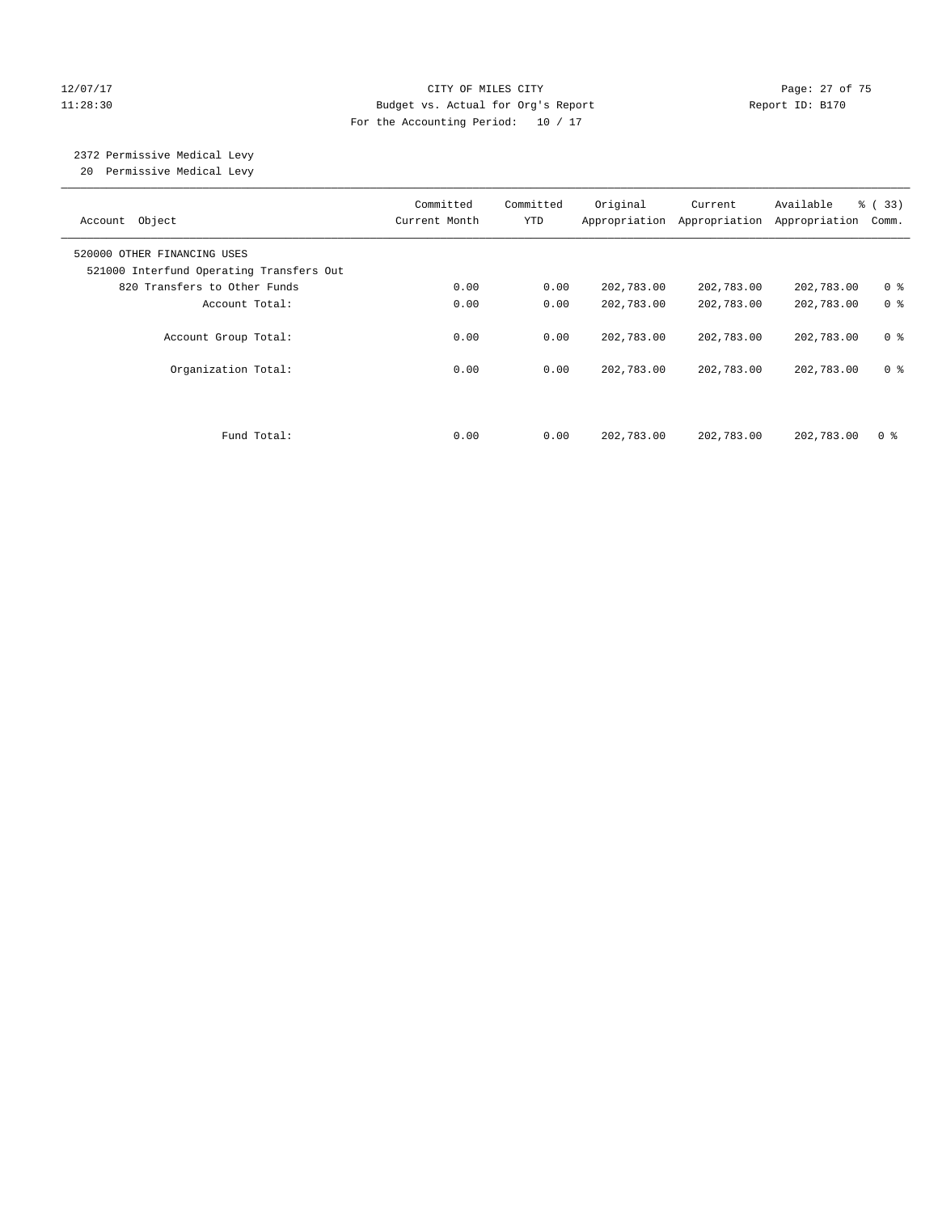12/07/17 CITY OF MILES CITY
11:28:30 Budget vs. Actual for Org's Report Report ID: B170
For the Accounting Period: 10 / 17

2372 Permissive Medical Levy
20 Permissive Medical Levy

| Account Object | Committed Current Month | Committed YTD | Original Appropriation | Current Appropriation | Available Appropriation | % ( 33) Comm. |
|---|---|---|---|---|---|---|
| 520000 OTHER FINANCING USES | | | | | | |
| 521000 Interfund Operating Transfers Out | | | | | | |
| 820 Transfers to Other Funds | 0.00 | 0.00 | 202,783.00 | 202,783.00 | 202,783.00 | 0 % |
| Account Total: | 0.00 | 0.00 | 202,783.00 | 202,783.00 | 202,783.00 | 0 % |
| Account Group Total: | 0.00 | 0.00 | 202,783.00 | 202,783.00 | 202,783.00 | 0 % |
| Organization Total: | 0.00 | 0.00 | 202,783.00 | 202,783.00 | 202,783.00 | 0 % |
| Fund Total: | 0.00 | 0.00 | 202,783.00 | 202,783.00 | 202,783.00 | 0 % |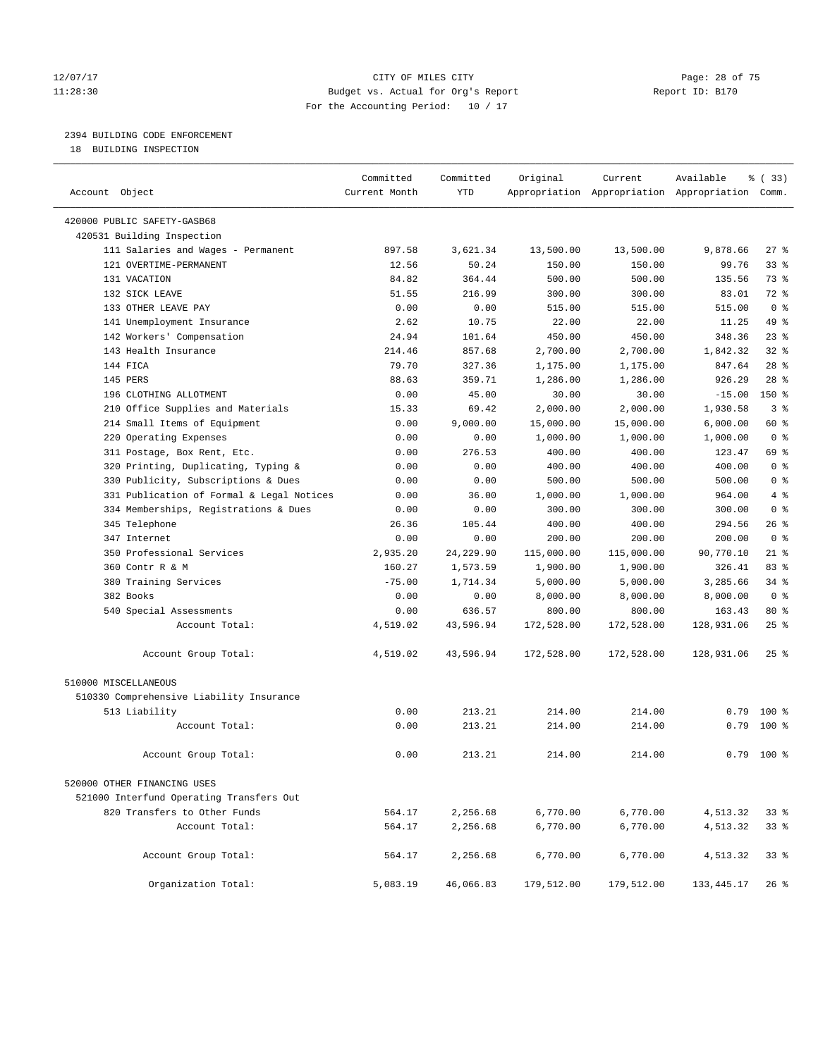12/07/17 CITY OF MILES CITY
11:28:30 Budget vs. Actual for Org's Report Report ID: B170
For the Accounting Period: 10 / 17

## 2394 BUILDING CODE ENFORCEMENT

18 BUILDING INSPECTION

| Account Object | Committed Current Month | Committed YTD | Original Appropriation | Current Appropriation | Available Appropriation | % ( 33) Comm. |
|---|---|---|---|---|---|---|
| 420000 PUBLIC SAFETY-GASB68 | | | | | | |
| 420531 Building Inspection | | | | | | |
| 111 Salaries and Wages - Permanent | 897.58 | 3,621.34 | 13,500.00 | 13,500.00 | 9,878.66 | 27 % |
| 121 OVERTIME-PERMANENT | 12.56 | 50.24 | 150.00 | 150.00 | 99.76 | 33 % |
| 131 VACATION | 84.82 | 364.44 | 500.00 | 500.00 | 135.56 | 73 % |
| 132 SICK LEAVE | 51.55 | 216.99 | 300.00 | 300.00 | 83.01 | 72 % |
| 133 OTHER LEAVE PAY | 0.00 | 0.00 | 515.00 | 515.00 | 515.00 | 0 % |
| 141 Unemployment Insurance | 2.62 | 10.75 | 22.00 | 22.00 | 11.25 | 49 % |
| 142 Workers' Compensation | 24.94 | 101.64 | 450.00 | 450.00 | 348.36 | 23 % |
| 143 Health Insurance | 214.46 | 857.68 | 2,700.00 | 2,700.00 | 1,842.32 | 32 % |
| 144 FICA | 79.70 | 327.36 | 1,175.00 | 1,175.00 | 847.64 | 28 % |
| 145 PERS | 88.63 | 359.71 | 1,286.00 | 1,286.00 | 926.29 | 28 % |
| 196 CLOTHING ALLOTMENT | 0.00 | 45.00 | 30.00 | 30.00 | -15.00 | 150 % |
| 210 Office Supplies and Materials | 15.33 | 69.42 | 2,000.00 | 2,000.00 | 1,930.58 | 3 % |
| 214 Small Items of Equipment | 0.00 | 9,000.00 | 15,000.00 | 15,000.00 | 6,000.00 | 60 % |
| 220 Operating Expenses | 0.00 | 0.00 | 1,000.00 | 1,000.00 | 1,000.00 | 0 % |
| 311 Postage, Box Rent, Etc. | 0.00 | 276.53 | 400.00 | 400.00 | 123.47 | 69 % |
| 320 Printing, Duplicating, Typing & | 0.00 | 0.00 | 400.00 | 400.00 | 400.00 | 0 % |
| 330 Publicity, Subscriptions & Dues | 0.00 | 0.00 | 500.00 | 500.00 | 500.00 | 0 % |
| 331 Publication of Formal & Legal Notices | 0.00 | 36.00 | 1,000.00 | 1,000.00 | 964.00 | 4 % |
| 334 Memberships, Registrations & Dues | 0.00 | 0.00 | 300.00 | 300.00 | 300.00 | 0 % |
| 345 Telephone | 26.36 | 105.44 | 400.00 | 400.00 | 294.56 | 26 % |
| 347 Internet | 0.00 | 0.00 | 200.00 | 200.00 | 200.00 | 0 % |
| 350 Professional Services | 2,935.20 | 24,229.90 | 115,000.00 | 115,000.00 | 90,770.10 | 21 % |
| 360 Contr R & M | 160.27 | 1,573.59 | 1,900.00 | 1,900.00 | 326.41 | 83 % |
| 380 Training Services | -75.00 | 1,714.34 | 5,000.00 | 5,000.00 | 3,285.66 | 34 % |
| 382 Books | 0.00 | 0.00 | 8,000.00 | 8,000.00 | 8,000.00 | 0 % |
| 540 Special Assessments | 0.00 | 636.57 | 800.00 | 800.00 | 163.43 | 80 % |
| Account Total: | 4,519.02 | 43,596.94 | 172,528.00 | 172,528.00 | 128,931.06 | 25 % |
| Account Group Total: | 4,519.02 | 43,596.94 | 172,528.00 | 172,528.00 | 128,931.06 | 25 % |
| 510000 MISCELLANEOUS | | | | | | |
| 510330 Comprehensive Liability Insurance | | | | | | |
| 513 Liability | 0.00 | 213.21 | 214.00 | 214.00 | 0.79 | 100 % |
| Account Total: | 0.00 | 213.21 | 214.00 | 214.00 | 0.79 | 100 % |
| Account Group Total: | 0.00 | 213.21 | 214.00 | 214.00 | 0.79 | 100 % |
| 520000 OTHER FINANCING USES | | | | | | |
| 521000 Interfund Operating Transfers Out | | | | | | |
| 820 Transfers to Other Funds | 564.17 | 2,256.68 | 6,770.00 | 6,770.00 | 4,513.32 | 33 % |
| Account Total: | 564.17 | 2,256.68 | 6,770.00 | 6,770.00 | 4,513.32 | 33 % |
| Account Group Total: | 564.17 | 2,256.68 | 6,770.00 | 6,770.00 | 4,513.32 | 33 % |
| Organization Total: | 5,083.19 | 46,066.83 | 179,512.00 | 179,512.00 | 133,445.17 | 26 % |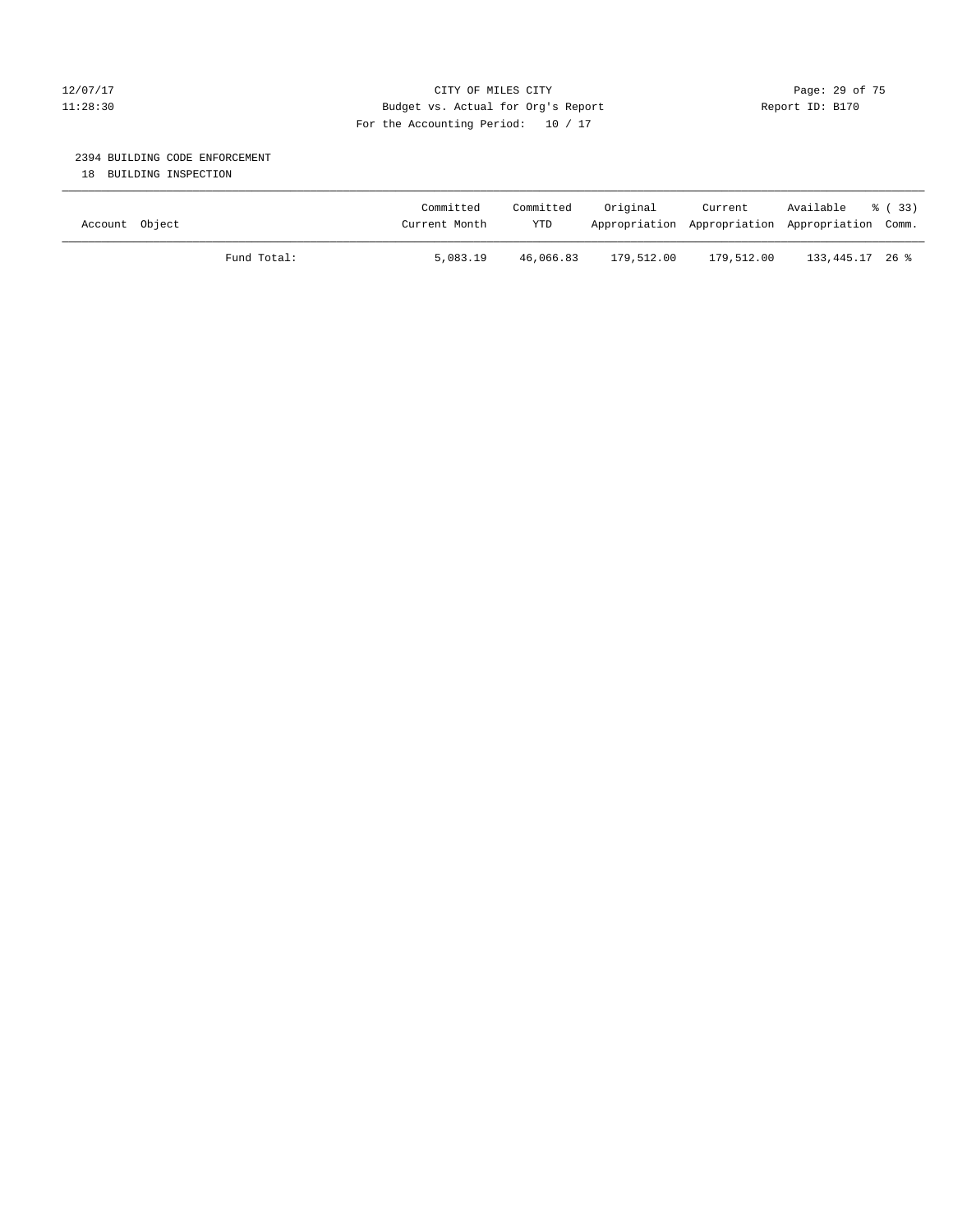12/07/17 CITY OF MILES CITY
11:28:30 Budget vs. Actual for Org's Report Report ID: B170
For the Accounting Period: 10 / 17

## 2394 BUILDING CODE ENFORCEMENT

18 BUILDING INSPECTION

| Account Object | Committed Current Month | Committed YTD | Original Appropriation | Current Appropriation | Available Appropriation | % ( 33) Comm. |
|---|---|---|---|---|---|---|
| Fund Total: | 5,083.19 | 46,066.83 | 179,512.00 | 179,512.00 | 133,445.17 | 26 % |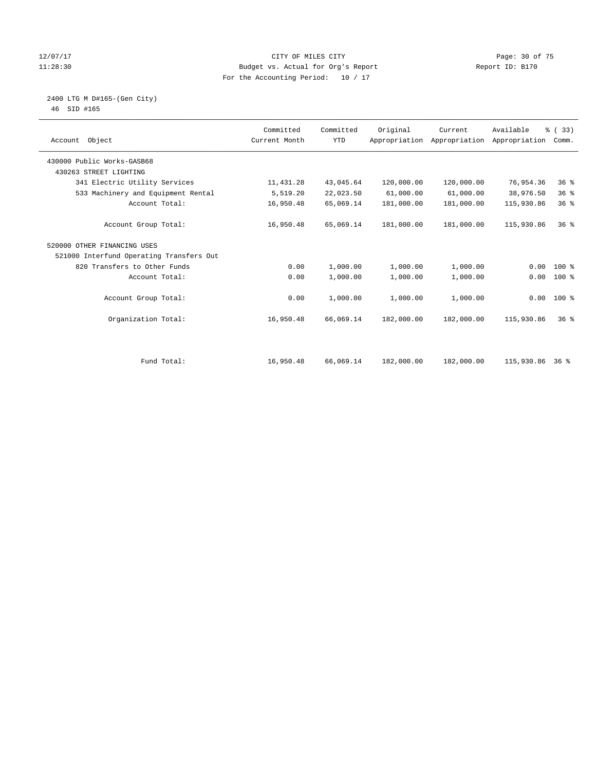# CITY OF MILES CITY

## Budget vs. Actual for Org's Report

For the Accounting Period: 10 / 17

12/07/17 11:28:30 — Report ID: B170

### 2400 LTG M D#165-(Gen City)

46 SID #165

| Account Object | Committed Current Month | Committed YTD | Original Appropriation | Current Appropriation | Available Appropriation | % ( 33) Comm. |
|---|---|---|---|---|---|---|
| 430000 Public Works-GASB68 | | | | | | |
| 430263 STREET LIGHTING | | | | | | |
| 341 Electric Utility Services | 11,431.28 | 43,045.64 | 120,000.00 | 120,000.00 | 76,954.36 | 36 % |
| 533 Machinery and Equipment Rental | 5,519.20 | 22,023.50 | 61,000.00 | 61,000.00 | 38,976.50 | 36 % |
| Account Total: | 16,950.48 | 65,069.14 | 181,000.00 | 181,000.00 | 115,930.86 | 36 % |
| Account Group Total: | 16,950.48 | 65,069.14 | 181,000.00 | 181,000.00 | 115,930.86 | 36 % |
| 520000 OTHER FINANCING USES | | | | | | |
| 521000 Interfund Operating Transfers Out | | | | | | |
| 820 Transfers to Other Funds | 0.00 | 1,000.00 | 1,000.00 | 1,000.00 | 0.00 | 100 % |
| Account Total: | 0.00 | 1,000.00 | 1,000.00 | 1,000.00 | 0.00 | 100 % |
| Account Group Total: | 0.00 | 1,000.00 | 1,000.00 | 1,000.00 | 0.00 | 100 % |
| Organization Total: | 16,950.48 | 66,069.14 | 182,000.00 | 182,000.00 | 115,930.86 | 36 % |
| Fund Total: | 16,950.48 | 66,069.14 | 182,000.00 | 182,000.00 | 115,930.86 | 36 % |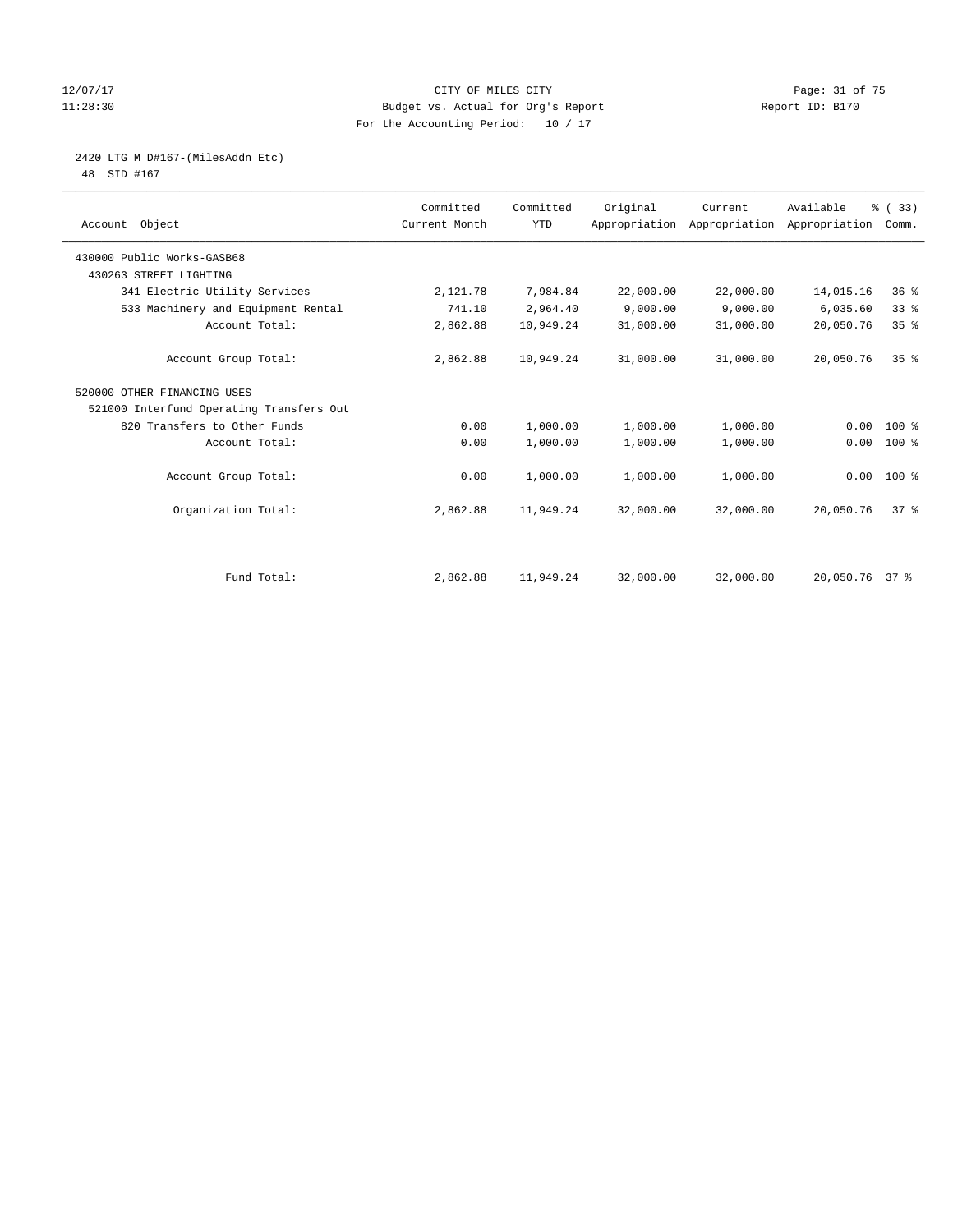CITY OF MILES CITY
Budget vs. Actual for Org's Report
For the Accounting Period: 10 / 17

12/07/17
11:28:30

Report ID: B170

2420 LTG M D#167-(MilesAddn Etc)
48 SID #167

| Account Object | Committed Current Month | Committed YTD | Original Appropriation | Current Appropriation | Available Appropriation | % ( 33) Comm. |
|---|---|---|---|---|---|---|
| 430000 Public Works-GASB68 | | | | | | |
| 430263 STREET LIGHTING | | | | | | |
| 341 Electric Utility Services | 2,121.78 | 7,984.84 | 22,000.00 | 22,000.00 | 14,015.16 | 36 % |
| 533 Machinery and Equipment Rental | 741.10 | 2,964.40 | 9,000.00 | 9,000.00 | 6,035.60 | 33 % |
| Account Total: | 2,862.88 | 10,949.24 | 31,000.00 | 31,000.00 | 20,050.76 | 35 % |
| Account Group Total: | 2,862.88 | 10,949.24 | 31,000.00 | 31,000.00 | 20,050.76 | 35 % |
| 520000 OTHER FINANCING USES | | | | | | |
| 521000 Interfund Operating Transfers Out | | | | | | |
| 820 Transfers to Other Funds | 0.00 | 1,000.00 | 1,000.00 | 1,000.00 | 0.00 | 100 % |
| Account Total: | 0.00 | 1,000.00 | 1,000.00 | 1,000.00 | 0.00 | 100 % |
| Account Group Total: | 0.00 | 1,000.00 | 1,000.00 | 1,000.00 | 0.00 | 100 % |
| Organization Total: | 2,862.88 | 11,949.24 | 32,000.00 | 32,000.00 | 20,050.76 | 37 % |
| Fund Total: | 2,862.88 | 11,949.24 | 32,000.00 | 32,000.00 | 20,050.76 | 37 % |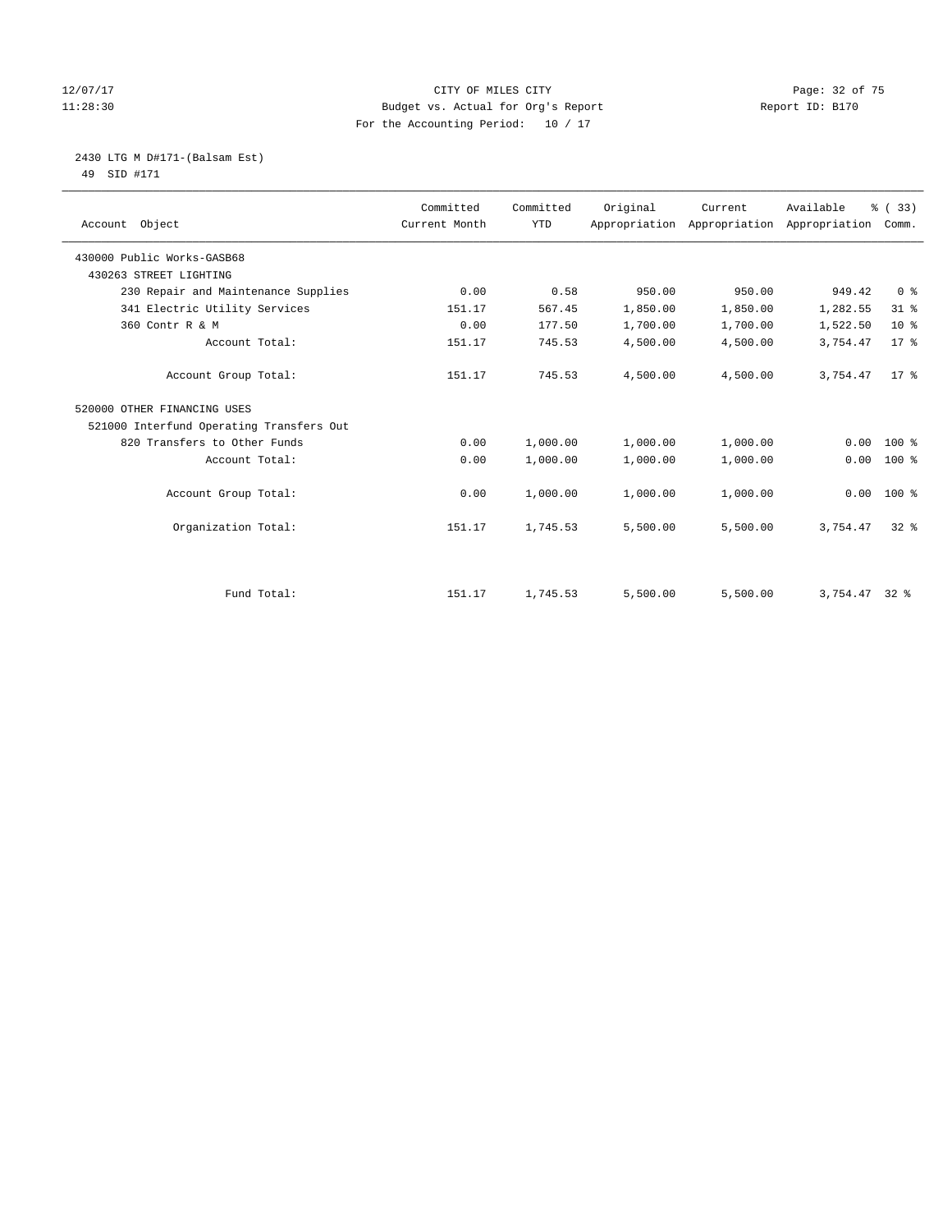CITY OF MILES CITY

Budget vs. Actual for Org's Report

For the Accounting Period: 10 / 17

12/07/17
11:28:30

Report ID: B170

2430 LTG M D#171-(Balsam Est)
49 SID #171

| Account Object | Committed Current Month | Committed YTD | Original Appropriation | Current Appropriation | Available Appropriation | % ( 33) Comm. |
|---|---|---|---|---|---|---|
| 430000 Public Works-GASB68 | | | | | | |
| 430263 STREET LIGHTING | | | | | | |
| 230 Repair and Maintenance Supplies | 0.00 | 0.58 | 950.00 | 950.00 | 949.42 | 0 % |
| 341 Electric Utility Services | 151.17 | 567.45 | 1,850.00 | 1,850.00 | 1,282.55 | 31 % |
| 360 Contr R & M | 0.00 | 177.50 | 1,700.00 | 1,700.00 | 1,522.50 | 10 % |
| Account Total: | 151.17 | 745.53 | 4,500.00 | 4,500.00 | 3,754.47 | 17 % |
| Account Group Total: | 151.17 | 745.53 | 4,500.00 | 4,500.00 | 3,754.47 | 17 % |
| 520000 OTHER FINANCING USES | | | | | | |
| 521000 Interfund Operating Transfers Out | | | | | | |
| 820 Transfers to Other Funds | 0.00 | 1,000.00 | 1,000.00 | 1,000.00 | 0.00 | 100 % |
| Account Total: | 0.00 | 1,000.00 | 1,000.00 | 1,000.00 | 0.00 | 100 % |
| Account Group Total: | 0.00 | 1,000.00 | 1,000.00 | 1,000.00 | 0.00 | 100 % |
| Organization Total: | 151.17 | 1,745.53 | 5,500.00 | 5,500.00 | 3,754.47 | 32 % |
| Fund Total: | 151.17 | 1,745.53 | 5,500.00 | 5,500.00 | 3,754.47 | 32 % |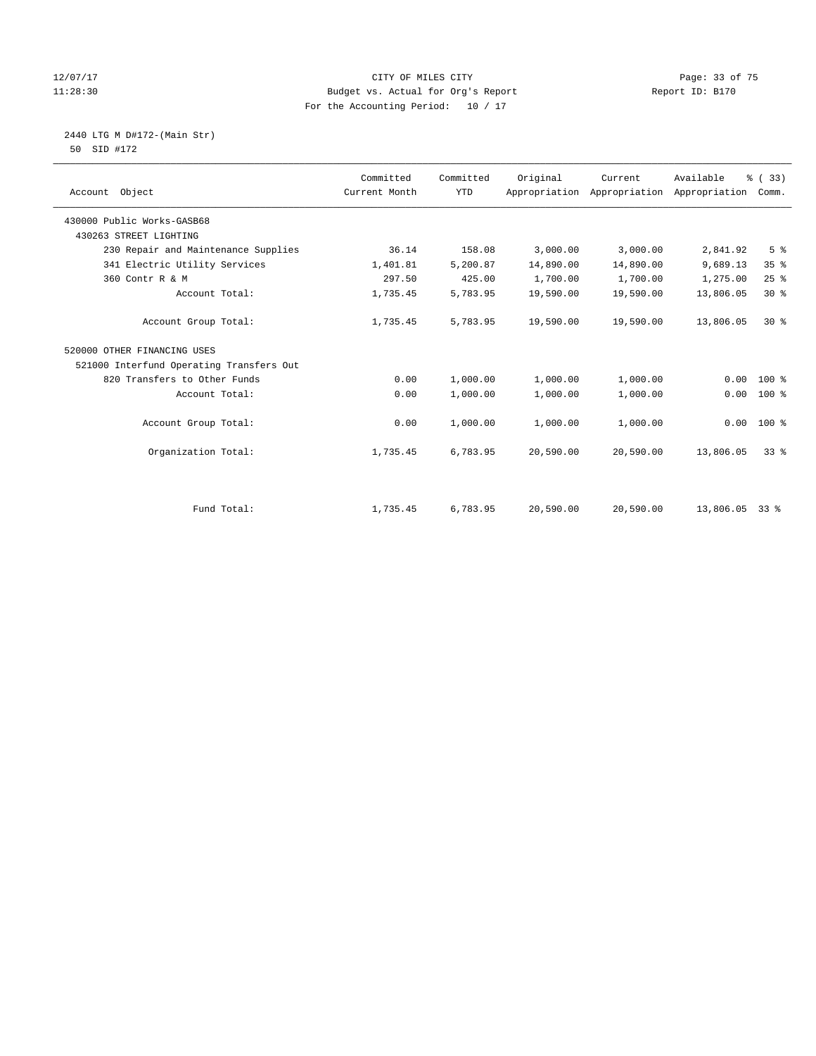CITY OF MILES CITY
Budget vs. Actual for Org's Report
For the Accounting Period: 10 / 17

12/07/17
11:28:30

Report ID: B170

2440 LTG M D#172-(Main Str)
50 SID #172

| Account Object | Committed Current Month | Committed YTD | Original Appropriation | Current Appropriation | Available Appropriation | % ( 33) Comm. |
|---|---|---|---|---|---|---|
| 430000 Public Works-GASB68 | | | | | | |
| 430263 STREET LIGHTING | | | | | | |
| 230 Repair and Maintenance Supplies | 36.14 | 158.08 | 3,000.00 | 3,000.00 | 2,841.92 | 5 % |
| 341 Electric Utility Services | 1,401.81 | 5,200.87 | 14,890.00 | 14,890.00 | 9,689.13 | 35 % |
| 360 Contr R & M | 297.50 | 425.00 | 1,700.00 | 1,700.00 | 1,275.00 | 25 % |
| Account Total: | 1,735.45 | 5,783.95 | 19,590.00 | 19,590.00 | 13,806.05 | 30 % |
| Account Group Total: | 1,735.45 | 5,783.95 | 19,590.00 | 19,590.00 | 13,806.05 | 30 % |
| 520000 OTHER FINANCING USES | | | | | | |
| 521000 Interfund Operating Transfers Out | | | | | | |
| 820 Transfers to Other Funds | 0.00 | 1,000.00 | 1,000.00 | 1,000.00 | 0.00 | 100 % |
| Account Total: | 0.00 | 1,000.00 | 1,000.00 | 1,000.00 | 0.00 | 100 % |
| Account Group Total: | 0.00 | 1,000.00 | 1,000.00 | 1,000.00 | 0.00 | 100 % |
| Organization Total: | 1,735.45 | 6,783.95 | 20,590.00 | 20,590.00 | 13,806.05 | 33 % |
| Fund Total: | 1,735.45 | 6,783.95 | 20,590.00 | 20,590.00 | 13,806.05 | 33 % |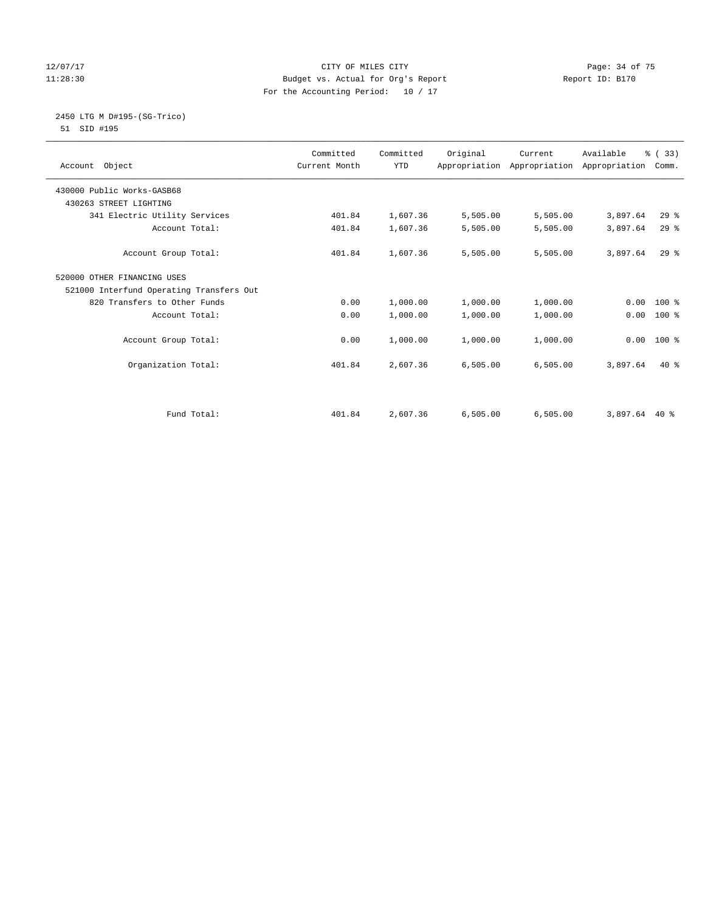CITY OF MILES CITY
Budget vs. Actual for Org's Report
For the Accounting Period: 10 / 17

12/07/17
11:28:30

Report ID: B170

2450 LTG M D#195-(SG-Trico)
51 SID #195

| Account Object | Committed Current Month | Committed YTD | Original Appropriation | Current Appropriation | Available Appropriation | % ( 33) Comm. |
|---|---|---|---|---|---|---|
| 430000 Public Works-GASB68 | | | | | | |
| 430263 STREET LIGHTING | | | | | | |
| 341 Electric Utility Services | 401.84 | 1,607.36 | 5,505.00 | 5,505.00 | 3,897.64 | 29 % |
| Account Total: | 401.84 | 1,607.36 | 5,505.00 | 5,505.00 | 3,897.64 | 29 % |
| Account Group Total: | 401.84 | 1,607.36 | 5,505.00 | 5,505.00 | 3,897.64 | 29 % |
| 520000 OTHER FINANCING USES | | | | | | |
| 521000 Interfund Operating Transfers Out | | | | | | |
| 820 Transfers to Other Funds | 0.00 | 1,000.00 | 1,000.00 | 1,000.00 | 0.00 | 100 % |
| Account Total: | 0.00 | 1,000.00 | 1,000.00 | 1,000.00 | 0.00 | 100 % |
| Account Group Total: | 0.00 | 1,000.00 | 1,000.00 | 1,000.00 | 0.00 | 100 % |
| Organization Total: | 401.84 | 2,607.36 | 6,505.00 | 6,505.00 | 3,897.64 | 40 % |
| Fund Total: | 401.84 | 2,607.36 | 6,505.00 | 6,505.00 | 3,897.64 | 40 % |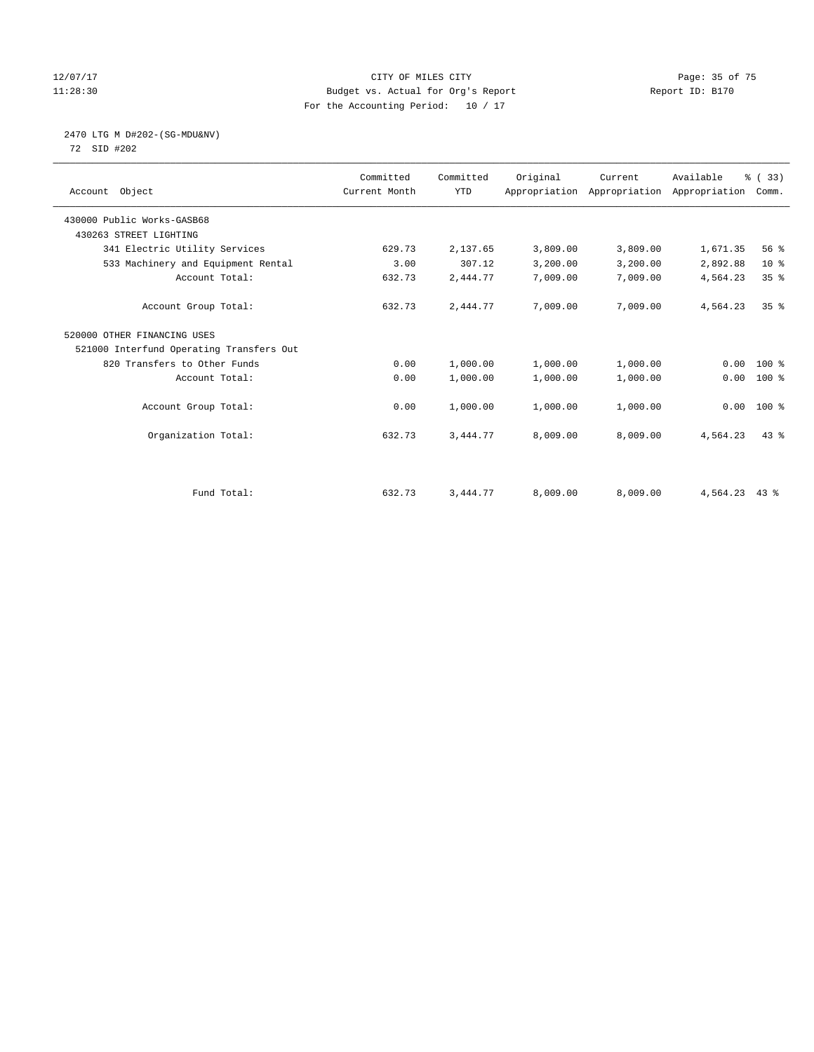CITY OF MILES CITY
Budget vs. Actual for Org's Report
For the Accounting Period: 10 / 17

12/07/17
11:28:30

Report ID: B170

2470 LTG M D#202-(SG-MDU&NV)
72 SID #202

| Account Object | Committed Current Month | Committed YTD | Original Appropriation | Current Appropriation | Available Appropriation | % ( 33) Comm. |
|---|---|---|---|---|---|---|
| 430000 Public Works-GASB68 | | | | | | |
| 430263 STREET LIGHTING | | | | | | |
| 341 Electric Utility Services | 629.73 | 2,137.65 | 3,809.00 | 3,809.00 | 1,671.35 | 56 % |
| 533 Machinery and Equipment Rental | 3.00 | 307.12 | 3,200.00 | 3,200.00 | 2,892.88 | 10 % |
| Account Total: | 632.73 | 2,444.77 | 7,009.00 | 7,009.00 | 4,564.23 | 35 % |
| Account Group Total: | 632.73 | 2,444.77 | 7,009.00 | 7,009.00 | 4,564.23 | 35 % |
| 520000 OTHER FINANCING USES | | | | | | |
| 521000 Interfund Operating Transfers Out | | | | | | |
| 820 Transfers to Other Funds | 0.00 | 1,000.00 | 1,000.00 | 1,000.00 | 0.00 | 100 % |
| Account Total: | 0.00 | 1,000.00 | 1,000.00 | 1,000.00 | 0.00 | 100 % |
| Account Group Total: | 0.00 | 1,000.00 | 1,000.00 | 1,000.00 | 0.00 | 100 % |
| Organization Total: | 632.73 | 3,444.77 | 8,009.00 | 8,009.00 | 4,564.23 | 43 % |
| Fund Total: | 632.73 | 3,444.77 | 8,009.00 | 8,009.00 | 4,564.23 | 43 % |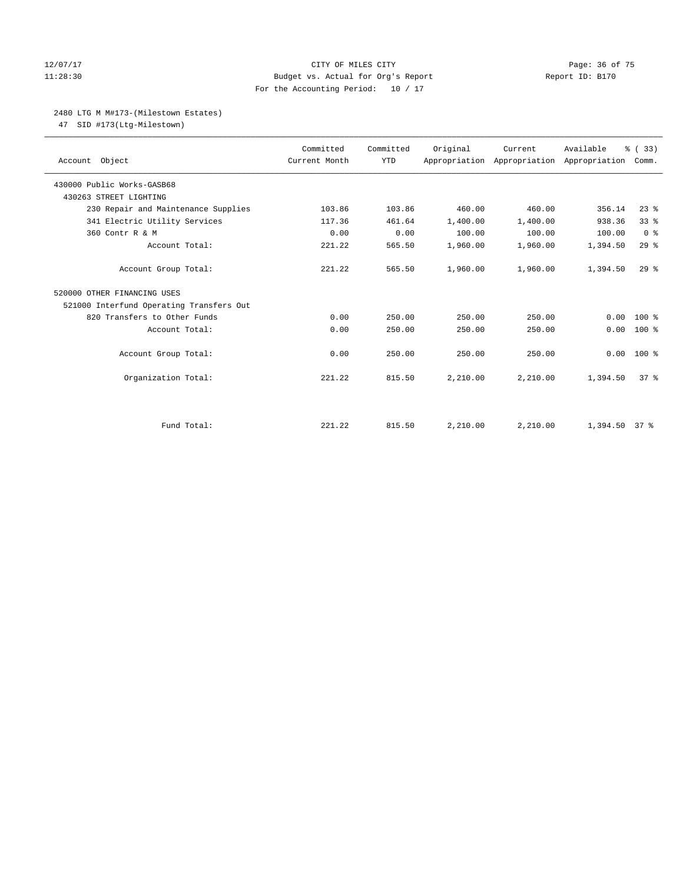CITY OF MILES CITY
Budget vs. Actual for Org's Report
For the Accounting Period: 10 / 17

12/07/17
11:28:30

Report ID: B170

## 2480 LTG M M#173-(Milestown Estates)

47 SID #173(Ltg-Milestown)

| Account Object | Committed Current Month | Committed YTD | Original Appropriation | Current Appropriation | Available Appropriation | % ( 33) Comm. |
|---|---|---|---|---|---|---|
| 430000 Public Works-GASB68 | | | | | | |
| 430263 STREET LIGHTING | | | | | | |
| 230 Repair and Maintenance Supplies | 103.86 | 103.86 | 460.00 | 460.00 | 356.14 | 23 % |
| 341 Electric Utility Services | 117.36 | 461.64 | 1,400.00 | 1,400.00 | 938.36 | 33 % |
| 360 Contr R & M | 0.00 | 0.00 | 100.00 | 100.00 | 100.00 | 0 % |
| Account Total: | 221.22 | 565.50 | 1,960.00 | 1,960.00 | 1,394.50 | 29 % |
| Account Group Total: | 221.22 | 565.50 | 1,960.00 | 1,960.00 | 1,394.50 | 29 % |
| 520000 OTHER FINANCING USES | | | | | | |
| 521000 Interfund Operating Transfers Out | | | | | | |
| 820 Transfers to Other Funds | 0.00 | 250.00 | 250.00 | 250.00 | 0.00 | 100 % |
| Account Total: | 0.00 | 250.00 | 250.00 | 250.00 | 0.00 | 100 % |
| Account Group Total: | 0.00 | 250.00 | 250.00 | 250.00 | 0.00 | 100 % |
| Organization Total: | 221.22 | 815.50 | 2,210.00 | 2,210.00 | 1,394.50 | 37 % |
| Fund Total: | 221.22 | 815.50 | 2,210.00 | 2,210.00 | 1,394.50 | 37 % |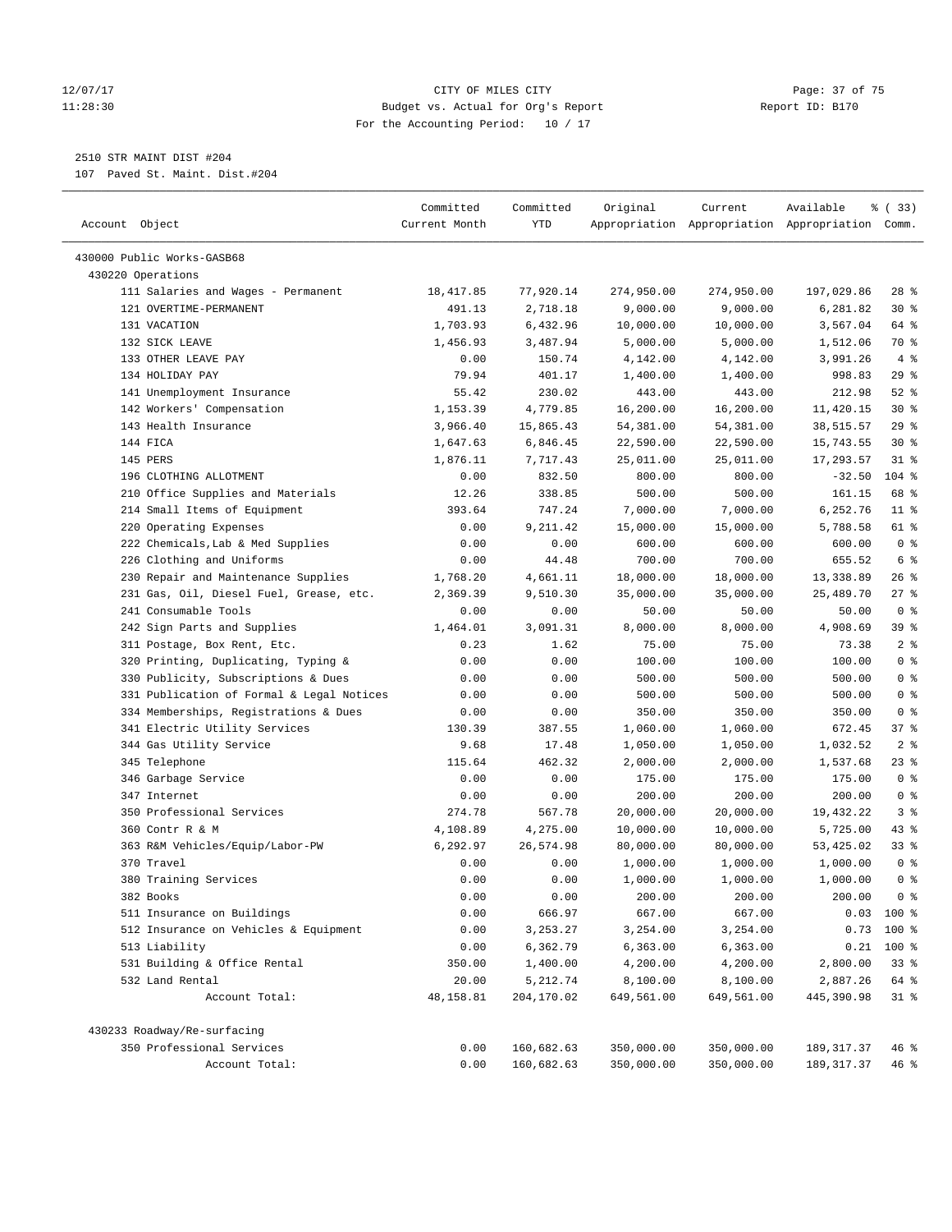12/07/17 CITY OF MILES CITY
11:28:30 Budget vs. Actual for Org's Report Report ID: B170
For the Accounting Period: 10 / 17

2510 STR MAINT DIST #204
107 Paved St. Maint. Dist.#204

| Account Object | Committed Current Month | Committed YTD | Original Appropriation | Current Appropriation | Available Appropriation | % ( 33) Comm. |
|---|---|---|---|---|---|---|
| 430000 Public Works-GASB68 | | | | | | |
| 430220 Operations | | | | | | |
| 111 Salaries and Wages - Permanent | 18,417.85 | 77,920.14 | 274,950.00 | 274,950.00 | 197,029.86 | 28 % |
| 121 OVERTIME-PERMANENT | 491.13 | 2,718.18 | 9,000.00 | 9,000.00 | 6,281.82 | 30 % |
| 131 VACATION | 1,703.93 | 6,432.96 | 10,000.00 | 10,000.00 | 3,567.04 | 64 % |
| 132 SICK LEAVE | 1,456.93 | 3,487.94 | 5,000.00 | 5,000.00 | 1,512.06 | 70 % |
| 133 OTHER LEAVE PAY | 0.00 | 150.74 | 4,142.00 | 4,142.00 | 3,991.26 | 4 % |
| 134 HOLIDAY PAY | 79.94 | 401.17 | 1,400.00 | 1,400.00 | 998.83 | 29 % |
| 141 Unemployment Insurance | 55.42 | 230.02 | 443.00 | 443.00 | 212.98 | 52 % |
| 142 Workers' Compensation | 1,153.39 | 4,779.85 | 16,200.00 | 16,200.00 | 11,420.15 | 30 % |
| 143 Health Insurance | 3,966.40 | 15,865.43 | 54,381.00 | 54,381.00 | 38,515.57 | 29 % |
| 144 FICA | 1,647.63 | 6,846.45 | 22,590.00 | 22,590.00 | 15,743.55 | 30 % |
| 145 PERS | 1,876.11 | 7,717.43 | 25,011.00 | 25,011.00 | 17,293.57 | 31 % |
| 196 CLOTHING ALLOTMENT | 0.00 | 832.50 | 800.00 | 800.00 | -32.50 | 104 % |
| 210 Office Supplies and Materials | 12.26 | 338.85 | 500.00 | 500.00 | 161.15 | 68 % |
| 214 Small Items of Equipment | 393.64 | 747.24 | 7,000.00 | 7,000.00 | 6,252.76 | 11 % |
| 220 Operating Expenses | 0.00 | 9,211.42 | 15,000.00 | 15,000.00 | 5,788.58 | 61 % |
| 222 Chemicals,Lab & Med Supplies | 0.00 | 0.00 | 600.00 | 600.00 | 600.00 | 0 % |
| 226 Clothing and Uniforms | 0.00 | 44.48 | 700.00 | 700.00 | 655.52 | 6 % |
| 230 Repair and Maintenance Supplies | 1,768.20 | 4,661.11 | 18,000.00 | 18,000.00 | 13,338.89 | 26 % |
| 231 Gas, Oil, Diesel Fuel, Grease, etc. | 2,369.39 | 9,510.30 | 35,000.00 | 35,000.00 | 25,489.70 | 27 % |
| 241 Consumable Tools | 0.00 | 0.00 | 50.00 | 50.00 | 50.00 | 0 % |
| 242 Sign Parts and Supplies | 1,464.01 | 3,091.31 | 8,000.00 | 8,000.00 | 4,908.69 | 39 % |
| 311 Postage, Box Rent, Etc. | 0.23 | 1.62 | 75.00 | 75.00 | 73.38 | 2 % |
| 320 Printing, Duplicating, Typing & | 0.00 | 0.00 | 100.00 | 100.00 | 100.00 | 0 % |
| 330 Publicity, Subscriptions & Dues | 0.00 | 0.00 | 500.00 | 500.00 | 500.00 | 0 % |
| 331 Publication of Formal & Legal Notices | 0.00 | 0.00 | 500.00 | 500.00 | 500.00 | 0 % |
| 334 Memberships, Registrations & Dues | 0.00 | 0.00 | 350.00 | 350.00 | 350.00 | 0 % |
| 341 Electric Utility Services | 130.39 | 387.55 | 1,060.00 | 1,060.00 | 672.45 | 37 % |
| 344 Gas Utility Service | 9.68 | 17.48 | 1,050.00 | 1,050.00 | 1,032.52 | 2 % |
| 345 Telephone | 115.64 | 462.32 | 2,000.00 | 2,000.00 | 1,537.68 | 23 % |
| 346 Garbage Service | 0.00 | 0.00 | 175.00 | 175.00 | 175.00 | 0 % |
| 347 Internet | 0.00 | 0.00 | 200.00 | 200.00 | 200.00 | 0 % |
| 350 Professional Services | 274.78 | 567.78 | 20,000.00 | 20,000.00 | 19,432.22 | 3 % |
| 360 Contr R & M | 4,108.89 | 4,275.00 | 10,000.00 | 10,000.00 | 5,725.00 | 43 % |
| 363 R&M Vehicles/Equip/Labor-PW | 6,292.97 | 26,574.98 | 80,000.00 | 80,000.00 | 53,425.02 | 33 % |
| 370 Travel | 0.00 | 0.00 | 1,000.00 | 1,000.00 | 1,000.00 | 0 % |
| 380 Training Services | 0.00 | 0.00 | 1,000.00 | 1,000.00 | 1,000.00 | 0 % |
| 382 Books | 0.00 | 0.00 | 200.00 | 200.00 | 200.00 | 0 % |
| 511 Insurance on Buildings | 0.00 | 666.97 | 667.00 | 667.00 | 0.03 | 100 % |
| 512 Insurance on Vehicles & Equipment | 0.00 | 3,253.27 | 3,254.00 | 3,254.00 | 0.73 | 100 % |
| 513 Liability | 0.00 | 6,362.79 | 6,363.00 | 6,363.00 | 0.21 | 100 % |
| 531 Building & Office Rental | 350.00 | 1,400.00 | 4,200.00 | 4,200.00 | 2,800.00 | 33 % |
| 532 Land Rental | 20.00 | 5,212.74 | 8,100.00 | 8,100.00 | 2,887.26 | 64 % |
| Account Total: | 48,158.81 | 204,170.02 | 649,561.00 | 649,561.00 | 445,390.98 | 31 % |
| 430233 Roadway/Re-surfacing | | | | | | |
| 350 Professional Services | 0.00 | 160,682.63 | 350,000.00 | 350,000.00 | 189,317.37 | 46 % |
| Account Total: | 0.00 | 160,682.63 | 350,000.00 | 350,000.00 | 189,317.37 | 46 % |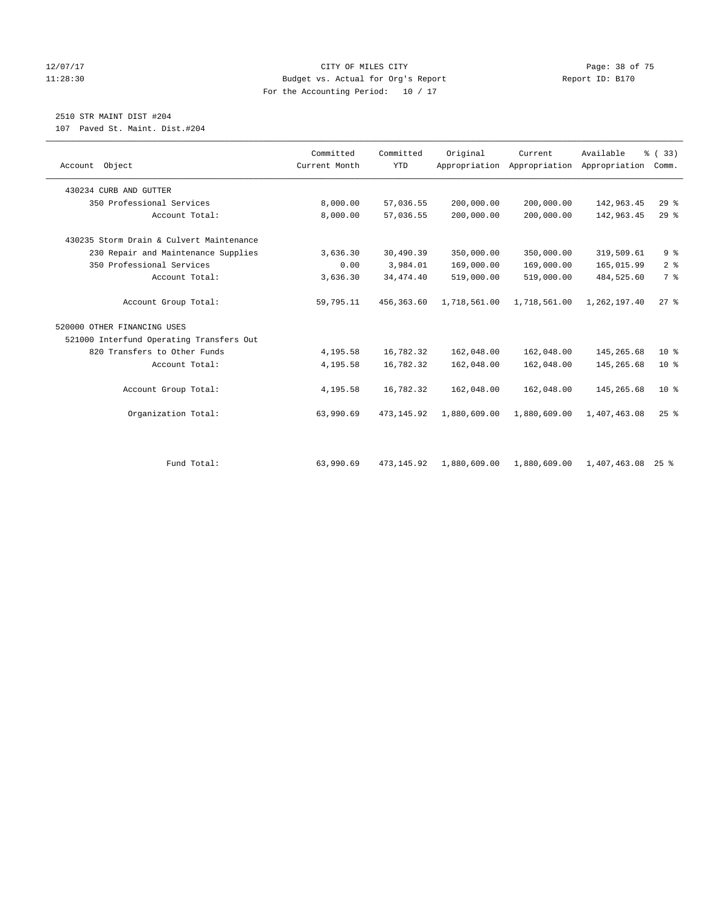CITY OF MILES CITY

Budget vs. Actual for Org's Report

For the Accounting Period: 10 / 17

12/07/17 11:28:30 Report ID: B170

2510 STR MAINT DIST #204

107 Paved St. Maint. Dist.#204

| Account Object | Committed Current Month | Committed YTD | Original Appropriation | Current Appropriation | Available Appropriation | % ( 33) Comm. |
|---|---|---|---|---|---|---|
| 430234 CURB AND GUTTER | | | | | | |
| 350 Professional Services | 8,000.00 | 57,036.55 | 200,000.00 | 200,000.00 | 142,963.45 | 29 % |
| Account Total: | 8,000.00 | 57,036.55 | 200,000.00 | 200,000.00 | 142,963.45 | 29 % |
| 430235 Storm Drain & Culvert Maintenance | | | | | | |
| 230 Repair and Maintenance Supplies | 3,636.30 | 30,490.39 | 350,000.00 | 350,000.00 | 319,509.61 | 9 % |
| 350 Professional Services | 0.00 | 3,984.01 | 169,000.00 | 169,000.00 | 165,015.99 | 2 % |
| Account Total: | 3,636.30 | 34,474.40 | 519,000.00 | 519,000.00 | 484,525.60 | 7 % |
| Account Group Total: | 59,795.11 | 456,363.60 | 1,718,561.00 | 1,718,561.00 | 1,262,197.40 | 27 % |
| 520000 OTHER FINANCING USES | | | | | | |
| 521000 Interfund Operating Transfers Out | | | | | | |
| 820 Transfers to Other Funds | 4,195.58 | 16,782.32 | 162,048.00 | 162,048.00 | 145,265.68 | 10 % |
| Account Total: | 4,195.58 | 16,782.32 | 162,048.00 | 162,048.00 | 145,265.68 | 10 % |
| Account Group Total: | 4,195.58 | 16,782.32 | 162,048.00 | 162,048.00 | 145,265.68 | 10 % |
| Organization Total: | 63,990.69 | 473,145.92 | 1,880,609.00 | 1,880,609.00 | 1,407,463.08 | 25 % |
| Fund Total: | 63,990.69 | 473,145.92 | 1,880,609.00 | 1,880,609.00 | 1,407,463.08 | 25 % |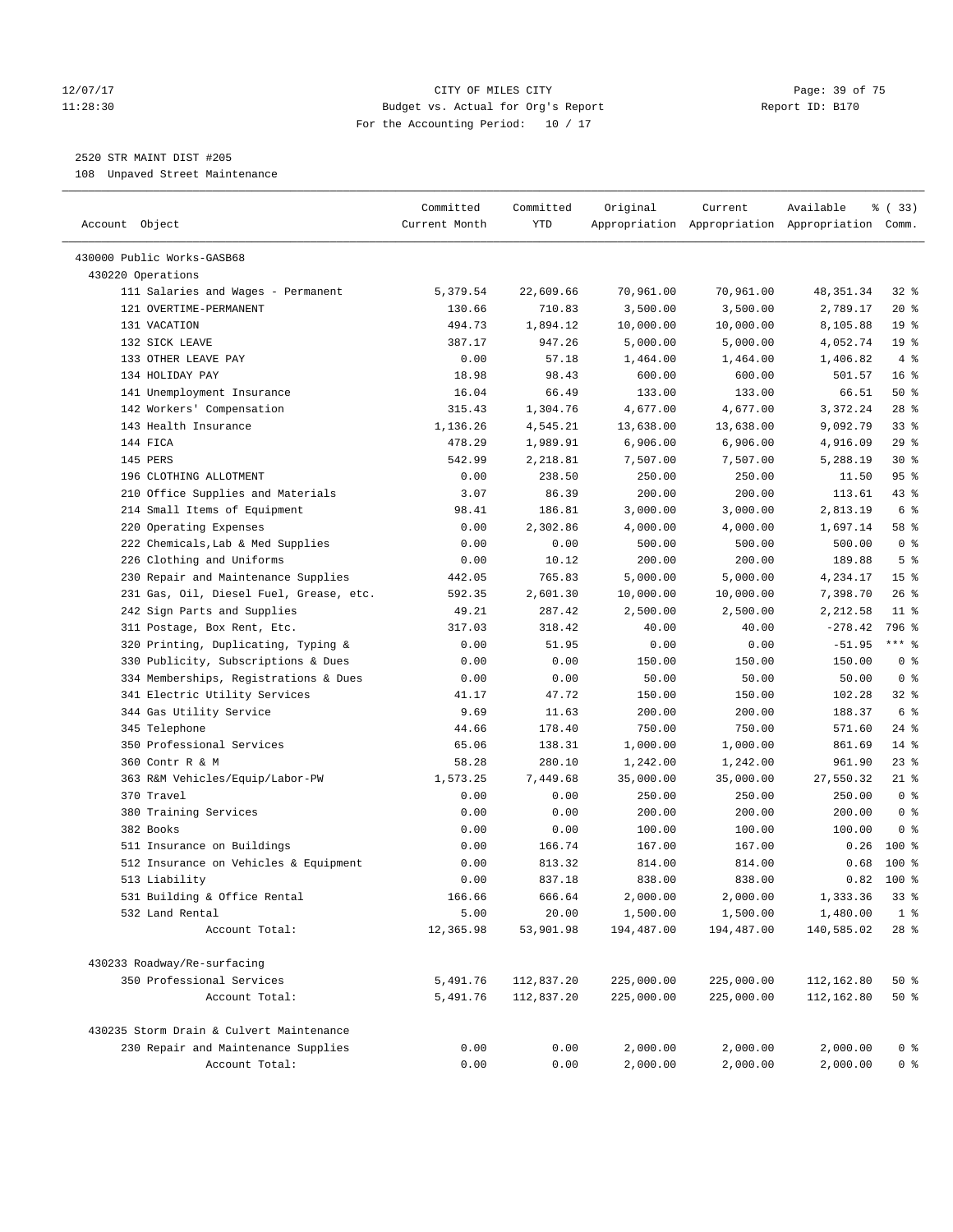CITY OF MILES CITY
Budget vs. Actual for Org's Report
For the Accounting Period: 10 / 17

12/07/17
11:28:30

Report ID: B170

2520 STR MAINT DIST #205
108 Unpaved Street Maintenance

| Account Object | Committed Current Month | Committed YTD | Original Appropriation | Current Appropriation | Available Appropriation | % ( 33) Comm. |
|---|---|---|---|---|---|---|
| 430000 Public Works-GASB68 | | | | | | |
| 430220 Operations | | | | | | |
| 111 Salaries and Wages - Permanent | 5,379.54 | 22,609.66 | 70,961.00 | 70,961.00 | 48,351.34 | 32 % |
| 121 OVERTIME-PERMANENT | 130.66 | 710.83 | 3,500.00 | 3,500.00 | 2,789.17 | 20 % |
| 131 VACATION | 494.73 | 1,894.12 | 10,000.00 | 10,000.00 | 8,105.88 | 19 % |
| 132 SICK LEAVE | 387.17 | 947.26 | 5,000.00 | 5,000.00 | 4,052.74 | 19 % |
| 133 OTHER LEAVE PAY | 0.00 | 57.18 | 1,464.00 | 1,464.00 | 1,406.82 | 4 % |
| 134 HOLIDAY PAY | 18.98 | 98.43 | 600.00 | 600.00 | 501.57 | 16 % |
| 141 Unemployment Insurance | 16.04 | 66.49 | 133.00 | 133.00 | 66.51 | 50 % |
| 142 Workers' Compensation | 315.43 | 1,304.76 | 4,677.00 | 4,677.00 | 3,372.24 | 28 % |
| 143 Health Insurance | 1,136.26 | 4,545.21 | 13,638.00 | 13,638.00 | 9,092.79 | 33 % |
| 144 FICA | 478.29 | 1,989.91 | 6,906.00 | 6,906.00 | 4,916.09 | 29 % |
| 145 PERS | 542.99 | 2,218.81 | 7,507.00 | 7,507.00 | 5,288.19 | 30 % |
| 196 CLOTHING ALLOTMENT | 0.00 | 238.50 | 250.00 | 250.00 | 11.50 | 95 % |
| 210 Office Supplies and Materials | 3.07 | 86.39 | 200.00 | 200.00 | 113.61 | 43 % |
| 214 Small Items of Equipment | 98.41 | 186.81 | 3,000.00 | 3,000.00 | 2,813.19 | 6 % |
| 220 Operating Expenses | 0.00 | 2,302.86 | 4,000.00 | 4,000.00 | 1,697.14 | 58 % |
| 222 Chemicals,Lab & Med Supplies | 0.00 | 0.00 | 500.00 | 500.00 | 500.00 | 0 % |
| 226 Clothing and Uniforms | 0.00 | 10.12 | 200.00 | 200.00 | 189.88 | 5 % |
| 230 Repair and Maintenance Supplies | 442.05 | 765.83 | 5,000.00 | 5,000.00 | 4,234.17 | 15 % |
| 231 Gas, Oil, Diesel Fuel, Grease, etc. | 592.35 | 2,601.30 | 10,000.00 | 10,000.00 | 7,398.70 | 26 % |
| 242 Sign Parts and Supplies | 49.21 | 287.42 | 2,500.00 | 2,500.00 | 2,212.58 | 11 % |
| 311 Postage, Box Rent, Etc. | 317.03 | 318.42 | 40.00 | 40.00 | -278.42 | 796 % |
| 320 Printing, Duplicating, Typing & | 0.00 | 51.95 | 0.00 | 0.00 | -51.95 | *** % |
| 330 Publicity, Subscriptions & Dues | 0.00 | 0.00 | 150.00 | 150.00 | 150.00 | 0 % |
| 334 Memberships, Registrations & Dues | 0.00 | 0.00 | 50.00 | 50.00 | 50.00 | 0 % |
| 341 Electric Utility Services | 41.17 | 47.72 | 150.00 | 150.00 | 102.28 | 32 % |
| 344 Gas Utility Service | 9.69 | 11.63 | 200.00 | 200.00 | 188.37 | 6 % |
| 345 Telephone | 44.66 | 178.40 | 750.00 | 750.00 | 571.60 | 24 % |
| 350 Professional Services | 65.06 | 138.31 | 1,000.00 | 1,000.00 | 861.69 | 14 % |
| 360 Contr R & M | 58.28 | 280.10 | 1,242.00 | 1,242.00 | 961.90 | 23 % |
| 363 R&M Vehicles/Equip/Labor-PW | 1,573.25 | 7,449.68 | 35,000.00 | 35,000.00 | 27,550.32 | 21 % |
| 370 Travel | 0.00 | 0.00 | 250.00 | 250.00 | 250.00 | 0 % |
| 380 Training Services | 0.00 | 0.00 | 200.00 | 200.00 | 200.00 | 0 % |
| 382 Books | 0.00 | 0.00 | 100.00 | 100.00 | 100.00 | 0 % |
| 511 Insurance on Buildings | 0.00 | 166.74 | 167.00 | 167.00 | 0.26 | 100 % |
| 512 Insurance on Vehicles & Equipment | 0.00 | 813.32 | 814.00 | 814.00 | 0.68 | 100 % |
| 513 Liability | 0.00 | 837.18 | 838.00 | 838.00 | 0.82 | 100 % |
| 531 Building & Office Rental | 166.66 | 666.64 | 2,000.00 | 2,000.00 | 1,333.36 | 33 % |
| 532 Land Rental | 5.00 | 20.00 | 1,500.00 | 1,500.00 | 1,480.00 | 1 % |
| Account Total: | 12,365.98 | 53,901.98 | 194,487.00 | 194,487.00 | 140,585.02 | 28 % |
| 430233 Roadway/Re-surfacing | | | | | | |
| 350 Professional Services | 5,491.76 | 112,837.20 | 225,000.00 | 225,000.00 | 112,162.80 | 50 % |
| Account Total: | 5,491.76 | 112,837.20 | 225,000.00 | 225,000.00 | 112,162.80 | 50 % |
| 430235 Storm Drain & Culvert Maintenance | | | | | | |
| 230 Repair and Maintenance Supplies | 0.00 | 0.00 | 2,000.00 | 2,000.00 | 2,000.00 | 0 % |
| Account Total: | 0.00 | 0.00 | 2,000.00 | 2,000.00 | 2,000.00 | 0 % |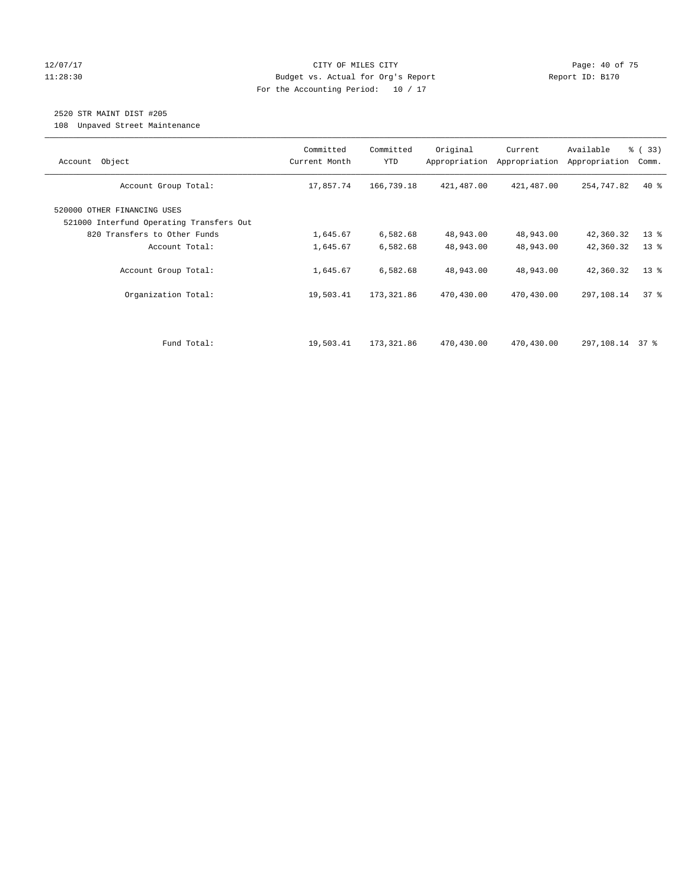CITY OF MILES CITY
Budget vs. Actual for Org's Report
For the Accounting Period: 10 / 17

12/07/17
11:28:30

Report ID: B170

2520 STR MAINT DIST #205

108 Unpaved Street Maintenance

| Account Object | Committed Current Month | Committed YTD | Original Appropriation | Current Appropriation | Available Appropriation | % ( 33) Comm. |
|---|---|---|---|---|---|---|
| Account Group Total: | 17,857.74 | 166,739.18 | 421,487.00 | 421,487.00 | 254,747.82 | 40 % |
| 520000 OTHER FINANCING USES | | | | | | |
| 521000 Interfund Operating Transfers Out | | | | | | |
| 820 Transfers to Other Funds | 1,645.67 | 6,582.68 | 48,943.00 | 48,943.00 | 42,360.32 | 13 % |
| Account Total: | 1,645.67 | 6,582.68 | 48,943.00 | 48,943.00 | 42,360.32 | 13 % |
| Account Group Total: | 1,645.67 | 6,582.68 | 48,943.00 | 48,943.00 | 42,360.32 | 13 % |
| Organization Total: | 19,503.41 | 173,321.86 | 470,430.00 | 470,430.00 | 297,108.14 | 37 % |
| Fund Total: | 19,503.41 | 173,321.86 | 470,430.00 | 470,430.00 | 297,108.14 | 37 % |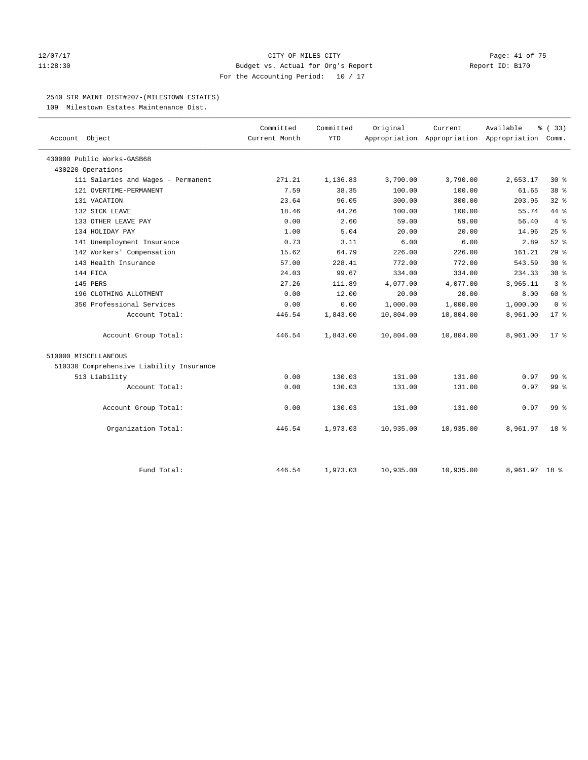CITY OF MILES CITY
Budget vs. Actual for Org's Report
For the Accounting Period: 10 / 17

12/07/17
11:28:30

Report ID: B170

2540 STR MAINT DIST#207-(MILESTOWN ESTATES)
109 Milestown Estates Maintenance Dist.

| Account Object | Committed Current Month | Committed YTD | Original Appropriation | Current Appropriation | Available Appropriation | % ( 33) Comm. |
|---|---|---|---|---|---|---|
| 430000 Public Works-GASB68 | | | | | | |
| 430220 Operations | | | | | | |
| 111 Salaries and Wages - Permanent | 271.21 | 1,136.83 | 3,790.00 | 3,790.00 | 2,653.17 | 30 % |
| 121 OVERTIME-PERMANENT | 7.59 | 38.35 | 100.00 | 100.00 | 61.65 | 38 % |
| 131 VACATION | 23.64 | 96.05 | 300.00 | 300.00 | 203.95 | 32 % |
| 132 SICK LEAVE | 18.46 | 44.26 | 100.00 | 100.00 | 55.74 | 44 % |
| 133 OTHER LEAVE PAY | 0.00 | 2.60 | 59.00 | 59.00 | 56.40 | 4 % |
| 134 HOLIDAY PAY | 1.00 | 5.04 | 20.00 | 20.00 | 14.96 | 25 % |
| 141 Unemployment Insurance | 0.73 | 3.11 | 6.00 | 6.00 | 2.89 | 52 % |
| 142 Workers' Compensation | 15.62 | 64.79 | 226.00 | 226.00 | 161.21 | 29 % |
| 143 Health Insurance | 57.00 | 228.41 | 772.00 | 772.00 | 543.59 | 30 % |
| 144 FICA | 24.03 | 99.67 | 334.00 | 334.00 | 234.33 | 30 % |
| 145 PERS | 27.26 | 111.89 | 4,077.00 | 4,077.00 | 3,965.11 | 3 % |
| 196 CLOTHING ALLOTMENT | 0.00 | 12.00 | 20.00 | 20.00 | 8.00 | 60 % |
| 350 Professional Services | 0.00 | 0.00 | 1,000.00 | 1,000.00 | 1,000.00 | 0 % |
| Account Total: | 446.54 | 1,843.00 | 10,804.00 | 10,804.00 | 8,961.00 | 17 % |
| Account Group Total: | 446.54 | 1,843.00 | 10,804.00 | 10,804.00 | 8,961.00 | 17 % |
| 510000 MISCELLANEOUS | | | | | | |
| 510330 Comprehensive Liability Insurance | | | | | | |
| 513 Liability | 0.00 | 130.03 | 131.00 | 131.00 | 0.97 | 99 % |
| Account Total: | 0.00 | 130.03 | 131.00 | 131.00 | 0.97 | 99 % |
| Account Group Total: | 0.00 | 130.03 | 131.00 | 131.00 | 0.97 | 99 % |
| Organization Total: | 446.54 | 1,973.03 | 10,935.00 | 10,935.00 | 8,961.97 | 18 % |
| Fund Total: | 446.54 | 1,973.03 | 10,935.00 | 10,935.00 | 8,961.97 | 18 % |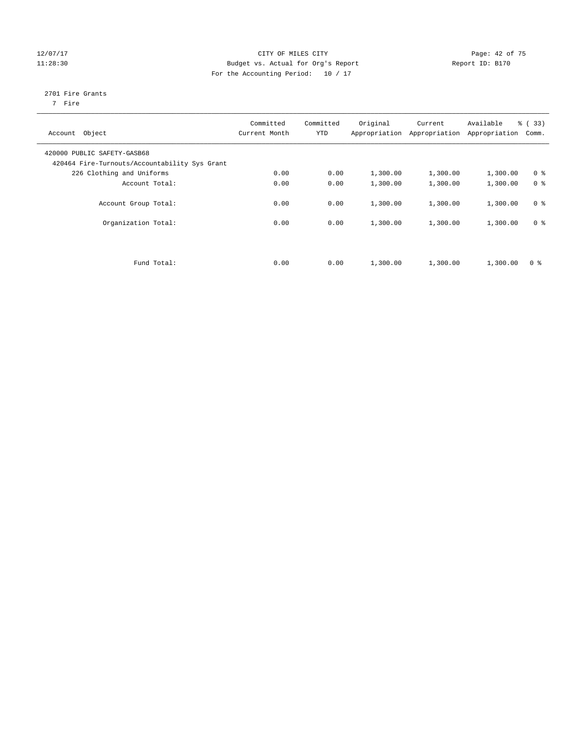CITY OF MILES CITY
Budget vs. Actual for Org's Report
For the Accounting Period: 10 / 17

12/07/17
11:28:30

Report ID: B170

2701 Fire Grants
7 Fire

| Account Object | Committed Current Month | Committed YTD | Original Appropriation | Current Appropriation | Available Appropriation | % ( 33) Comm. |
|---|---|---|---|---|---|---|
| 420000 PUBLIC SAFETY-GASB68 | | | | | | |
| 420464 Fire-Turnouts/Accountability Sys Grant | | | | | | |
| 226 Clothing and Uniforms | 0.00 | 0.00 | 1,300.00 | 1,300.00 | 1,300.00 | 0 % |
| Account Total: | 0.00 | 0.00 | 1,300.00 | 1,300.00 | 1,300.00 | 0 % |
| Account Group Total: | 0.00 | 0.00 | 1,300.00 | 1,300.00 | 1,300.00 | 0 % |
| Organization Total: | 0.00 | 0.00 | 1,300.00 | 1,300.00 | 1,300.00 | 0 % |
| Fund Total: | 0.00 | 0.00 | 1,300.00 | 1,300.00 | 1,300.00 | 0 % |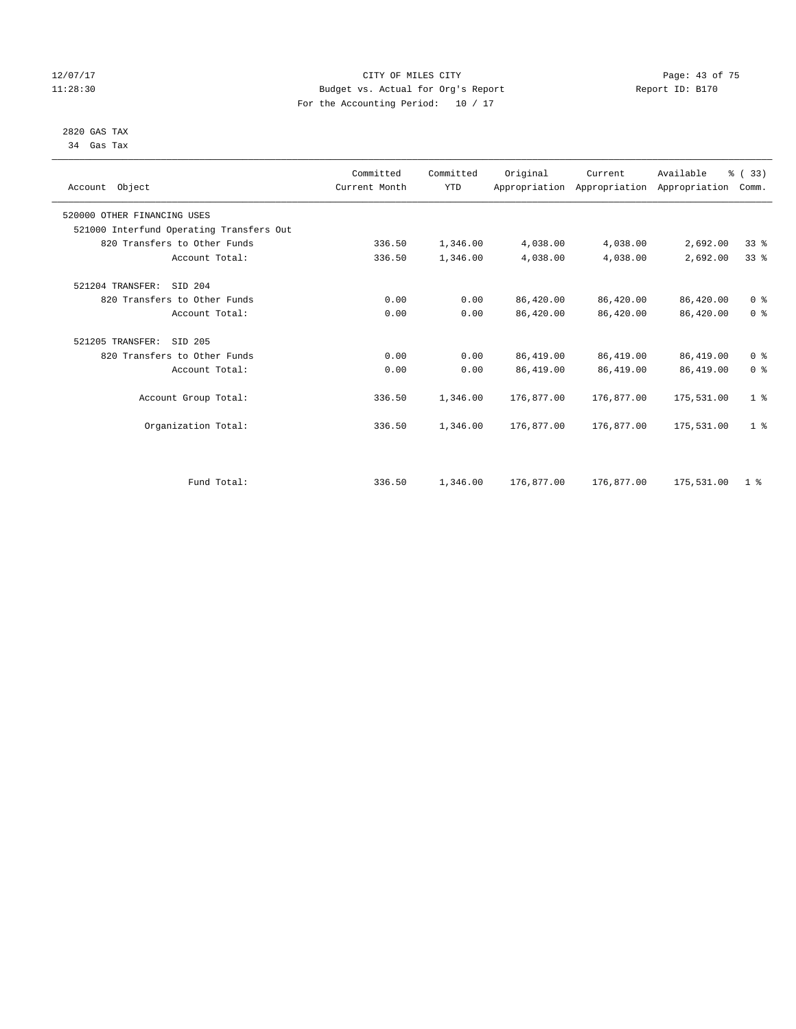CITY OF MILES CITY
Budget vs. Actual for Org's Report
For the Accounting Period: 10 / 17

2820 GAS TAX
34 Gas Tax

| Account Object | Committed Current Month | Committed YTD | Original Appropriation | Current Appropriation | Available Appropriation | % ( 33) Comm. |
|---|---|---|---|---|---|---|
| 520000 OTHER FINANCING USES | | | | | | |
| 521000 Interfund Operating Transfers Out | | | | | | |
| 820 Transfers to Other Funds | 336.50 | 1,346.00 | 4,038.00 | 4,038.00 | 2,692.00 | 33 % |
| Account Total: | 336.50 | 1,346.00 | 4,038.00 | 4,038.00 | 2,692.00 | 33 % |
| 521204 TRANSFER: SID 204 | | | | | | |
| 820 Transfers to Other Funds | 0.00 | 0.00 | 86,420.00 | 86,420.00 | 86,420.00 | 0 % |
| Account Total: | 0.00 | 0.00 | 86,420.00 | 86,420.00 | 86,420.00 | 0 % |
| 521205 TRANSFER: SID 205 | | | | | | |
| 820 Transfers to Other Funds | 0.00 | 0.00 | 86,419.00 | 86,419.00 | 86,419.00 | 0 % |
| Account Total: | 0.00 | 0.00 | 86,419.00 | 86,419.00 | 86,419.00 | 0 % |
| Account Group Total: | 336.50 | 1,346.00 | 176,877.00 | 176,877.00 | 175,531.00 | 1 % |
| Organization Total: | 336.50 | 1,346.00 | 176,877.00 | 176,877.00 | 175,531.00 | 1 % |
| Fund Total: | 336.50 | 1,346.00 | 176,877.00 | 176,877.00 | 175,531.00 | 1 % |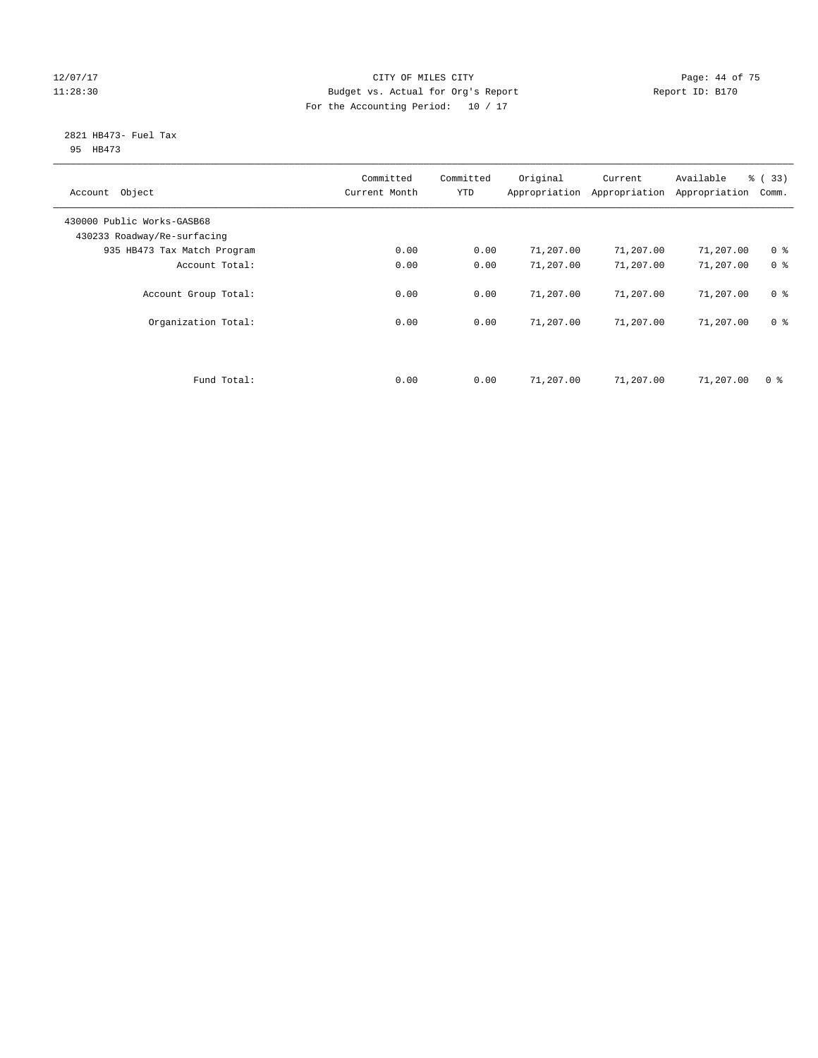12/07/17 CITY OF MILES CITY
11:28:30 Budget vs. Actual for Org's Report Report ID: B170
For the Accounting Period: 10 / 17

2821 HB473- Fuel Tax
95 HB473

| Account Object | Committed Current Month | Committed YTD | Original Appropriation | Current Appropriation | Available Appropriation | % ( 33) Comm. |
|---|---|---|---|---|---|---|
| 430000 Public Works-GASB68 | | | | | | |
| 430233 Roadway/Re-surfacing | | | | | | |
| 935 HB473 Tax Match Program | 0.00 | 0.00 | 71,207.00 | 71,207.00 | 71,207.00 | 0 % |
| Account Total: | 0.00 | 0.00 | 71,207.00 | 71,207.00 | 71,207.00 | 0 % |
| Account Group Total: | 0.00 | 0.00 | 71,207.00 | 71,207.00 | 71,207.00 | 0 % |
| Organization Total: | 0.00 | 0.00 | 71,207.00 | 71,207.00 | 71,207.00 | 0 % |
| Fund Total: | 0.00 | 0.00 | 71,207.00 | 71,207.00 | 71,207.00 | 0 % |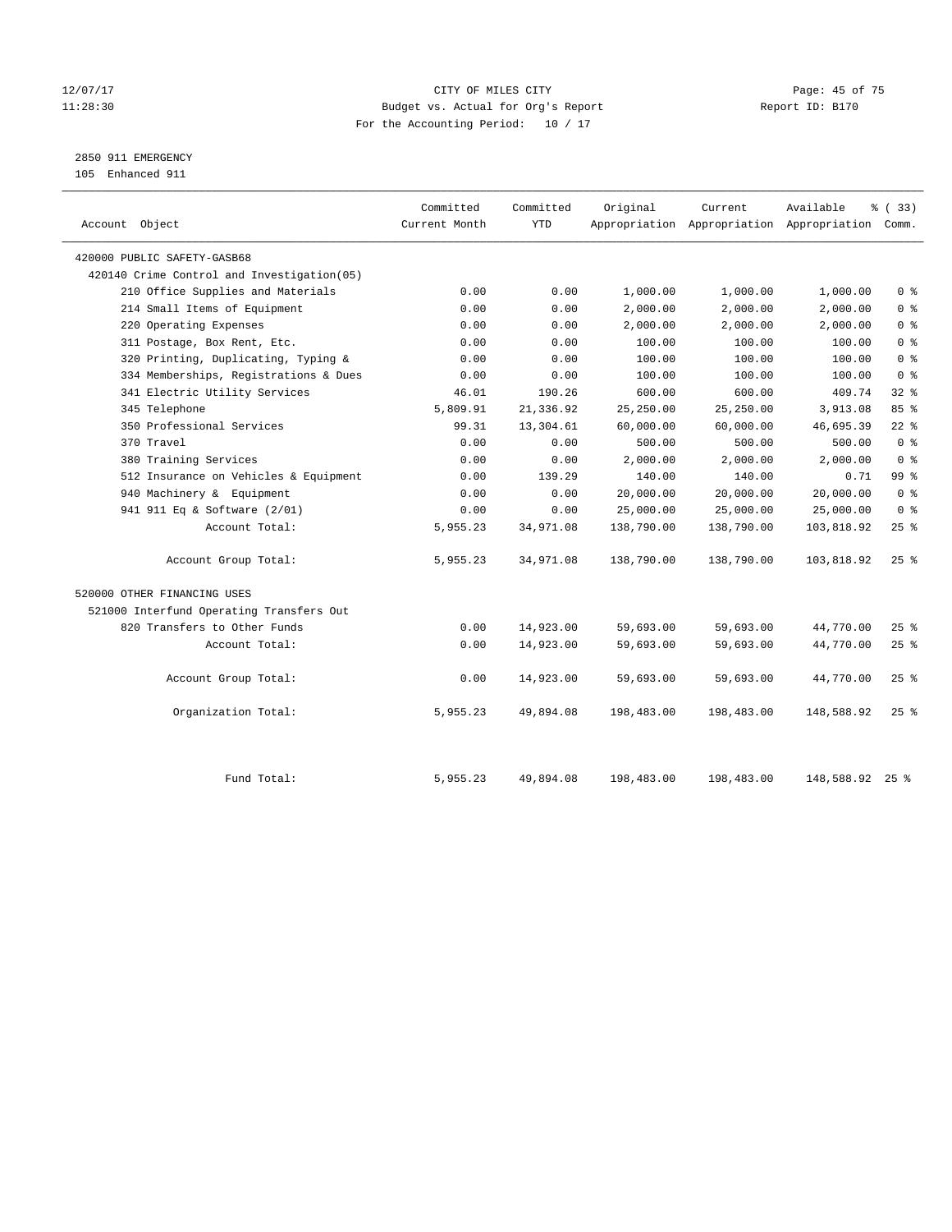12/07/17 CITY OF MILES CITY
11:28:30 Budget vs. Actual for Org's Report Report ID: B170
For the Accounting Period: 10 / 17

2850 911 EMERGENCY
105 Enhanced 911

| Account Object | Committed Current Month | Committed YTD | Original Appropriation | Current Appropriation | Available Appropriation | % ( 33) Comm. |
|---|---|---|---|---|---|---|
| 420000 PUBLIC SAFETY-GASB68 | | | | | | |
| 420140 Crime Control and Investigation(05) | | | | | | |
| 210 Office Supplies and Materials | 0.00 | 0.00 | 1,000.00 | 1,000.00 | 1,000.00 | 0 % |
| 214 Small Items of Equipment | 0.00 | 0.00 | 2,000.00 | 2,000.00 | 2,000.00 | 0 % |
| 220 Operating Expenses | 0.00 | 0.00 | 2,000.00 | 2,000.00 | 2,000.00 | 0 % |
| 311 Postage, Box Rent, Etc. | 0.00 | 0.00 | 100.00 | 100.00 | 100.00 | 0 % |
| 320 Printing, Duplicating, Typing & | 0.00 | 0.00 | 100.00 | 100.00 | 100.00 | 0 % |
| 334 Memberships, Registrations & Dues | 0.00 | 0.00 | 100.00 | 100.00 | 100.00 | 0 % |
| 341 Electric Utility Services | 46.01 | 190.26 | 600.00 | 600.00 | 409.74 | 32 % |
| 345 Telephone | 5,809.91 | 21,336.92 | 25,250.00 | 25,250.00 | 3,913.08 | 85 % |
| 350 Professional Services | 99.31 | 13,304.61 | 60,000.00 | 60,000.00 | 46,695.39 | 22 % |
| 370 Travel | 0.00 | 0.00 | 500.00 | 500.00 | 500.00 | 0 % |
| 380 Training Services | 0.00 | 0.00 | 2,000.00 | 2,000.00 | 2,000.00 | 0 % |
| 512 Insurance on Vehicles & Equipment | 0.00 | 139.29 | 140.00 | 140.00 | 0.71 | 99 % |
| 940 Machinery & Equipment | 0.00 | 0.00 | 20,000.00 | 20,000.00 | 20,000.00 | 0 % |
| 941 911 Eq & Software (2/01) | 0.00 | 0.00 | 25,000.00 | 25,000.00 | 25,000.00 | 0 % |
| Account Total: | 5,955.23 | 34,971.08 | 138,790.00 | 138,790.00 | 103,818.92 | 25 % |
| Account Group Total: | 5,955.23 | 34,971.08 | 138,790.00 | 138,790.00 | 103,818.92 | 25 % |
| 520000 OTHER FINANCING USES | | | | | | |
| 521000 Interfund Operating Transfers Out | | | | | | |
| 820 Transfers to Other Funds | 0.00 | 14,923.00 | 59,693.00 | 59,693.00 | 44,770.00 | 25 % |
| Account Total: | 0.00 | 14,923.00 | 59,693.00 | 59,693.00 | 44,770.00 | 25 % |
| Account Group Total: | 0.00 | 14,923.00 | 59,693.00 | 59,693.00 | 44,770.00 | 25 % |
| Organization Total: | 5,955.23 | 49,894.08 | 198,483.00 | 198,483.00 | 148,588.92 | 25 % |
| Fund Total: | 5,955.23 | 49,894.08 | 198,483.00 | 198,483.00 | 148,588.92 | 25 % |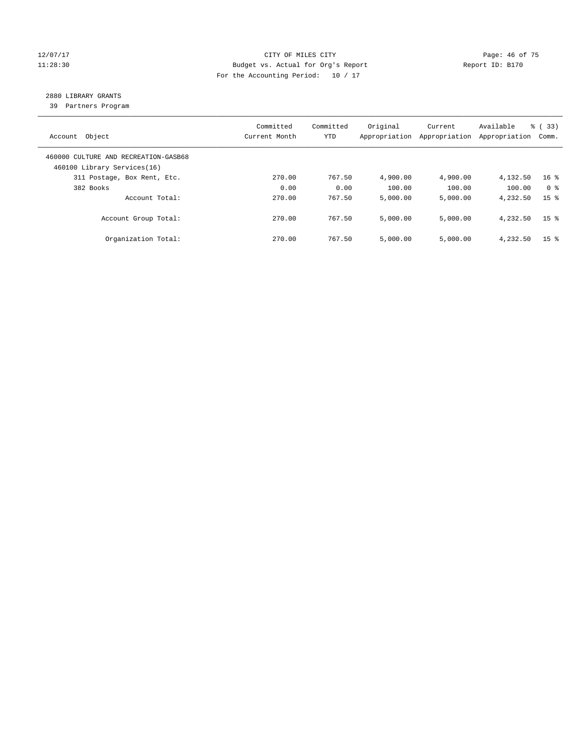CITY OF MILES CITY
Budget vs. Actual for Org's Report
For the Accounting Period: 10 / 17

12/07/17
11:28:30

Report ID: B170

## 2880 LIBRARY GRANTS

39 Partners Program

| Account Object | Committed Current Month | Committed YTD | Original Appropriation | Current Appropriation | Available Appropriation | % ( 33) Comm. |
|---|---|---|---|---|---|---|
| 460000 CULTURE AND RECREATION-GASB68 | | | | | | |
| 460100 Library Services(16) | | | | | | |
| 311 Postage, Box Rent, Etc. | 270.00 | 767.50 | 4,900.00 | 4,900.00 | 4,132.50 | 16 % |
| 382 Books | 0.00 | 0.00 | 100.00 | 100.00 | 100.00 | 0 % |
| Account Total: | 270.00 | 767.50 | 5,000.00 | 5,000.00 | 4,232.50 | 15 % |
| Account Group Total: | 270.00 | 767.50 | 5,000.00 | 5,000.00 | 4,232.50 | 15 % |
| Organization Total: | 270.00 | 767.50 | 5,000.00 | 5,000.00 | 4,232.50 | 15 % |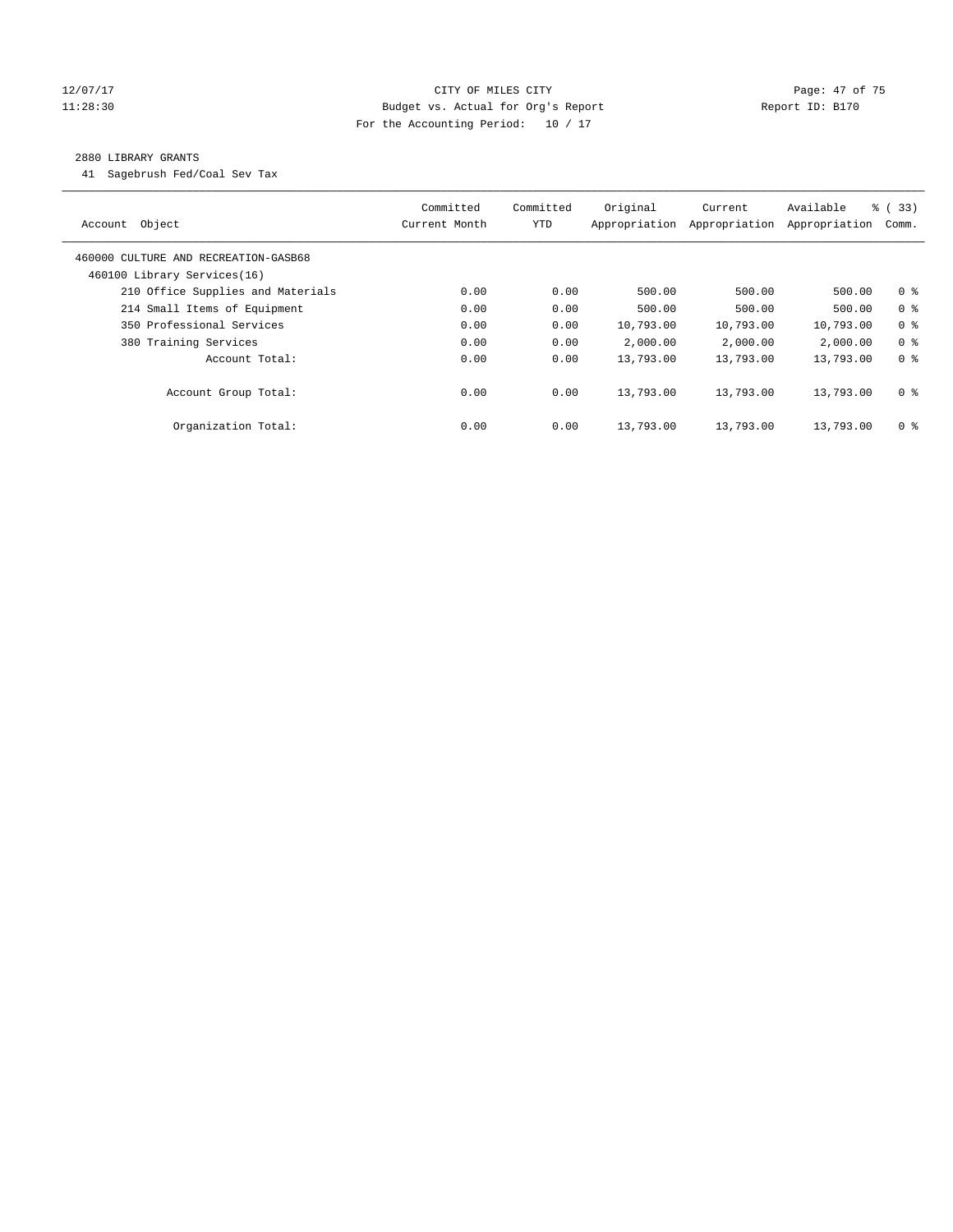CITY OF MILES CITY

Budget vs. Actual for Org's Report

For the Accounting Period: 10 / 17

12/07/17
11:28:30

Report ID: B170

2880 LIBRARY GRANTS

41 Sagebrush Fed/Coal Sev Tax

| Account Object | Committed Current Month | Committed YTD | Original Appropriation | Current Appropriation | Available Appropriation | % ( 33) Comm. |
|---|---|---|---|---|---|---|
| 460000 CULTURE AND RECREATION-GASB68 | | | | | | |
| 460100 Library Services(16) | | | | | | |
| 210 Office Supplies and Materials | 0.00 | 0.00 | 500.00 | 500.00 | 500.00 | 0 % |
| 214 Small Items of Equipment | 0.00 | 0.00 | 500.00 | 500.00 | 500.00 | 0 % |
| 350 Professional Services | 0.00 | 0.00 | 10,793.00 | 10,793.00 | 10,793.00 | 0 % |
| 380 Training Services | 0.00 | 0.00 | 2,000.00 | 2,000.00 | 2,000.00 | 0 % |
| Account Total: | 0.00 | 0.00 | 13,793.00 | 13,793.00 | 13,793.00 | 0 % |
| Account Group Total: | 0.00 | 0.00 | 13,793.00 | 13,793.00 | 13,793.00 | 0 % |
| Organization Total: | 0.00 | 0.00 | 13,793.00 | 13,793.00 | 13,793.00 | 0 % |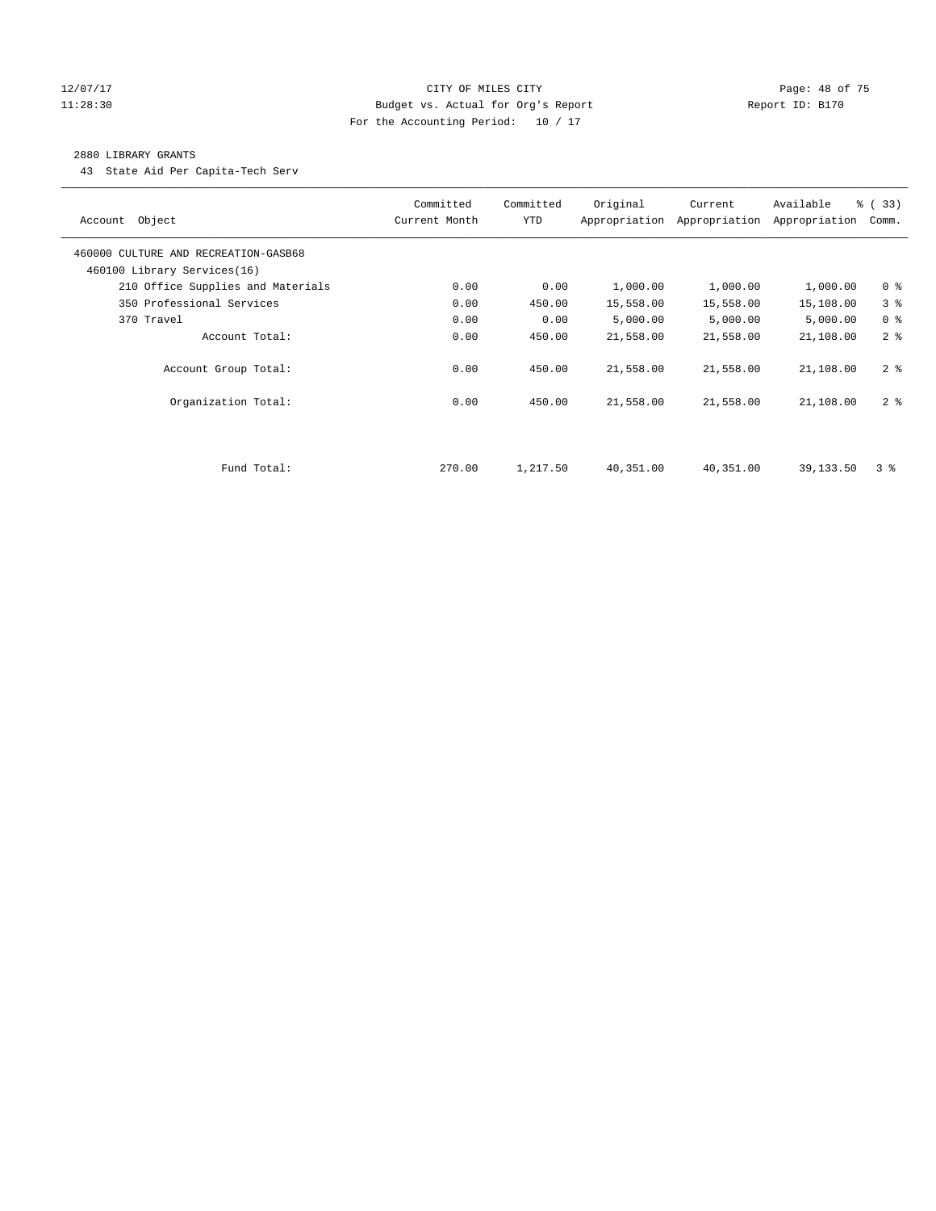CITY OF MILES CITY
Budget vs. Actual for Org's Report
For the Accounting Period: 10 / 17

12/07/17
11:28:30

Report ID: B170

## 2880 LIBRARY GRANTS

43 State Aid Per Capita-Tech Serv

| Account Object | Committed Current Month | Committed YTD | Original Appropriation | Current Appropriation | Available Appropriation | % ( 33) Comm. |
|---|---|---|---|---|---|---|
| 460000 CULTURE AND RECREATION-GASB68 | | | | | | |
| 460100 Library Services(16) | | | | | | |
| 210 Office Supplies and Materials | 0.00 | 0.00 | 1,000.00 | 1,000.00 | 1,000.00 | 0 % |
| 350 Professional Services | 0.00 | 450.00 | 15,558.00 | 15,558.00 | 15,108.00 | 3 % |
| 370 Travel | 0.00 | 0.00 | 5,000.00 | 5,000.00 | 5,000.00 | 0 % |
| Account Total: | 0.00 | 450.00 | 21,558.00 | 21,558.00 | 21,108.00 | 2 % |
| Account Group Total: | 0.00 | 450.00 | 21,558.00 | 21,558.00 | 21,108.00 | 2 % |
| Organization Total: | 0.00 | 450.00 | 21,558.00 | 21,558.00 | 21,108.00 | 2 % |
| Fund Total: | 270.00 | 1,217.50 | 40,351.00 | 40,351.00 | 39,133.50 | 3 % |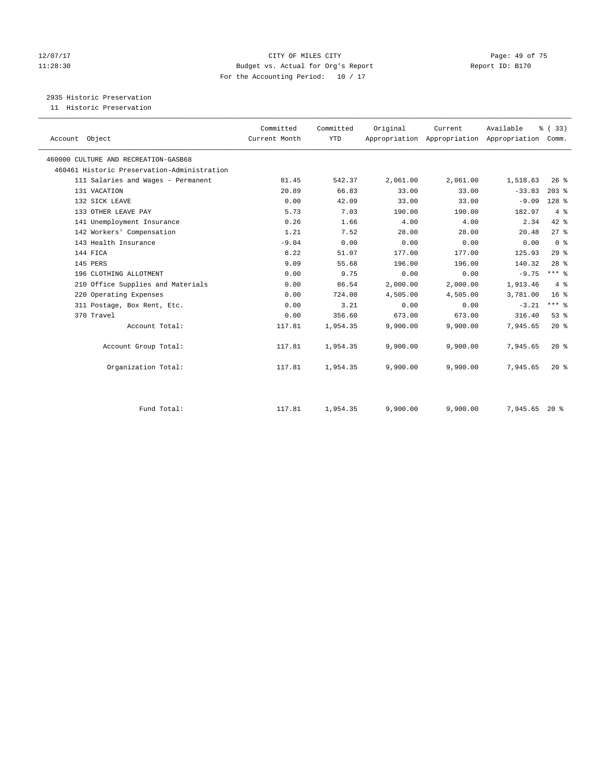12/07/17 CITY OF MILES CITY
11:28:30 Budget vs. Actual for Org's Report Report ID: B170
For the Accounting Period: 10 / 17

2935 Historic Preservation
11 Historic Preservation

| Account Object | Committed Current Month | Committed YTD | Original Appropriation | Current Appropriation | Available Appropriation | % ( 33) Comm. |
|---|---|---|---|---|---|---|
| 460000 CULTURE AND RECREATION-GASB68 | | | | | | |
| 460461 Historic Preservation-Administration | | | | | | |
| 111 Salaries and Wages - Permanent | 81.45 | 542.37 | 2,061.00 | 2,061.00 | 1,518.63 | 26 % |
| 131 VACATION | 20.89 | 66.83 | 33.00 | 33.00 | -33.83 | 203 % |
| 132 SICK LEAVE | 0.00 | 42.09 | 33.00 | 33.00 | -9.09 | 128 % |
| 133 OTHER LEAVE PAY | 5.73 | 7.03 | 190.00 | 190.00 | 182.97 | 4 % |
| 141 Unemployment Insurance | 0.26 | 1.66 | 4.00 | 4.00 | 2.34 | 42 % |
| 142 Workers' Compensation | 1.21 | 7.52 | 28.00 | 28.00 | 20.48 | 27 % |
| 143 Health Insurance | -9.04 | 0.00 | 0.00 | 0.00 | 0.00 | 0 % |
| 144 FICA | 8.22 | 51.07 | 177.00 | 177.00 | 125.93 | 29 % |
| 145 PERS | 9.09 | 55.68 | 196.00 | 196.00 | 140.32 | 28 % |
| 196 CLOTHING ALLOTMENT | 0.00 | 9.75 | 0.00 | 0.00 | -9.75 | *** % |
| 210 Office Supplies and Materials | 0.00 | 86.54 | 2,000.00 | 2,000.00 | 1,913.46 | 4 % |
| 220 Operating Expenses | 0.00 | 724.00 | 4,505.00 | 4,505.00 | 3,781.00 | 16 % |
| 311 Postage, Box Rent, Etc. | 0.00 | 3.21 | 0.00 | 0.00 | -3.21 | *** % |
| 370 Travel | 0.00 | 356.60 | 673.00 | 673.00 | 316.40 | 53 % |
| Account Total: | 117.81 | 1,954.35 | 9,900.00 | 9,900.00 | 7,945.65 | 20 % |
| Account Group Total: | 117.81 | 1,954.35 | 9,900.00 | 9,900.00 | 7,945.65 | 20 % |
| Organization Total: | 117.81 | 1,954.35 | 9,900.00 | 9,900.00 | 7,945.65 | 20 % |
| Fund Total: | 117.81 | 1,954.35 | 9,900.00 | 9,900.00 | 7,945.65 | 20 % |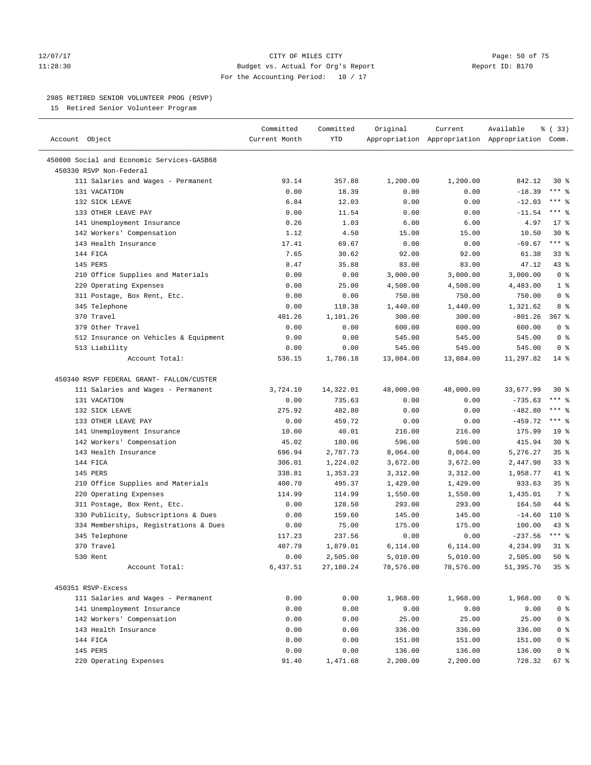CITY OF MILES CITY
Budget vs. Actual for Org's Report
For the Accounting Period: 10 / 17

12/07/17
11:28:30

Report ID: B170

2985 RETIRED SENIOR VOLUNTEER PROG (RSVP)
15 Retired Senior Volunteer Program

| Account Object | Committed Current Month | Committed YTD | Original Appropriation | Current Appropriation | Available Appropriation | % ( 33) Comm. |
|---|---|---|---|---|---|---|
| 450000 Social and Economic Services-GASB68 | | | | | | |
| 450330 RSVP Non-Federal | | | | | | |
| 111 Salaries and Wages - Permanent | 93.14 | 357.88 | 1,200.00 | 1,200.00 | 842.12 | 30 % |
| 131 VACATION | 0.00 | 18.39 | 0.00 | 0.00 | -18.39 | *** % |
| 132 SICK LEAVE | 6.84 | 12.03 | 0.00 | 0.00 | -12.03 | *** % |
| 133 OTHER LEAVE PAY | 0.00 | 11.54 | 0.00 | 0.00 | -11.54 | *** % |
| 141 Unemployment Insurance | 0.26 | 1.03 | 6.00 | 6.00 | 4.97 | 17 % |
| 142 Workers' Compensation | 1.12 | 4.50 | 15.00 | 15.00 | 10.50 | 30 % |
| 143 Health Insurance | 17.41 | 69.67 | 0.00 | 0.00 | -69.67 | *** % |
| 144 FICA | 7.65 | 30.62 | 92.00 | 92.00 | 61.38 | 33 % |
| 145 PERS | 8.47 | 35.88 | 83.00 | 83.00 | 47.12 | 43 % |
| 210 Office Supplies and Materials | 0.00 | 0.00 | 3,000.00 | 3,000.00 | 3,000.00 | 0 % |
| 220 Operating Expenses | 0.00 | 25.00 | 4,508.00 | 4,508.00 | 4,483.00 | 1 % |
| 311 Postage, Box Rent, Etc. | 0.00 | 0.00 | 750.00 | 750.00 | 750.00 | 0 % |
| 345 Telephone | 0.00 | 118.38 | 1,440.00 | 1,440.00 | 1,321.62 | 8 % |
| 370 Travel | 401.26 | 1,101.26 | 300.00 | 300.00 | -801.26 | 367 % |
| 379 Other Travel | 0.00 | 0.00 | 600.00 | 600.00 | 600.00 | 0 % |
| 512 Insurance on Vehicles & Equipment | 0.00 | 0.00 | 545.00 | 545.00 | 545.00 | 0 % |
| 513 Liability | 0.00 | 0.00 | 545.00 | 545.00 | 545.00 | 0 % |
| Account Total: | 536.15 | 1,786.18 | 13,084.00 | 13,084.00 | 11,297.82 | 14 % |
| 450340 RSVP FEDERAL GRANT- FALLON/CUSTER | | | | | | |
| 111 Salaries and Wages - Permanent | 3,724.10 | 14,322.01 | 48,000.00 | 48,000.00 | 33,677.99 | 30 % |
| 131 VACATION | 0.00 | 735.63 | 0.00 | 0.00 | -735.63 | *** % |
| 132 SICK LEAVE | 275.92 | 482.80 | 0.00 | 0.00 | -482.80 | *** % |
| 133 OTHER LEAVE PAY | 0.00 | 459.72 | 0.00 | 0.00 | -459.72 | *** % |
| 141 Unemployment Insurance | 10.00 | 40.01 | 216.00 | 216.00 | 175.99 | 19 % |
| 142 Workers' Compensation | 45.02 | 180.06 | 596.00 | 596.00 | 415.94 | 30 % |
| 143 Health Insurance | 696.94 | 2,787.73 | 8,064.00 | 8,064.00 | 5,276.27 | 35 % |
| 144 FICA | 306.01 | 1,224.02 | 3,672.00 | 3,672.00 | 2,447.98 | 33 % |
| 145 PERS | 338.81 | 1,353.23 | 3,312.00 | 3,312.00 | 1,958.77 | 41 % |
| 210 Office Supplies and Materials | 400.70 | 495.37 | 1,429.00 | 1,429.00 | 933.63 | 35 % |
| 220 Operating Expenses | 114.99 | 114.99 | 1,550.00 | 1,550.00 | 1,435.01 | 7 % |
| 311 Postage, Box Rent, Etc. | 0.00 | 128.50 | 293.00 | 293.00 | 164.50 | 44 % |
| 330 Publicity, Subscriptions & Dues | 0.00 | 159.60 | 145.00 | 145.00 | -14.60 | 110 % |
| 334 Memberships, Registrations & Dues | 0.00 | 75.00 | 175.00 | 175.00 | 100.00 | 43 % |
| 345 Telephone | 117.23 | 237.56 | 0.00 | 0.00 | -237.56 | *** % |
| 370 Travel | 407.79 | 1,879.01 | 6,114.00 | 6,114.00 | 4,234.99 | 31 % |
| 530 Rent | 0.00 | 2,505.00 | 5,010.00 | 5,010.00 | 2,505.00 | 50 % |
| Account Total: | 6,437.51 | 27,180.24 | 78,576.00 | 78,576.00 | 51,395.76 | 35 % |
| 450351 RSVP-Excess | | | | | | |
| 111 Salaries and Wages - Permanent | 0.00 | 0.00 | 1,968.00 | 1,968.00 | 1,968.00 | 0 % |
| 141 Unemployment Insurance | 0.00 | 0.00 | 9.00 | 9.00 | 9.00 | 0 % |
| 142 Workers' Compensation | 0.00 | 0.00 | 25.00 | 25.00 | 25.00 | 0 % |
| 143 Health Insurance | 0.00 | 0.00 | 336.00 | 336.00 | 336.00 | 0 % |
| 144 FICA | 0.00 | 0.00 | 151.00 | 151.00 | 151.00 | 0 % |
| 145 PERS | 0.00 | 0.00 | 136.00 | 136.00 | 136.00 | 0 % |
| 220 Operating Expenses | 91.40 | 1,471.68 | 2,200.00 | 2,200.00 | 728.32 | 67 % |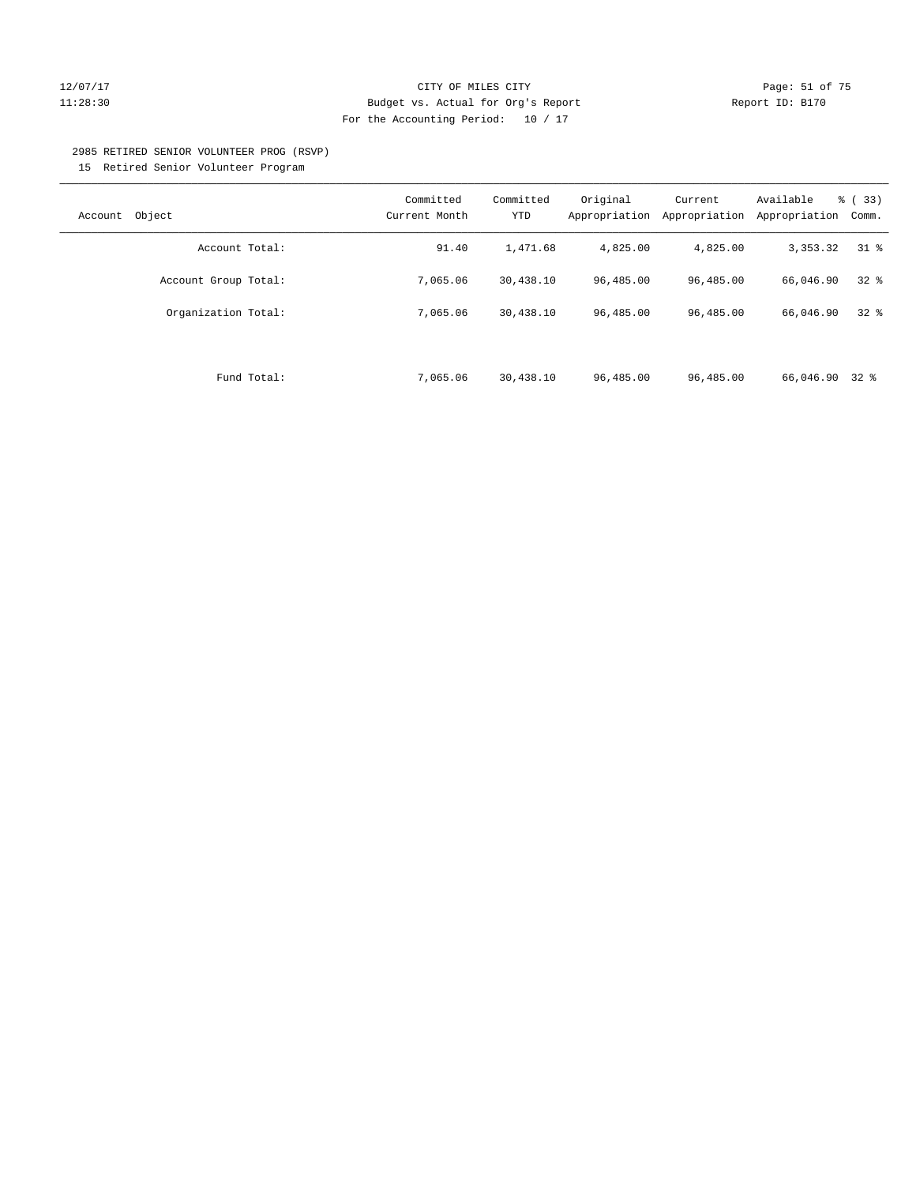CITY OF MILES CITY

Budget vs. Actual for Org's Report

For the Accounting Period: 10 / 17

2985 RETIRED SENIOR VOLUNTEER PROG (RSVP)

15 Retired Senior Volunteer Program

| Account Object | Committed Current Month | Committed YTD | Original Appropriation | Current Appropriation | Available Appropriation | % ( 33) Comm. |
|---|---|---|---|---|---|---|
| Account Total: | 91.40 | 1,471.68 | 4,825.00 | 4,825.00 | 3,353.32 | 31 % |
| Account Group Total: | 7,065.06 | 30,438.10 | 96,485.00 | 96,485.00 | 66,046.90 | 32 % |
| Organization Total: | 7,065.06 | 30,438.10 | 96,485.00 | 96,485.00 | 66,046.90 | 32 % |
| Fund Total: | 7,065.06 | 30,438.10 | 96,485.00 | 96,485.00 | 66,046.90 | 32 % |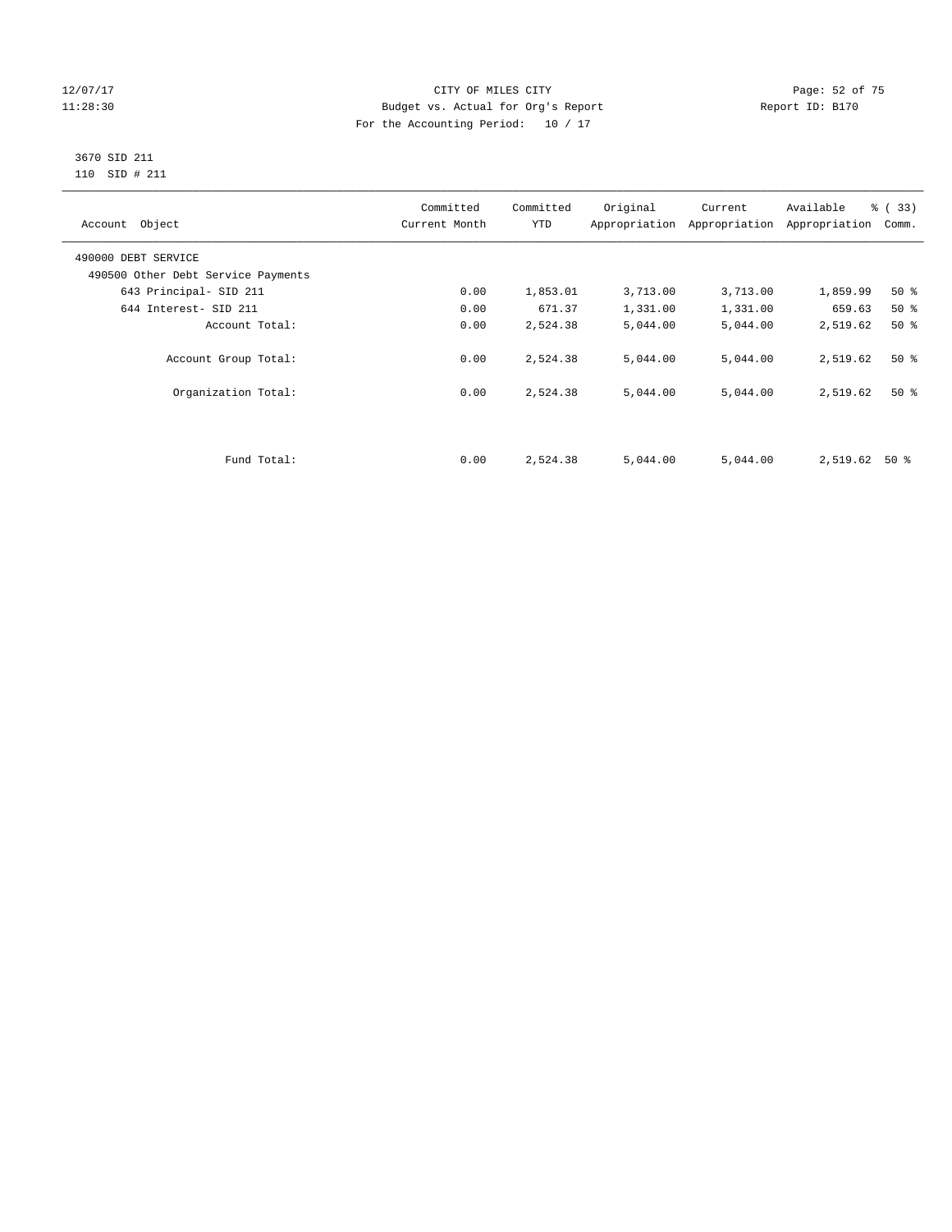CITY OF MILES CITY
Budget vs. Actual for Org's Report
For the Accounting Period: 10 / 17

12/07/17
11:28:30

Report ID: B170

3670 SID 211
110 SID # 211

| Account Object | Committed Current Month | Committed YTD | Original Appropriation | Current Appropriation | Available Appropriation | % ( 33) Comm. |
|---|---|---|---|---|---|---|
| 490000 DEBT SERVICE | | | | | | |
| 490500 Other Debt Service Payments | | | | | | |
| 643 Principal- SID 211 | 0.00 | 1,853.01 | 3,713.00 | 3,713.00 | 1,859.99 | 50 % |
| 644 Interest- SID 211 | 0.00 | 671.37 | 1,331.00 | 1,331.00 | 659.63 | 50 % |
| Account Total: | 0.00 | 2,524.38 | 5,044.00 | 5,044.00 | 2,519.62 | 50 % |
| Account Group Total: | 0.00 | 2,524.38 | 5,044.00 | 5,044.00 | 2,519.62 | 50 % |
| Organization Total: | 0.00 | 2,524.38 | 5,044.00 | 5,044.00 | 2,519.62 | 50 % |
| Fund Total: | 0.00 | 2,524.38 | 5,044.00 | 5,044.00 | 2,519.62 | 50 % |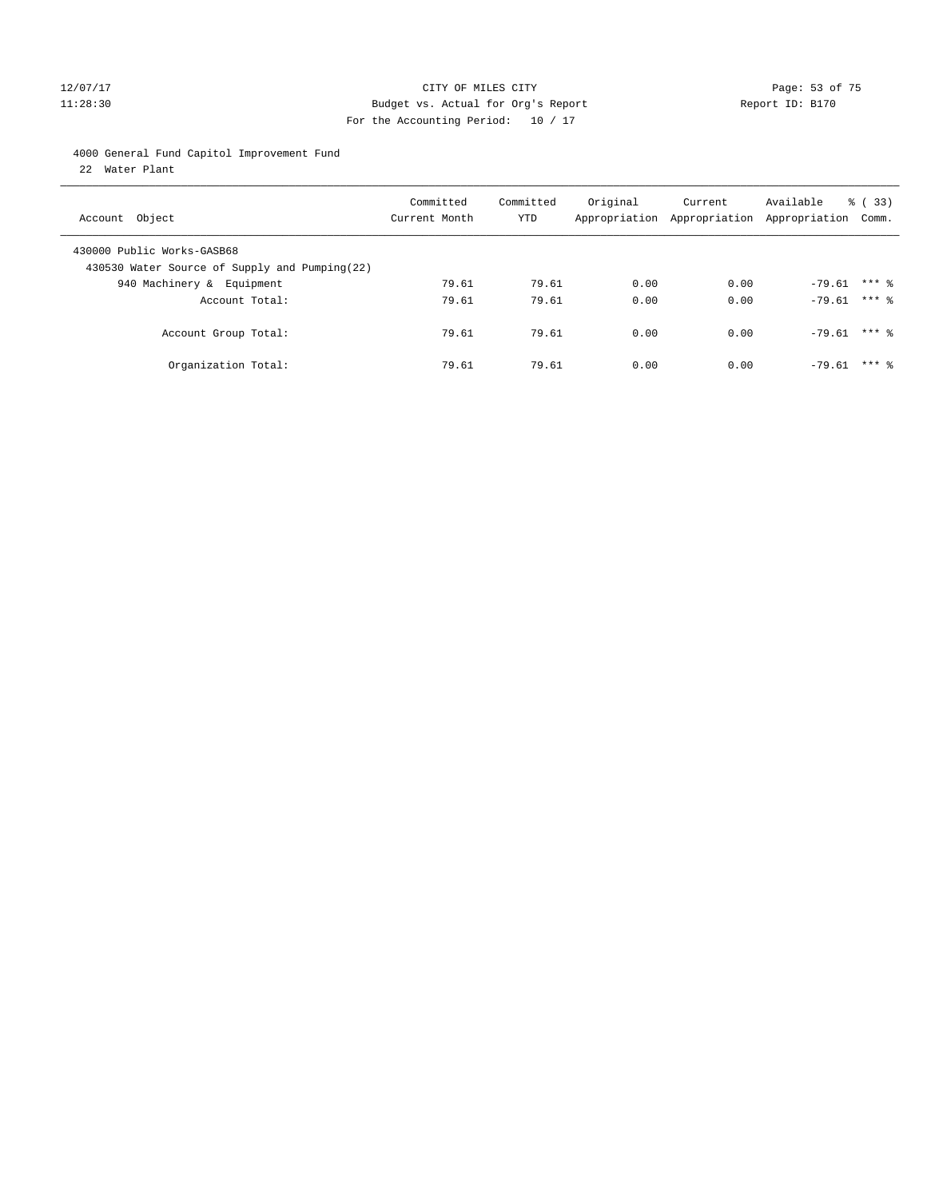4000 General Fund Capitol Improvement Fund

22 Water Plant

| Account Object | Committed Current Month | Committed YTD | Original Appropriation | Current Appropriation | Available Appropriation | % ( 33) Comm. |
|---|---|---|---|---|---|---|
| 430000 Public Works-GASB68 | | | | | | |
| 430530 Water Source of Supply and Pumping(22) | | | | | | |
| 940 Machinery & Equipment | 79.61 | 79.61 | 0.00 | 0.00 | -79.61 | *** % |
| Account Total: | 79.61 | 79.61 | 0.00 | 0.00 | -79.61 | *** % |
| Account Group Total: | 79.61 | 79.61 | 0.00 | 0.00 | -79.61 | *** % |
| Organization Total: | 79.61 | 79.61 | 0.00 | 0.00 | -79.61 | *** % |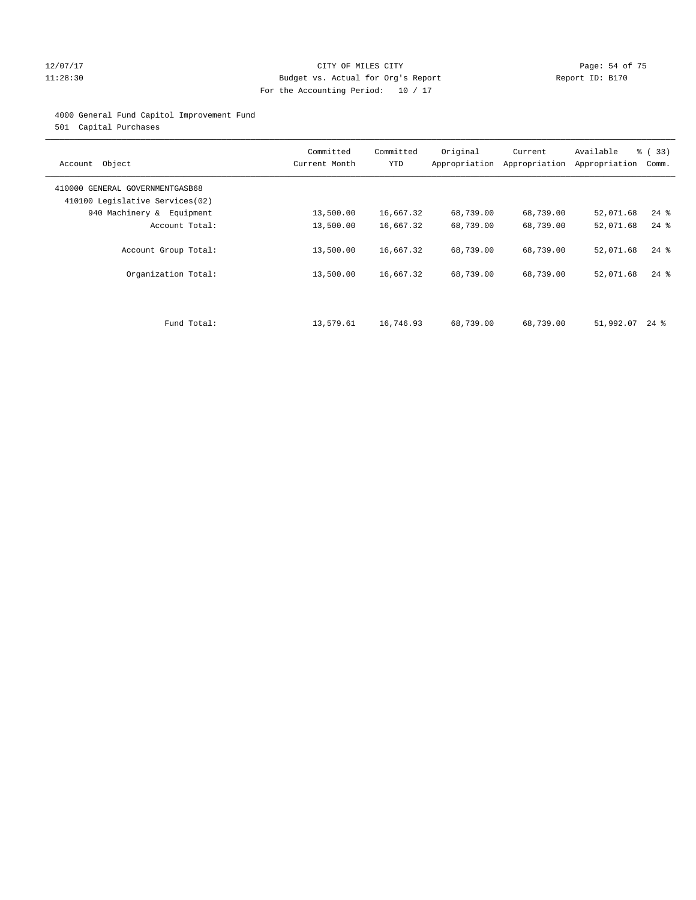CITY OF MILES CITY

Budget vs. Actual for Org's Report

For the Accounting Period: 10 / 17

12/07/17 11:28:30 — Report ID: B170

4000 General Fund Capitol Improvement Fund

501 Capital Purchases

| Account Object | Committed Current Month | Committed YTD | Original Appropriation | Current Appropriation | Available Appropriation | % ( 33) Comm. |
|---|---|---|---|---|---|---|
| 410000 GENERAL GOVERNMENTGASB68 | | | | | | |
| 410100 Legislative Services(02) | | | | | | |
| 940 Machinery & Equipment | 13,500.00 | 16,667.32 | 68,739.00 | 68,739.00 | 52,071.68 | 24 % |
| Account Total: | 13,500.00 | 16,667.32 | 68,739.00 | 68,739.00 | 52,071.68 | 24 % |
| Account Group Total: | 13,500.00 | 16,667.32 | 68,739.00 | 68,739.00 | 52,071.68 | 24 % |
| Organization Total: | 13,500.00 | 16,667.32 | 68,739.00 | 68,739.00 | 52,071.68 | 24 % |
| Fund Total: | 13,579.61 | 16,746.93 | 68,739.00 | 68,739.00 | 51,992.07 | 24 % |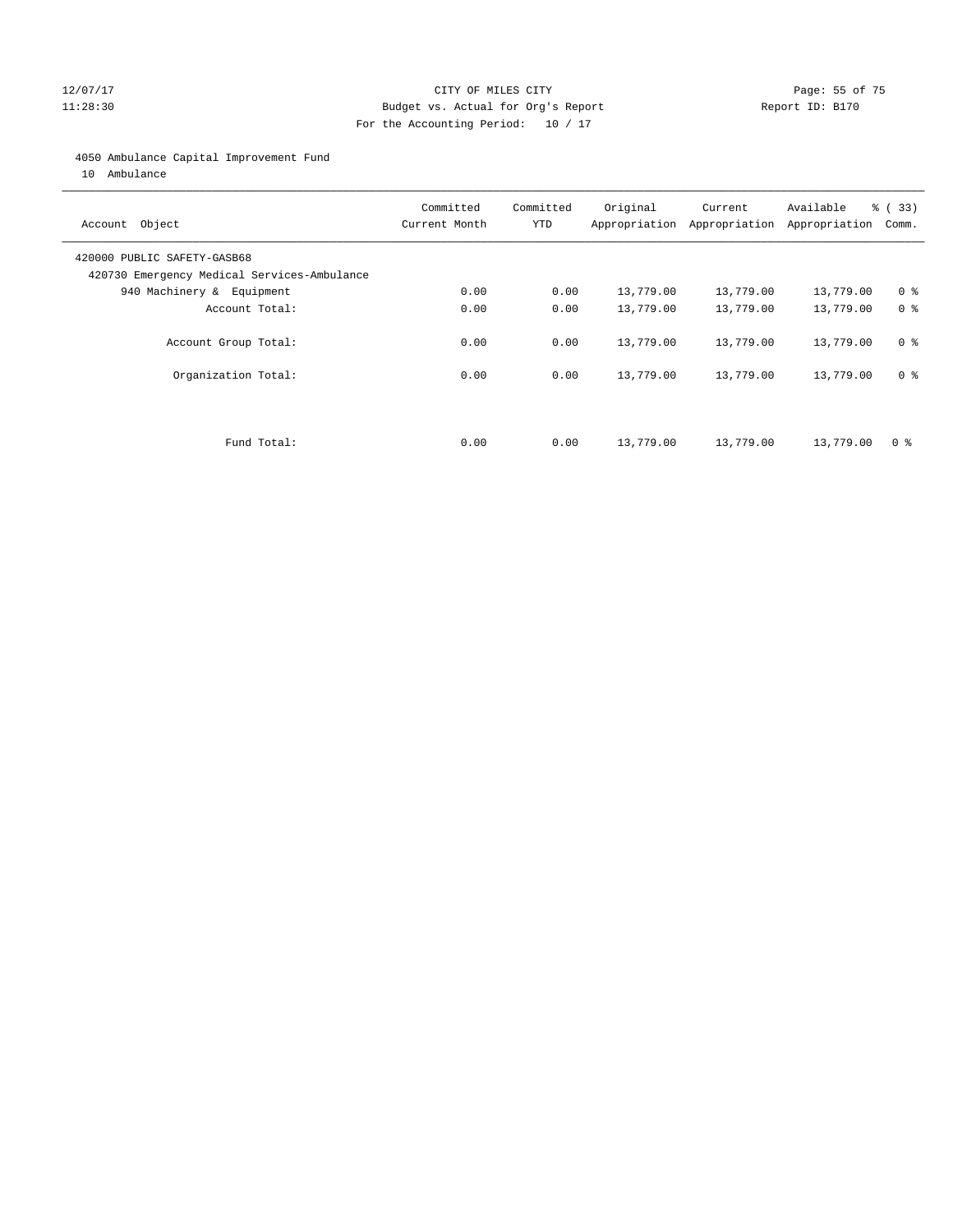12/07/17 CITY OF MILES CITY
11:28:30 Budget vs. Actual for Org's Report Report ID: B170
For the Accounting Period: 10 / 17

4050 Ambulance Capital Improvement Fund
10 Ambulance

| Account Object | Committed Current Month | Committed YTD | Original Appropriation | Current Appropriation | Available Appropriation | % ( 33) Comm. |
|---|---|---|---|---|---|---|
| 420000 PUBLIC SAFETY-GASB68 | | | | | | |
| 420730 Emergency Medical Services-Ambulance | | | | | | |
| 940 Machinery & Equipment | 0.00 | 0.00 | 13,779.00 | 13,779.00 | 13,779.00 | 0 % |
| Account Total: | 0.00 | 0.00 | 13,779.00 | 13,779.00 | 13,779.00 | 0 % |
| Account Group Total: | 0.00 | 0.00 | 13,779.00 | 13,779.00 | 13,779.00 | 0 % |
| Organization Total: | 0.00 | 0.00 | 13,779.00 | 13,779.00 | 13,779.00 | 0 % |
| Fund Total: | 0.00 | 0.00 | 13,779.00 | 13,779.00 | 13,779.00 | 0 % |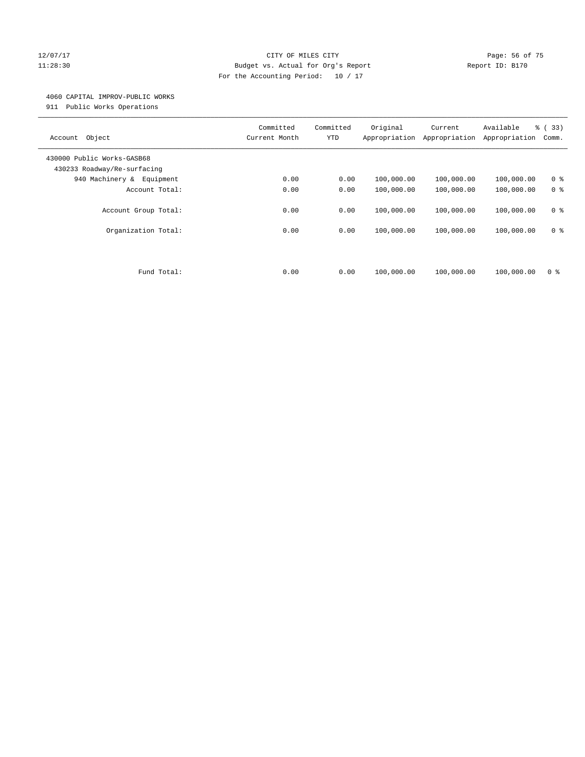CITY OF MILES CITY
Budget vs. Actual for Org's Report
For the Accounting Period: 10 / 17

12/07/17 11:28:30 Report ID: B170

4060 CAPITAL IMPROV-PUBLIC WORKS
911 Public Works Operations

| Account Object | Committed Current Month | Committed YTD | Original Appropriation | Current Appropriation | Available Appropriation | % ( 33) Comm. |
|---|---|---|---|---|---|---|
| 430000 Public Works-GASB68 | | | | | | |
| 430233 Roadway/Re-surfacing | | | | | | |
| 940 Machinery & Equipment | 0.00 | 0.00 | 100,000.00 | 100,000.00 | 100,000.00 | 0 % |
| Account Total: | 0.00 | 0.00 | 100,000.00 | 100,000.00 | 100,000.00 | 0 % |
| Account Group Total: | 0.00 | 0.00 | 100,000.00 | 100,000.00 | 100,000.00 | 0 % |
| Organization Total: | 0.00 | 0.00 | 100,000.00 | 100,000.00 | 100,000.00 | 0 % |
| Fund Total: | 0.00 | 0.00 | 100,000.00 | 100,000.00 | 100,000.00 | 0 % |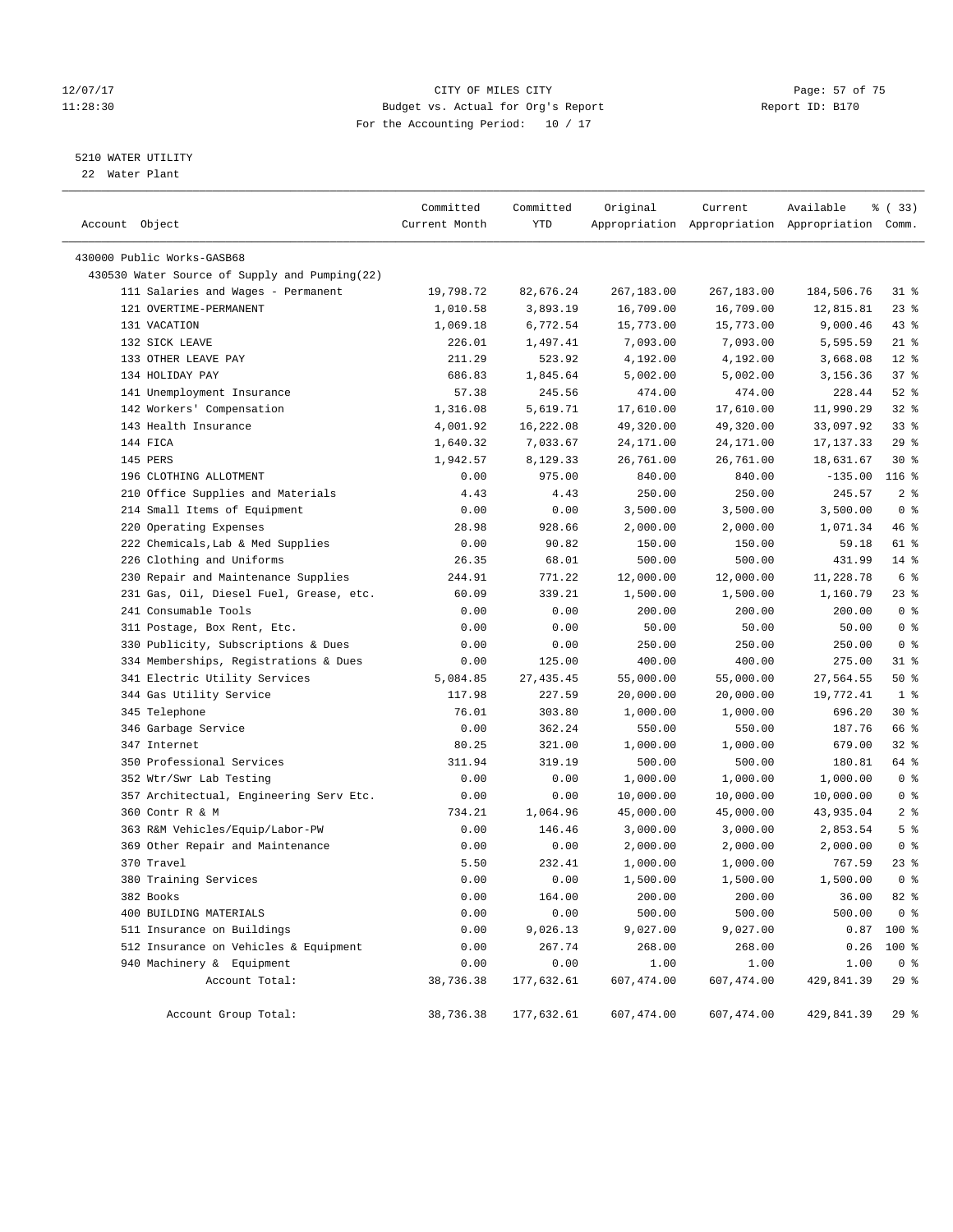CITY OF MILES CITY
Budget vs. Actual for Org's Report
For the Accounting Period: 10 / 17

12/07/17
11:28:30

Report ID: B170

5210 WATER UTILITY
22 Water Plant

| Account Object | Committed Current Month | Committed YTD | Original Appropriation | Current Appropriation | Available Appropriation | % ( 33) Comm. |
|---|---|---|---|---|---|---|
| 430000 Public Works-GASB68 | | | | | | |
| 430530 Water Source of Supply and Pumping(22) | | | | | | |
| 111 Salaries and Wages - Permanent | 19,798.72 | 82,676.24 | 267,183.00 | 267,183.00 | 184,506.76 | 31 % |
| 121 OVERTIME-PERMANENT | 1,010.58 | 3,893.19 | 16,709.00 | 16,709.00 | 12,815.81 | 23 % |
| 131 VACATION | 1,069.18 | 6,772.54 | 15,773.00 | 15,773.00 | 9,000.46 | 43 % |
| 132 SICK LEAVE | 226.01 | 1,497.41 | 7,093.00 | 7,093.00 | 5,595.59 | 21 % |
| 133 OTHER LEAVE PAY | 211.29 | 523.92 | 4,192.00 | 4,192.00 | 3,668.08 | 12 % |
| 134 HOLIDAY PAY | 686.83 | 1,845.64 | 5,002.00 | 5,002.00 | 3,156.36 | 37 % |
| 141 Unemployment Insurance | 57.38 | 245.56 | 474.00 | 474.00 | 228.44 | 52 % |
| 142 Workers' Compensation | 1,316.08 | 5,619.71 | 17,610.00 | 17,610.00 | 11,990.29 | 32 % |
| 143 Health Insurance | 4,001.92 | 16,222.08 | 49,320.00 | 49,320.00 | 33,097.92 | 33 % |
| 144 FICA | 1,640.32 | 7,033.67 | 24,171.00 | 24,171.00 | 17,137.33 | 29 % |
| 145 PERS | 1,942.57 | 8,129.33 | 26,761.00 | 26,761.00 | 18,631.67 | 30 % |
| 196 CLOTHING ALLOTMENT | 0.00 | 975.00 | 840.00 | 840.00 | -135.00 | 116 % |
| 210 Office Supplies and Materials | 4.43 | 4.43 | 250.00 | 250.00 | 245.57 | 2 % |
| 214 Small Items of Equipment | 0.00 | 0.00 | 3,500.00 | 3,500.00 | 3,500.00 | 0 % |
| 220 Operating Expenses | 28.98 | 928.66 | 2,000.00 | 2,000.00 | 1,071.34 | 46 % |
| 222 Chemicals,Lab & Med Supplies | 0.00 | 90.82 | 150.00 | 150.00 | 59.18 | 61 % |
| 226 Clothing and Uniforms | 26.35 | 68.01 | 500.00 | 500.00 | 431.99 | 14 % |
| 230 Repair and Maintenance Supplies | 244.91 | 771.22 | 12,000.00 | 12,000.00 | 11,228.78 | 6 % |
| 231 Gas, Oil, Diesel Fuel, Grease, etc. | 60.09 | 339.21 | 1,500.00 | 1,500.00 | 1,160.79 | 23 % |
| 241 Consumable Tools | 0.00 | 0.00 | 200.00 | 200.00 | 200.00 | 0 % |
| 311 Postage, Box Rent, Etc. | 0.00 | 0.00 | 50.00 | 50.00 | 50.00 | 0 % |
| 330 Publicity, Subscriptions & Dues | 0.00 | 0.00 | 250.00 | 250.00 | 250.00 | 0 % |
| 334 Memberships, Registrations & Dues | 0.00 | 125.00 | 400.00 | 400.00 | 275.00 | 31 % |
| 341 Electric Utility Services | 5,084.85 | 27,435.45 | 55,000.00 | 55,000.00 | 27,564.55 | 50 % |
| 344 Gas Utility Service | 117.98 | 227.59 | 20,000.00 | 20,000.00 | 19,772.41 | 1 % |
| 345 Telephone | 76.01 | 303.80 | 1,000.00 | 1,000.00 | 696.20 | 30 % |
| 346 Garbage Service | 0.00 | 362.24 | 550.00 | 550.00 | 187.76 | 66 % |
| 347 Internet | 80.25 | 321.00 | 1,000.00 | 1,000.00 | 679.00 | 32 % |
| 350 Professional Services | 311.94 | 319.19 | 500.00 | 500.00 | 180.81 | 64 % |
| 352 Wtr/Swr Lab Testing | 0.00 | 0.00 | 1,000.00 | 1,000.00 | 1,000.00 | 0 % |
| 357 Architectual, Engineering Serv Etc. | 0.00 | 0.00 | 10,000.00 | 10,000.00 | 10,000.00 | 0 % |
| 360 Contr R & M | 734.21 | 1,064.96 | 45,000.00 | 45,000.00 | 43,935.04 | 2 % |
| 363 R&M Vehicles/Equip/Labor-PW | 0.00 | 146.46 | 3,000.00 | 3,000.00 | 2,853.54 | 5 % |
| 369 Other Repair and Maintenance | 0.00 | 0.00 | 2,000.00 | 2,000.00 | 2,000.00 | 0 % |
| 370 Travel | 5.50 | 232.41 | 1,000.00 | 1,000.00 | 767.59 | 23 % |
| 380 Training Services | 0.00 | 0.00 | 1,500.00 | 1,500.00 | 1,500.00 | 0 % |
| 382 Books | 0.00 | 164.00 | 200.00 | 200.00 | 36.00 | 82 % |
| 400 BUILDING MATERIALS | 0.00 | 0.00 | 500.00 | 500.00 | 500.00 | 0 % |
| 511 Insurance on Buildings | 0.00 | 9,026.13 | 9,027.00 | 9,027.00 | 0.87 | 100 % |
| 512 Insurance on Vehicles & Equipment | 0.00 | 267.74 | 268.00 | 268.00 | 0.26 | 100 % |
| 940 Machinery & Equipment | 0.00 | 0.00 | 1.00 | 1.00 | 1.00 | 0 % |
| Account Total: | 38,736.38 | 177,632.61 | 607,474.00 | 607,474.00 | 429,841.39 | 29 % |
| Account Group Total: | 38,736.38 | 177,632.61 | 607,474.00 | 607,474.00 | 429,841.39 | 29 % |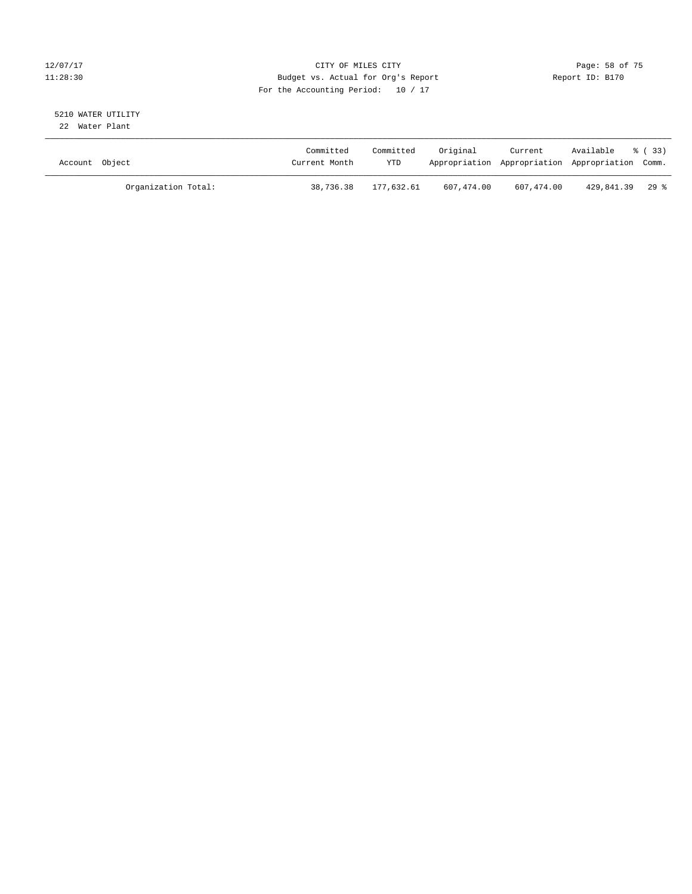CITY OF MILES CITY
Budget vs. Actual for Org's Report
For the Accounting Period: 10 / 17

Report ID: B170

## 5210 WATER UTILITY

22 Water Plant

| Account Object | Committed Current Month | Committed YTD | Original Appropriation | Current Appropriation | Available Appropriation | % ( 33) Comm. |
|---|---|---|---|---|---|---|
| Organization Total: | 38,736.38 | 177,632.61 | 607,474.00 | 607,474.00 | 429,841.39 | 29 % |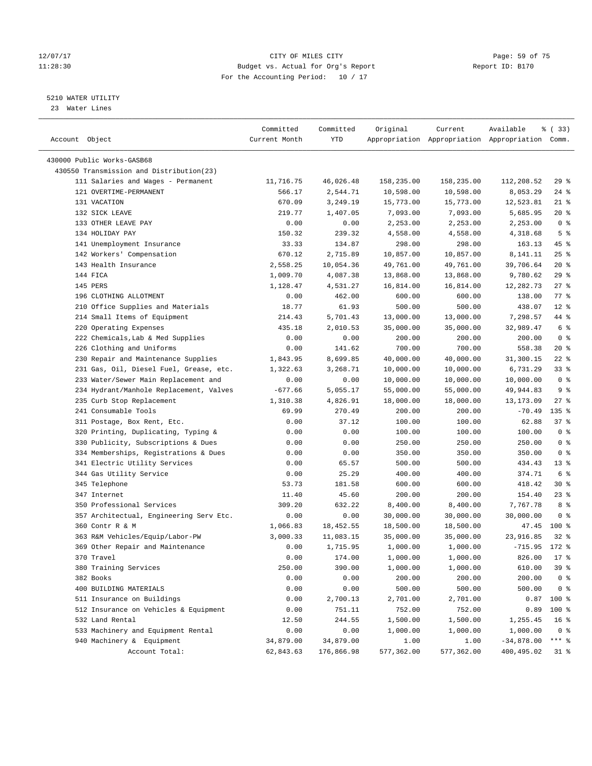12/07/17 CITY OF MILES CITY
11:28:30 Budget vs. Actual for Org's Report Report ID: B170
For the Accounting Period: 10 / 17

5210 WATER UTILITY
23 Water Lines

| Account Object | Committed Current Month | Committed YTD | Original Appropriation | Current Appropriation | Available Appropriation | % ( 33) Comm. |
|---|---|---|---|---|---|---|
| 430000 Public Works-GASB68 | | | | | | |
| 430550 Transmission and Distribution(23) | | | | | | |
| 111 Salaries and Wages - Permanent | 11,716.75 | 46,026.48 | 158,235.00 | 158,235.00 | 112,208.52 | 29 % |
| 121 OVERTIME-PERMANENT | 566.17 | 2,544.71 | 10,598.00 | 10,598.00 | 8,053.29 | 24 % |
| 131 VACATION | 670.09 | 3,249.19 | 15,773.00 | 15,773.00 | 12,523.81 | 21 % |
| 132 SICK LEAVE | 219.77 | 1,407.05 | 7,093.00 | 7,093.00 | 5,685.95 | 20 % |
| 133 OTHER LEAVE PAY | 0.00 | 0.00 | 2,253.00 | 2,253.00 | 2,253.00 | 0 % |
| 134 HOLIDAY PAY | 150.32 | 239.32 | 4,558.00 | 4,558.00 | 4,318.68 | 5 % |
| 141 Unemployment Insurance | 33.33 | 134.87 | 298.00 | 298.00 | 163.13 | 45 % |
| 142 Workers' Compensation | 670.12 | 2,715.89 | 10,857.00 | 10,857.00 | 8,141.11 | 25 % |
| 143 Health Insurance | 2,558.25 | 10,054.36 | 49,761.00 | 49,761.00 | 39,706.64 | 20 % |
| 144 FICA | 1,009.70 | 4,087.38 | 13,868.00 | 13,868.00 | 9,780.62 | 29 % |
| 145 PERS | 1,128.47 | 4,531.27 | 16,814.00 | 16,814.00 | 12,282.73 | 27 % |
| 196 CLOTHING ALLOTMENT | 0.00 | 462.00 | 600.00 | 600.00 | 138.00 | 77 % |
| 210 Office Supplies and Materials | 18.77 | 61.93 | 500.00 | 500.00 | 438.07 | 12 % |
| 214 Small Items of Equipment | 214.43 | 5,701.43 | 13,000.00 | 13,000.00 | 7,298.57 | 44 % |
| 220 Operating Expenses | 435.18 | 2,010.53 | 35,000.00 | 35,000.00 | 32,989.47 | 6 % |
| 222 Chemicals,Lab & Med Supplies | 0.00 | 0.00 | 200.00 | 200.00 | 200.00 | 0 % |
| 226 Clothing and Uniforms | 0.00 | 141.62 | 700.00 | 700.00 | 558.38 | 20 % |
| 230 Repair and Maintenance Supplies | 1,843.95 | 8,699.85 | 40,000.00 | 40,000.00 | 31,300.15 | 22 % |
| 231 Gas, Oil, Diesel Fuel, Grease, etc. | 1,322.63 | 3,268.71 | 10,000.00 | 10,000.00 | 6,731.29 | 33 % |
| 233 Water/Sewer Main Replacement and | 0.00 | 0.00 | 10,000.00 | 10,000.00 | 10,000.00 | 0 % |
| 234 Hydrant/Manhole Replacement, Valves | -677.66 | 5,055.17 | 55,000.00 | 55,000.00 | 49,944.83 | 9 % |
| 235 Curb Stop Replacement | 1,310.38 | 4,826.91 | 18,000.00 | 18,000.00 | 13,173.09 | 27 % |
| 241 Consumable Tools | 69.99 | 270.49 | 200.00 | 200.00 | -70.49 | 135 % |
| 311 Postage, Box Rent, Etc. | 0.00 | 37.12 | 100.00 | 100.00 | 62.88 | 37 % |
| 320 Printing, Duplicating, Typing & | 0.00 | 0.00 | 100.00 | 100.00 | 100.00 | 0 % |
| 330 Publicity, Subscriptions & Dues | 0.00 | 0.00 | 250.00 | 250.00 | 250.00 | 0 % |
| 334 Memberships, Registrations & Dues | 0.00 | 0.00 | 350.00 | 350.00 | 350.00 | 0 % |
| 341 Electric Utility Services | 0.00 | 65.57 | 500.00 | 500.00 | 434.43 | 13 % |
| 344 Gas Utility Service | 0.00 | 25.29 | 400.00 | 400.00 | 374.71 | 6 % |
| 345 Telephone | 53.73 | 181.58 | 600.00 | 600.00 | 418.42 | 30 % |
| 347 Internet | 11.40 | 45.60 | 200.00 | 200.00 | 154.40 | 23 % |
| 350 Professional Services | 309.20 | 632.22 | 8,400.00 | 8,400.00 | 7,767.78 | 8 % |
| 357 Architectual, Engineering Serv Etc. | 0.00 | 0.00 | 30,000.00 | 30,000.00 | 30,000.00 | 0 % |
| 360 Contr R & M | 1,066.83 | 18,452.55 | 18,500.00 | 18,500.00 | 47.45 | 100 % |
| 363 R&M Vehicles/Equip/Labor-PW | 3,000.33 | 11,083.15 | 35,000.00 | 35,000.00 | 23,916.85 | 32 % |
| 369 Other Repair and Maintenance | 0.00 | 1,715.95 | 1,000.00 | 1,000.00 | -715.95 | 172 % |
| 370 Travel | 0.00 | 174.00 | 1,000.00 | 1,000.00 | 826.00 | 17 % |
| 380 Training Services | 250.00 | 390.00 | 1,000.00 | 1,000.00 | 610.00 | 39 % |
| 382 Books | 0.00 | 0.00 | 200.00 | 200.00 | 200.00 | 0 % |
| 400 BUILDING MATERIALS | 0.00 | 0.00 | 500.00 | 500.00 | 500.00 | 0 % |
| 511 Insurance on Buildings | 0.00 | 2,700.13 | 2,701.00 | 2,701.00 | 0.87 | 100 % |
| 512 Insurance on Vehicles & Equipment | 0.00 | 751.11 | 752.00 | 752.00 | 0.89 | 100 % |
| 532 Land Rental | 12.50 | 244.55 | 1,500.00 | 1,500.00 | 1,255.45 | 16 % |
| 533 Machinery and Equipment Rental | 0.00 | 0.00 | 1,000.00 | 1,000.00 | 1,000.00 | 0 % |
| 940 Machinery & Equipment | 34,879.00 | 34,879.00 | 1.00 | 1.00 | -34,878.00 | *** % |
| Account Total: | 62,843.63 | 176,866.98 | 577,362.00 | 577,362.00 | 400,495.02 | 31 % |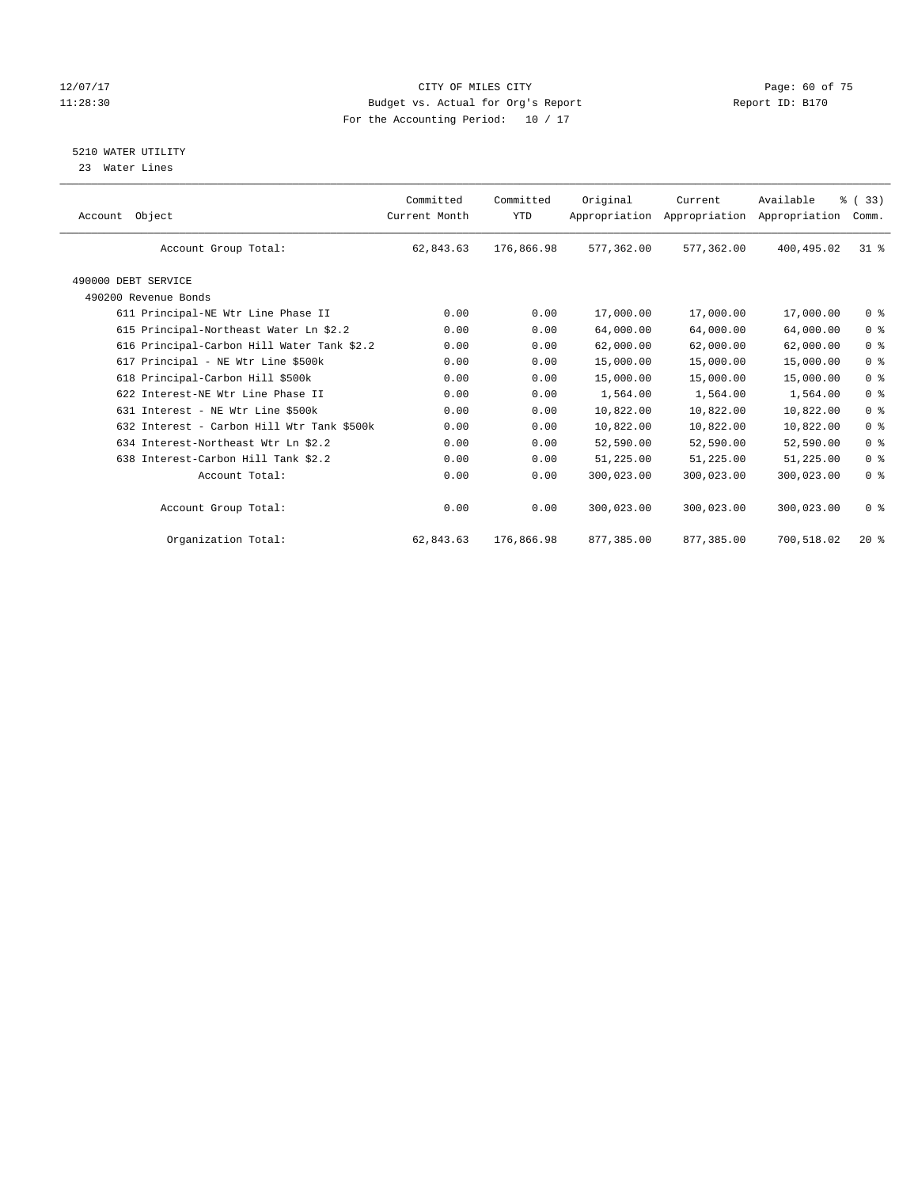CITY OF MILES CITY
Budget vs. Actual for Org's Report
For the Accounting Period: 10 / 17

12/07/17
11:28:30

Report ID: B170

5210 WATER UTILITY
23 Water Lines

| Account Object | Committed Current Month | Committed YTD | Original Appropriation | Current Appropriation | Available Appropriation | % ( 33) Comm. |
|---|---|---|---|---|---|---|
| Account Group Total: | 62,843.63 | 176,866.98 | 577,362.00 | 577,362.00 | 400,495.02 | 31 % |
| 490000 DEBT SERVICE | | | | | | |
| 490200 Revenue Bonds | | | | | | |
| 611 Principal-NE Wtr Line Phase II | 0.00 | 0.00 | 17,000.00 | 17,000.00 | 17,000.00 | 0 % |
| 615 Principal-Northeast Water Ln $2.2 | 0.00 | 0.00 | 64,000.00 | 64,000.00 | 64,000.00 | 0 % |
| 616 Principal-Carbon Hill Water Tank $2.2 | 0.00 | 0.00 | 62,000.00 | 62,000.00 | 62,000.00 | 0 % |
| 617 Principal - NE Wtr Line $500k | 0.00 | 0.00 | 15,000.00 | 15,000.00 | 15,000.00 | 0 % |
| 618 Principal-Carbon Hill $500k | 0.00 | 0.00 | 15,000.00 | 15,000.00 | 15,000.00 | 0 % |
| 622 Interest-NE Wtr Line Phase II | 0.00 | 0.00 | 1,564.00 | 1,564.00 | 1,564.00 | 0 % |
| 631 Interest - NE Wtr Line $500k | 0.00 | 0.00 | 10,822.00 | 10,822.00 | 10,822.00 | 0 % |
| 632 Interest - Carbon Hill Wtr Tank $500k | 0.00 | 0.00 | 10,822.00 | 10,822.00 | 10,822.00 | 0 % |
| 634 Interest-Northeast Wtr Ln $2.2 | 0.00 | 0.00 | 52,590.00 | 52,590.00 | 52,590.00 | 0 % |
| 638 Interest-Carbon Hill Tank $2.2 | 0.00 | 0.00 | 51,225.00 | 51,225.00 | 51,225.00 | 0 % |
| Account Total: | 0.00 | 0.00 | 300,023.00 | 300,023.00 | 300,023.00 | 0 % |
| Account Group Total: | 0.00 | 0.00 | 300,023.00 | 300,023.00 | 300,023.00 | 0 % |
| Organization Total: | 62,843.63 | 176,866.98 | 877,385.00 | 877,385.00 | 700,518.02 | 20 % |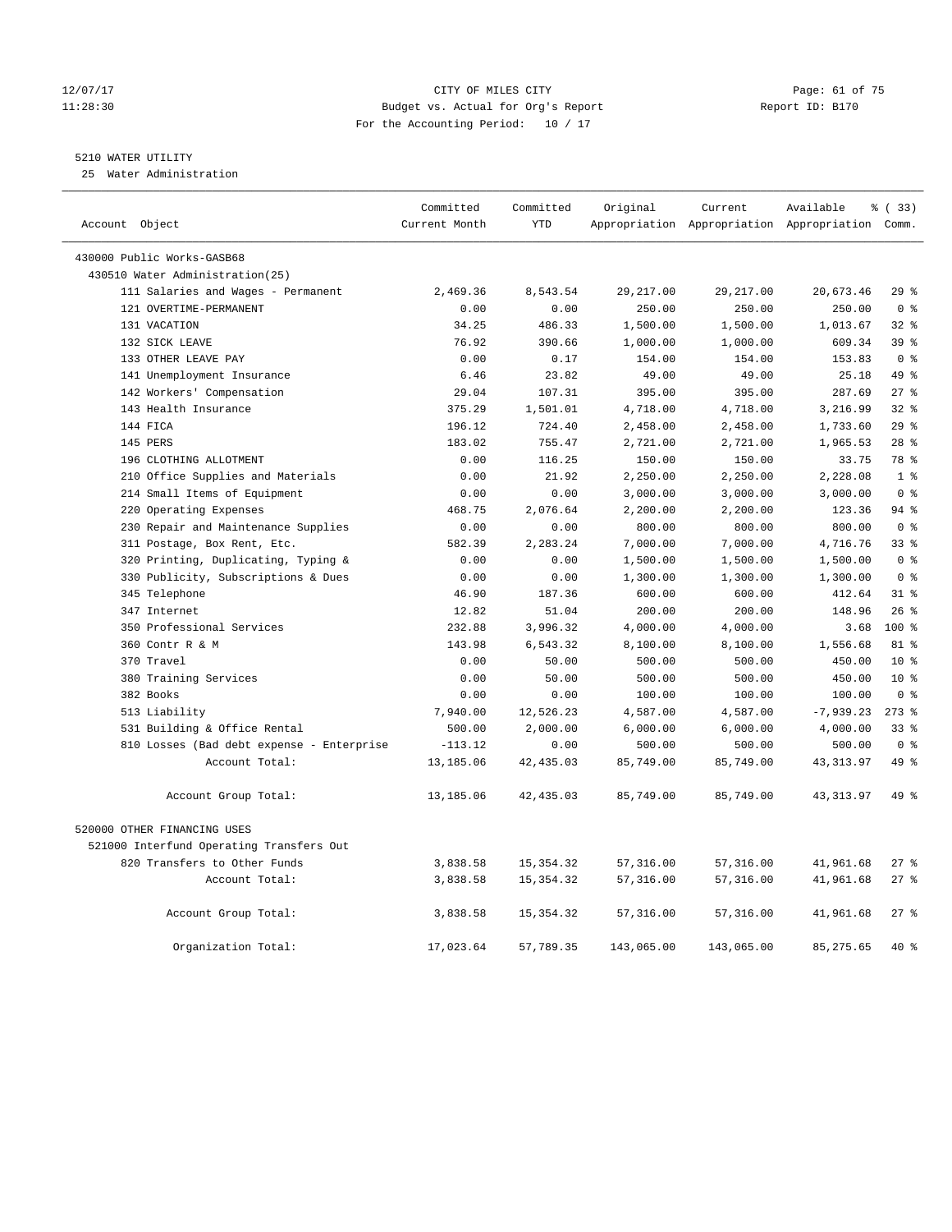12/07/17 CITY OF MILES CITY
11:28:30 Budget vs. Actual for Org's Report Report ID: B170
For the Accounting Period: 10 / 17

5210 WATER UTILITY
25 Water Administration

| Account Object | Committed Current Month | Committed YTD | Original Appropriation | Current Appropriation | Available Appropriation | % ( 33) Comm. |
|---|---|---|---|---|---|---|
| 430000 Public Works-GASB68 | | | | | | |
| 430510 Water Administration(25) | | | | | | |
| 111 Salaries and Wages - Permanent | 2,469.36 | 8,543.54 | 29,217.00 | 29,217.00 | 20,673.46 | 29 % |
| 121 OVERTIME-PERMANENT | 0.00 | 0.00 | 250.00 | 250.00 | 250.00 | 0 % |
| 131 VACATION | 34.25 | 486.33 | 1,500.00 | 1,500.00 | 1,013.67 | 32 % |
| 132 SICK LEAVE | 76.92 | 390.66 | 1,000.00 | 1,000.00 | 609.34 | 39 % |
| 133 OTHER LEAVE PAY | 0.00 | 0.17 | 154.00 | 154.00 | 153.83 | 0 % |
| 141 Unemployment Insurance | 6.46 | 23.82 | 49.00 | 49.00 | 25.18 | 49 % |
| 142 Workers' Compensation | 29.04 | 107.31 | 395.00 | 395.00 | 287.69 | 27 % |
| 143 Health Insurance | 375.29 | 1,501.01 | 4,718.00 | 4,718.00 | 3,216.99 | 32 % |
| 144 FICA | 196.12 | 724.40 | 2,458.00 | 2,458.00 | 1,733.60 | 29 % |
| 145 PERS | 183.02 | 755.47 | 2,721.00 | 2,721.00 | 1,965.53 | 28 % |
| 196 CLOTHING ALLOTMENT | 0.00 | 116.25 | 150.00 | 150.00 | 33.75 | 78 % |
| 210 Office Supplies and Materials | 0.00 | 21.92 | 2,250.00 | 2,250.00 | 2,228.08 | 1 % |
| 214 Small Items of Equipment | 0.00 | 0.00 | 3,000.00 | 3,000.00 | 3,000.00 | 0 % |
| 220 Operating Expenses | 468.75 | 2,076.64 | 2,200.00 | 2,200.00 | 123.36 | 94 % |
| 230 Repair and Maintenance Supplies | 0.00 | 0.00 | 800.00 | 800.00 | 800.00 | 0 % |
| 311 Postage, Box Rent, Etc. | 582.39 | 2,283.24 | 7,000.00 | 7,000.00 | 4,716.76 | 33 % |
| 320 Printing, Duplicating, Typing & | 0.00 | 0.00 | 1,500.00 | 1,500.00 | 1,500.00 | 0 % |
| 330 Publicity, Subscriptions & Dues | 0.00 | 0.00 | 1,300.00 | 1,300.00 | 1,300.00 | 0 % |
| 345 Telephone | 46.90 | 187.36 | 600.00 | 600.00 | 412.64 | 31 % |
| 347 Internet | 12.82 | 51.04 | 200.00 | 200.00 | 148.96 | 26 % |
| 350 Professional Services | 232.88 | 3,996.32 | 4,000.00 | 4,000.00 | 3.68 | 100 % |
| 360 Contr R & M | 143.98 | 6,543.32 | 8,100.00 | 8,100.00 | 1,556.68 | 81 % |
| 370 Travel | 0.00 | 50.00 | 500.00 | 500.00 | 450.00 | 10 % |
| 380 Training Services | 0.00 | 50.00 | 500.00 | 500.00 | 450.00 | 10 % |
| 382 Books | 0.00 | 0.00 | 100.00 | 100.00 | 100.00 | 0 % |
| 513 Liability | 7,940.00 | 12,526.23 | 4,587.00 | 4,587.00 | -7,939.23 | 273 % |
| 531 Building & Office Rental | 500.00 | 2,000.00 | 6,000.00 | 6,000.00 | 4,000.00 | 33 % |
| 810 Losses (Bad debt expense - Enterprise | -113.12 | 0.00 | 500.00 | 500.00 | 500.00 | 0 % |
| Account Total: | 13,185.06 | 42,435.03 | 85,749.00 | 85,749.00 | 43,313.97 | 49 % |
| Account Group Total: | 13,185.06 | 42,435.03 | 85,749.00 | 85,749.00 | 43,313.97 | 49 % |
| 520000 OTHER FINANCING USES | | | | | | |
| 521000 Interfund Operating Transfers Out | | | | | | |
| 820 Transfers to Other Funds | 3,838.58 | 15,354.32 | 57,316.00 | 57,316.00 | 41,961.68 | 27 % |
| Account Total: | 3,838.58 | 15,354.32 | 57,316.00 | 57,316.00 | 41,961.68 | 27 % |
| Account Group Total: | 3,838.58 | 15,354.32 | 57,316.00 | 57,316.00 | 41,961.68 | 27 % |
| Organization Total: | 17,023.64 | 57,789.35 | 143,065.00 | 143,065.00 | 85,275.65 | 40 % |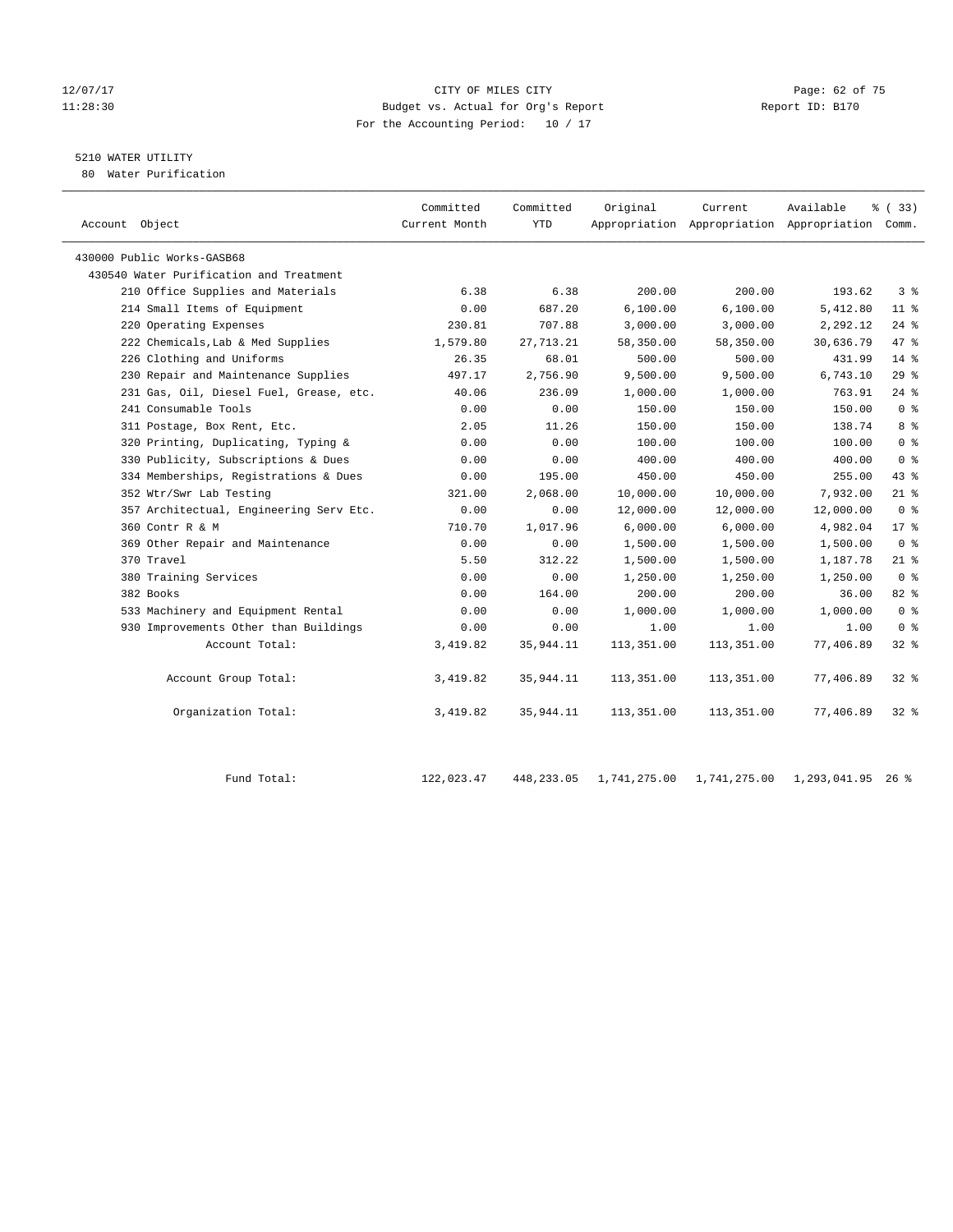12/07/17 CITY OF MILES CITY
11:28:30 Budget vs. Actual for Org's Report Report ID: B170
For the Accounting Period: 10 / 17

5210 WATER UTILITY
80 Water Purification

| Account Object | Committed Current Month | Committed YTD | Original Appropriation | Current Appropriation | Available Appropriation | % ( 33) Comm. |
|---|---|---|---|---|---|---|
| 430000 Public Works-GASB68 | | | | | | |
| 430540 Water Purification and Treatment | | | | | | |
| 210 Office Supplies and Materials | 6.38 | 6.38 | 200.00 | 200.00 | 193.62 | 3 % |
| 214 Small Items of Equipment | 0.00 | 687.20 | 6,100.00 | 6,100.00 | 5,412.80 | 11 % |
| 220 Operating Expenses | 230.81 | 707.88 | 3,000.00 | 3,000.00 | 2,292.12 | 24 % |
| 222 Chemicals,Lab & Med Supplies | 1,579.80 | 27,713.21 | 58,350.00 | 58,350.00 | 30,636.79 | 47 % |
| 226 Clothing and Uniforms | 26.35 | 68.01 | 500.00 | 500.00 | 431.99 | 14 % |
| 230 Repair and Maintenance Supplies | 497.17 | 2,756.90 | 9,500.00 | 9,500.00 | 6,743.10 | 29 % |
| 231 Gas, Oil, Diesel Fuel, Grease, etc. | 40.06 | 236.09 | 1,000.00 | 1,000.00 | 763.91 | 24 % |
| 241 Consumable Tools | 0.00 | 0.00 | 150.00 | 150.00 | 150.00 | 0 % |
| 311 Postage, Box Rent, Etc. | 2.05 | 11.26 | 150.00 | 150.00 | 138.74 | 8 % |
| 320 Printing, Duplicating, Typing & | 0.00 | 0.00 | 100.00 | 100.00 | 100.00 | 0 % |
| 330 Publicity, Subscriptions & Dues | 0.00 | 0.00 | 400.00 | 400.00 | 400.00 | 0 % |
| 334 Memberships, Registrations & Dues | 0.00 | 195.00 | 450.00 | 450.00 | 255.00 | 43 % |
| 352 Wtr/Swr Lab Testing | 321.00 | 2,068.00 | 10,000.00 | 10,000.00 | 7,932.00 | 21 % |
| 357 Architectual, Engineering Serv Etc. | 0.00 | 0.00 | 12,000.00 | 12,000.00 | 12,000.00 | 0 % |
| 360 Contr R & M | 710.70 | 1,017.96 | 6,000.00 | 6,000.00 | 4,982.04 | 17 % |
| 369 Other Repair and Maintenance | 0.00 | 0.00 | 1,500.00 | 1,500.00 | 1,500.00 | 0 % |
| 370 Travel | 5.50 | 312.22 | 1,500.00 | 1,500.00 | 1,187.78 | 21 % |
| 380 Training Services | 0.00 | 0.00 | 1,250.00 | 1,250.00 | 1,250.00 | 0 % |
| 382 Books | 0.00 | 164.00 | 200.00 | 200.00 | 36.00 | 82 % |
| 533 Machinery and Equipment Rental | 0.00 | 0.00 | 1,000.00 | 1,000.00 | 1,000.00 | 0 % |
| 930 Improvements Other than Buildings | 0.00 | 0.00 | 1.00 | 1.00 | 1.00 | 0 % |
| Account Total: | 3,419.82 | 35,944.11 | 113,351.00 | 113,351.00 | 77,406.89 | 32 % |
| Account Group Total: | 3,419.82 | 35,944.11 | 113,351.00 | 113,351.00 | 77,406.89 | 32 % |
| Organization Total: | 3,419.82 | 35,944.11 | 113,351.00 | 113,351.00 | 77,406.89 | 32 % |
| Fund Total: | 122,023.47 | 448,233.05 | 1,741,275.00 | 1,741,275.00 | 1,293,041.95 | 26 % |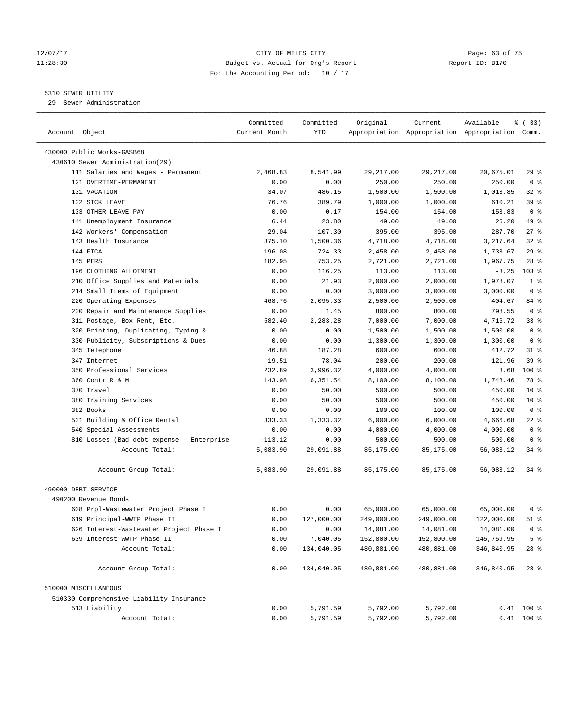CITY OF MILES CITY
Budget vs. Actual for Org's Report
For the Accounting Period: 10 / 17

5310 SEWER UTILITY
29 Sewer Administration

| Account Object | Committed Current Month | Committed YTD | Original Appropriation | Current Appropriation | Available Appropriation | % ( 33) Comm. |
|---|---|---|---|---|---|---|
| 430000 Public Works-GASB68 | | | | | | |
| 430610 Sewer Administration(29) | | | | | | |
| 111 Salaries and Wages - Permanent | 2,468.83 | 8,541.99 | 29,217.00 | 29,217.00 | 20,675.01 | 29 % |
| 121 OVERTIME-PERMANENT | 0.00 | 0.00 | 250.00 | 250.00 | 250.00 | 0 % |
| 131 VACATION | 34.07 | 486.15 | 1,500.00 | 1,500.00 | 1,013.85 | 32 % |
| 132 SICK LEAVE | 76.76 | 389.79 | 1,000.00 | 1,000.00 | 610.21 | 39 % |
| 133 OTHER LEAVE PAY | 0.00 | 0.17 | 154.00 | 154.00 | 153.83 | 0 % |
| 141 Unemployment Insurance | 6.44 | 23.80 | 49.00 | 49.00 | 25.20 | 49 % |
| 142 Workers' Compensation | 29.04 | 107.30 | 395.00 | 395.00 | 287.70 | 27 % |
| 143 Health Insurance | 375.10 | 1,500.36 | 4,718.00 | 4,718.00 | 3,217.64 | 32 % |
| 144 FICA | 196.08 | 724.33 | 2,458.00 | 2,458.00 | 1,733.67 | 29 % |
| 145 PERS | 182.95 | 753.25 | 2,721.00 | 2,721.00 | 1,967.75 | 28 % |
| 196 CLOTHING ALLOTMENT | 0.00 | 116.25 | 113.00 | 113.00 | -3.25 | 103 % |
| 210 Office Supplies and Materials | 0.00 | 21.93 | 2,000.00 | 2,000.00 | 1,978.07 | 1 % |
| 214 Small Items of Equipment | 0.00 | 0.00 | 3,000.00 | 3,000.00 | 3,000.00 | 0 % |
| 220 Operating Expenses | 468.76 | 2,095.33 | 2,500.00 | 2,500.00 | 404.67 | 84 % |
| 230 Repair and Maintenance Supplies | 0.00 | 1.45 | 800.00 | 800.00 | 798.55 | 0 % |
| 311 Postage, Box Rent, Etc. | 582.40 | 2,283.28 | 7,000.00 | 7,000.00 | 4,716.72 | 33 % |
| 320 Printing, Duplicating, Typing & | 0.00 | 0.00 | 1,500.00 | 1,500.00 | 1,500.00 | 0 % |
| 330 Publicity, Subscriptions & Dues | 0.00 | 0.00 | 1,300.00 | 1,300.00 | 1,300.00 | 0 % |
| 345 Telephone | 46.88 | 187.28 | 600.00 | 600.00 | 412.72 | 31 % |
| 347 Internet | 19.51 | 78.04 | 200.00 | 200.00 | 121.96 | 39 % |
| 350 Professional Services | 232.89 | 3,996.32 | 4,000.00 | 4,000.00 | 3.68 | 100 % |
| 360 Contr R & M | 143.98 | 6,351.54 | 8,100.00 | 8,100.00 | 1,748.46 | 78 % |
| 370 Travel | 0.00 | 50.00 | 500.00 | 500.00 | 450.00 | 10 % |
| 380 Training Services | 0.00 | 50.00 | 500.00 | 500.00 | 450.00 | 10 % |
| 382 Books | 0.00 | 0.00 | 100.00 | 100.00 | 100.00 | 0 % |
| 531 Building & Office Rental | 333.33 | 1,333.32 | 6,000.00 | 6,000.00 | 4,666.68 | 22 % |
| 540 Special Assessments | 0.00 | 0.00 | 4,000.00 | 4,000.00 | 4,000.00 | 0 % |
| 810 Losses (Bad debt expense - Enterprise | -113.12 | 0.00 | 500.00 | 500.00 | 500.00 | 0 % |
| Account Total: | 5,083.90 | 29,091.88 | 85,175.00 | 85,175.00 | 56,083.12 | 34 % |
| Account Group Total: | 5,083.90 | 29,091.88 | 85,175.00 | 85,175.00 | 56,083.12 | 34 % |
| 490000 DEBT SERVICE | | | | | | |
| 490200 Revenue Bonds | | | | | | |
| 608 Prpl-Wastewater Project Phase I | 0.00 | 0.00 | 65,000.00 | 65,000.00 | 65,000.00 | 0 % |
| 619 Principal-WWTP Phase II | 0.00 | 127,000.00 | 249,000.00 | 249,000.00 | 122,000.00 | 51 % |
| 626 Interest-Wastewater Project Phase I | 0.00 | 0.00 | 14,081.00 | 14,081.00 | 14,081.00 | 0 % |
| 639 Interest-WWTP Phase II | 0.00 | 7,040.05 | 152,800.00 | 152,800.00 | 145,759.95 | 5 % |
| Account Total: | 0.00 | 134,040.05 | 480,881.00 | 480,881.00 | 346,840.95 | 28 % |
| Account Group Total: | 0.00 | 134,040.05 | 480,881.00 | 480,881.00 | 346,840.95 | 28 % |
| 510000 MISCELLANEOUS | | | | | | |
| 510330 Comprehensive Liability Insurance | | | | | | |
| 513 Liability | 0.00 | 5,791.59 | 5,792.00 | 5,792.00 | 0.41 | 100 % |
| Account Total: | 0.00 | 5,791.59 | 5,792.00 | 5,792.00 | 0.41 | 100 % |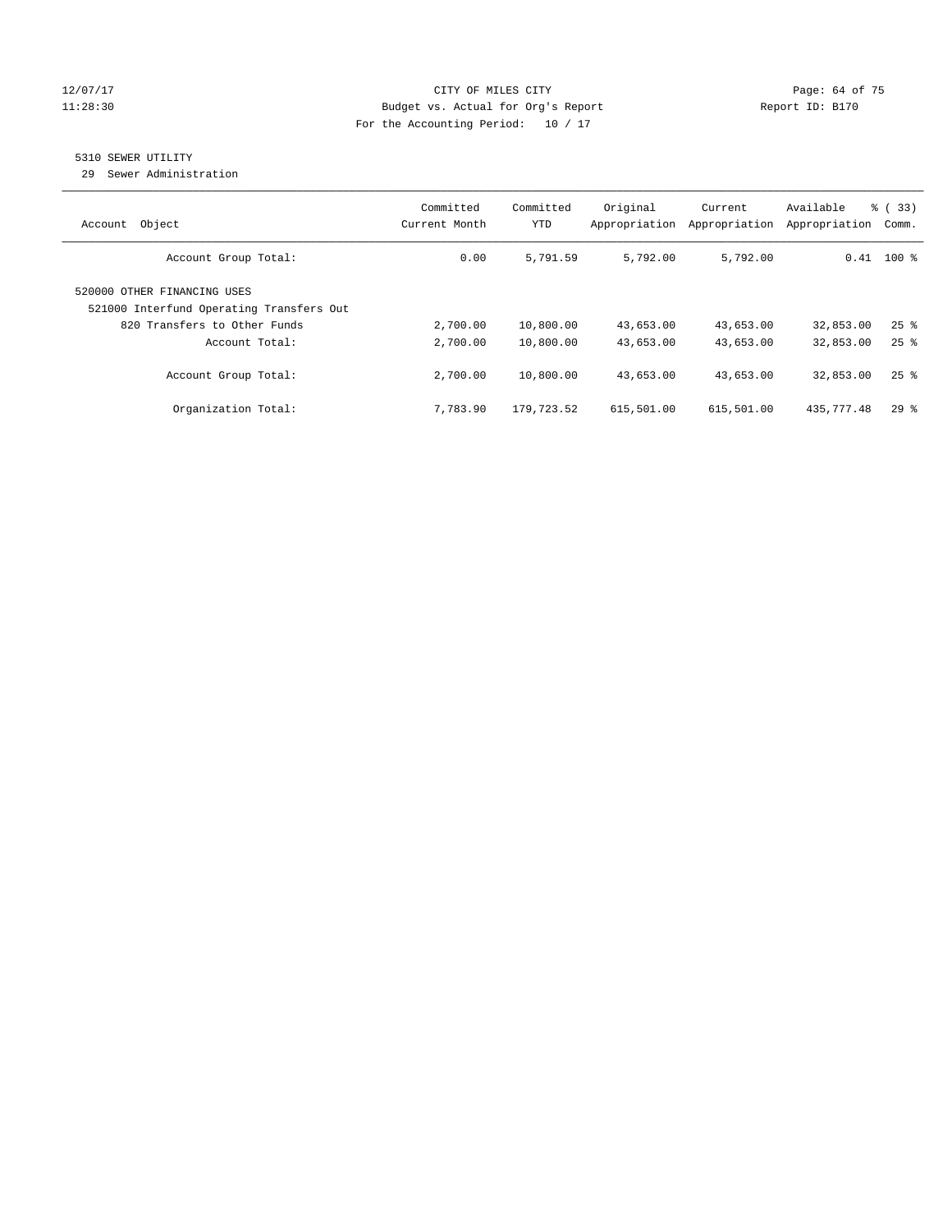CITY OF MILES CITY
Budget vs. Actual for Org's Report
For the Accounting Period: 10 / 17

12/07/17
11:28:30

Report ID: B170

## 5310 SEWER UTILITY

29 Sewer Administration

| Account Object | Committed Current Month | Committed YTD | Original Appropriation | Current Appropriation | Available Appropriation | % ( 33) Comm. |
|---|---|---|---|---|---|---|
| Account Group Total: | 0.00 | 5,791.59 | 5,792.00 | 5,792.00 | 0.41 | 100 % |
| 520000 OTHER FINANCING USES | | | | | | |
| 521000 Interfund Operating Transfers Out | | | | | | |
| 820 Transfers to Other Funds | 2,700.00 | 10,800.00 | 43,653.00 | 43,653.00 | 32,853.00 | 25 % |
| Account Total: | 2,700.00 | 10,800.00 | 43,653.00 | 43,653.00 | 32,853.00 | 25 % |
| Account Group Total: | 2,700.00 | 10,800.00 | 43,653.00 | 43,653.00 | 32,853.00 | 25 % |
| Organization Total: | 7,783.90 | 179,723.52 | 615,501.00 | 615,501.00 | 435,777.48 | 29 % |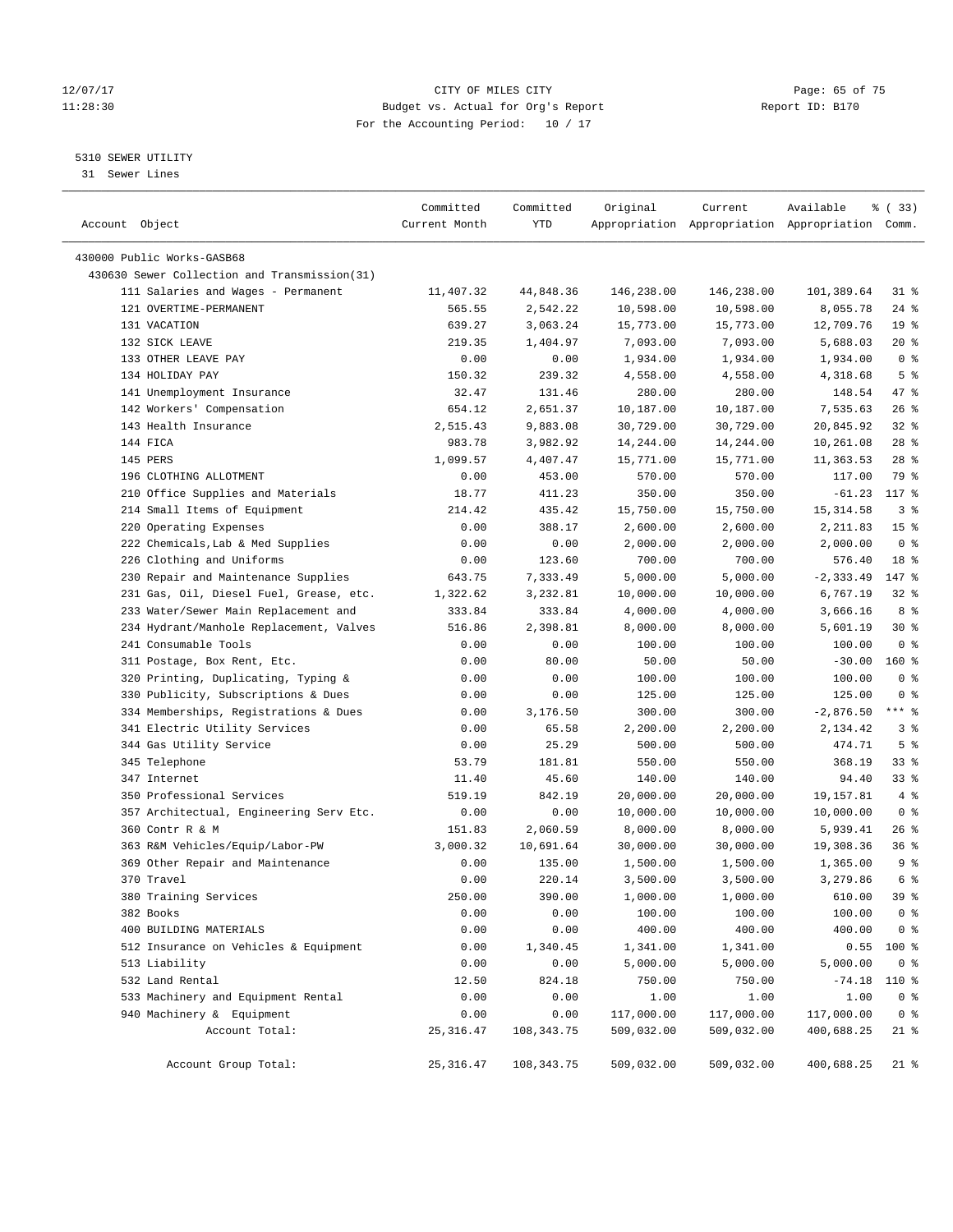CITY OF MILES CITY
Budget vs. Actual for Org's Report
For the Accounting Period: 10 / 17

12/07/17
11:28:30

Report ID: B170

5310 SEWER UTILITY
31 Sewer Lines

| Account Object | Committed Current Month | Committed YTD | Original Appropriation | Current Appropriation | Available Appropriation | % ( 33) Comm. |
|---|---|---|---|---|---|---|
| 430000 Public Works-GASB68 | | | | | | |
| 430630 Sewer Collection and Transmission(31) | | | | | | |
| 111 Salaries and Wages - Permanent | 11,407.32 | 44,848.36 | 146,238.00 | 146,238.00 | 101,389.64 | 31 % |
| 121 OVERTIME-PERMANENT | 565.55 | 2,542.22 | 10,598.00 | 10,598.00 | 8,055.78 | 24 % |
| 131 VACATION | 639.27 | 3,063.24 | 15,773.00 | 15,773.00 | 12,709.76 | 19 % |
| 132 SICK LEAVE | 219.35 | 1,404.97 | 7,093.00 | 7,093.00 | 5,688.03 | 20 % |
| 133 OTHER LEAVE PAY | 0.00 | 0.00 | 1,934.00 | 1,934.00 | 1,934.00 | 0 % |
| 134 HOLIDAY PAY | 150.32 | 239.32 | 4,558.00 | 4,558.00 | 4,318.68 | 5 % |
| 141 Unemployment Insurance | 32.47 | 131.46 | 280.00 | 280.00 | 148.54 | 47 % |
| 142 Workers' Compensation | 654.12 | 2,651.37 | 10,187.00 | 10,187.00 | 7,535.63 | 26 % |
| 143 Health Insurance | 2,515.43 | 9,883.08 | 30,729.00 | 30,729.00 | 20,845.92 | 32 % |
| 144 FICA | 983.78 | 3,982.92 | 14,244.00 | 14,244.00 | 10,261.08 | 28 % |
| 145 PERS | 1,099.57 | 4,407.47 | 15,771.00 | 15,771.00 | 11,363.53 | 28 % |
| 196 CLOTHING ALLOTMENT | 0.00 | 453.00 | 570.00 | 570.00 | 117.00 | 79 % |
| 210 Office Supplies and Materials | 18.77 | 411.23 | 350.00 | 350.00 | -61.23 | 117 % |
| 214 Small Items of Equipment | 214.42 | 435.42 | 15,750.00 | 15,750.00 | 15,314.58 | 3 % |
| 220 Operating Expenses | 0.00 | 388.17 | 2,600.00 | 2,600.00 | 2,211.83 | 15 % |
| 222 Chemicals,Lab & Med Supplies | 0.00 | 0.00 | 2,000.00 | 2,000.00 | 2,000.00 | 0 % |
| 226 Clothing and Uniforms | 0.00 | 123.60 | 700.00 | 700.00 | 576.40 | 18 % |
| 230 Repair and Maintenance Supplies | 643.75 | 7,333.49 | 5,000.00 | 5,000.00 | -2,333.49 | 147 % |
| 231 Gas, Oil, Diesel Fuel, Grease, etc. | 1,322.62 | 3,232.81 | 10,000.00 | 10,000.00 | 6,767.19 | 32 % |
| 233 Water/Sewer Main Replacement and | 333.84 | 333.84 | 4,000.00 | 4,000.00 | 3,666.16 | 8 % |
| 234 Hydrant/Manhole Replacement, Valves | 516.86 | 2,398.81 | 8,000.00 | 8,000.00 | 5,601.19 | 30 % |
| 241 Consumable Tools | 0.00 | 0.00 | 100.00 | 100.00 | 100.00 | 0 % |
| 311 Postage, Box Rent, Etc. | 0.00 | 80.00 | 50.00 | 50.00 | -30.00 | 160 % |
| 320 Printing, Duplicating, Typing & | 0.00 | 0.00 | 100.00 | 100.00 | 100.00 | 0 % |
| 330 Publicity, Subscriptions & Dues | 0.00 | 0.00 | 125.00 | 125.00 | 125.00 | 0 % |
| 334 Memberships, Registrations & Dues | 0.00 | 3,176.50 | 300.00 | 300.00 | -2,876.50 | *** % |
| 341 Electric Utility Services | 0.00 | 65.58 | 2,200.00 | 2,200.00 | 2,134.42 | 3 % |
| 344 Gas Utility Service | 0.00 | 25.29 | 500.00 | 500.00 | 474.71 | 5 % |
| 345 Telephone | 53.79 | 181.81 | 550.00 | 550.00 | 368.19 | 33 % |
| 347 Internet | 11.40 | 45.60 | 140.00 | 140.00 | 94.40 | 33 % |
| 350 Professional Services | 519.19 | 842.19 | 20,000.00 | 20,000.00 | 19,157.81 | 4 % |
| 357 Architectual, Engineering Serv Etc. | 0.00 | 0.00 | 10,000.00 | 10,000.00 | 10,000.00 | 0 % |
| 360 Contr R & M | 151.83 | 2,060.59 | 8,000.00 | 8,000.00 | 5,939.41 | 26 % |
| 363 R&M Vehicles/Equip/Labor-PW | 3,000.32 | 10,691.64 | 30,000.00 | 30,000.00 | 19,308.36 | 36 % |
| 369 Other Repair and Maintenance | 0.00 | 135.00 | 1,500.00 | 1,500.00 | 1,365.00 | 9 % |
| 370 Travel | 0.00 | 220.14 | 3,500.00 | 3,500.00 | 3,279.86 | 6 % |
| 380 Training Services | 250.00 | 390.00 | 1,000.00 | 1,000.00 | 610.00 | 39 % |
| 382 Books | 0.00 | 0.00 | 100.00 | 100.00 | 100.00 | 0 % |
| 400 BUILDING MATERIALS | 0.00 | 0.00 | 400.00 | 400.00 | 400.00 | 0 % |
| 512 Insurance on Vehicles & Equipment | 0.00 | 1,340.45 | 1,341.00 | 1,341.00 | 0.55 | 100 % |
| 513 Liability | 0.00 | 0.00 | 5,000.00 | 5,000.00 | 5,000.00 | 0 % |
| 532 Land Rental | 12.50 | 824.18 | 750.00 | 750.00 | -74.18 | 110 % |
| 533 Machinery and Equipment Rental | 0.00 | 0.00 | 1.00 | 1.00 | 1.00 | 0 % |
| 940 Machinery & Equipment | 0.00 | 0.00 | 117,000.00 | 117,000.00 | 117,000.00 | 0 % |
| Account Total: | 25,316.47 | 108,343.75 | 509,032.00 | 509,032.00 | 400,688.25 | 21 % |
| Account Group Total: | 25,316.47 | 108,343.75 | 509,032.00 | 509,032.00 | 400,688.25 | 21 % |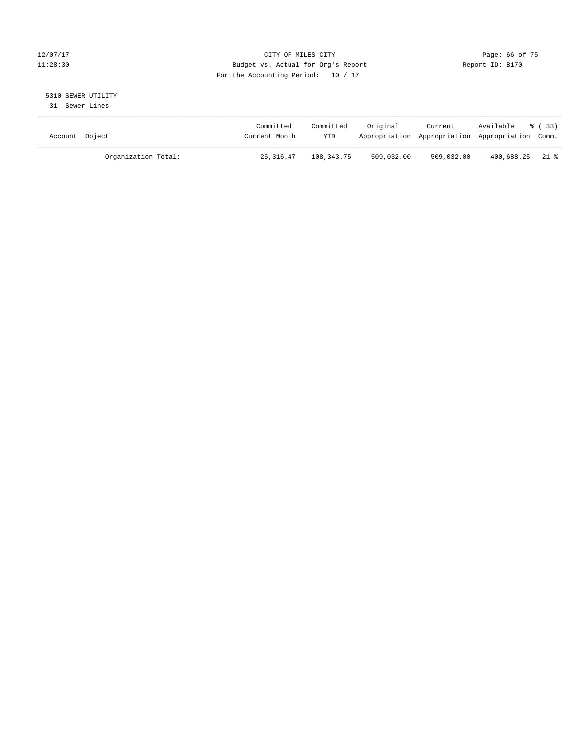CITY OF MILES CITY
Budget vs. Actual for Org's Report
For the Accounting Period: 10 / 17

Report ID: B170

## 5310 SEWER UTILITY

31 Sewer Lines

| Account Object | Committed Current Month | Committed YTD | Original Appropriation | Current Appropriation | Available Appropriation | % ( 33) Comm. |
|---|---|---|---|---|---|---|
| Organization Total: | 25,316.47 | 108,343.75 | 509,032.00 | 509,032.00 | 400,688.25 | 21 % |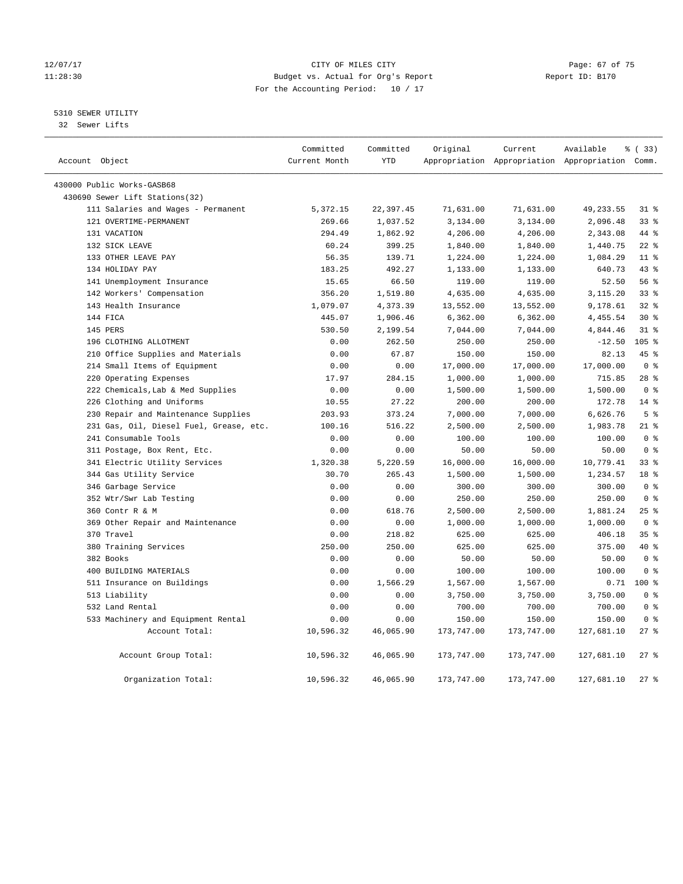12/07/17 CITY OF MILES CITY
11:28:30 Budget vs. Actual for Org's Report Report ID: B170
For the Accounting Period: 10 / 17

5310 SEWER UTILITY
32 Sewer Lifts

| Account Object | Committed Current Month | Committed YTD | Original Appropriation | Current Appropriation | Available Appropriation | % ( 33) Comm. |
|---|---|---|---|---|---|---|
| 430000 Public Works-GASB68 | | | | | | |
| 430690 Sewer Lift Stations(32) | | | | | | |
| 111 Salaries and Wages - Permanent | 5,372.15 | 22,397.45 | 71,631.00 | 71,631.00 | 49,233.55 | 31 % |
| 121 OVERTIME-PERMANENT | 269.66 | 1,037.52 | 3,134.00 | 3,134.00 | 2,096.48 | 33 % |
| 131 VACATION | 294.49 | 1,862.92 | 4,206.00 | 4,206.00 | 2,343.08 | 44 % |
| 132 SICK LEAVE | 60.24 | 399.25 | 1,840.00 | 1,840.00 | 1,440.75 | 22 % |
| 133 OTHER LEAVE PAY | 56.35 | 139.71 | 1,224.00 | 1,224.00 | 1,084.29 | 11 % |
| 134 HOLIDAY PAY | 183.25 | 492.27 | 1,133.00 | 1,133.00 | 640.73 | 43 % |
| 141 Unemployment Insurance | 15.65 | 66.50 | 119.00 | 119.00 | 52.50 | 56 % |
| 142 Workers' Compensation | 356.20 | 1,519.80 | 4,635.00 | 4,635.00 | 3,115.20 | 33 % |
| 143 Health Insurance | 1,079.07 | 4,373.39 | 13,552.00 | 13,552.00 | 9,178.61 | 32 % |
| 144 FICA | 445.07 | 1,906.46 | 6,362.00 | 6,362.00 | 4,455.54 | 30 % |
| 145 PERS | 530.50 | 2,199.54 | 7,044.00 | 7,044.00 | 4,844.46 | 31 % |
| 196 CLOTHING ALLOTMENT | 0.00 | 262.50 | 250.00 | 250.00 | -12.50 | 105 % |
| 210 Office Supplies and Materials | 0.00 | 67.87 | 150.00 | 150.00 | 82.13 | 45 % |
| 214 Small Items of Equipment | 0.00 | 0.00 | 17,000.00 | 17,000.00 | 17,000.00 | 0 % |
| 220 Operating Expenses | 17.97 | 284.15 | 1,000.00 | 1,000.00 | 715.85 | 28 % |
| 222 Chemicals,Lab & Med Supplies | 0.00 | 0.00 | 1,500.00 | 1,500.00 | 1,500.00 | 0 % |
| 226 Clothing and Uniforms | 10.55 | 27.22 | 200.00 | 200.00 | 172.78 | 14 % |
| 230 Repair and Maintenance Supplies | 203.93 | 373.24 | 7,000.00 | 7,000.00 | 6,626.76 | 5 % |
| 231 Gas, Oil, Diesel Fuel, Grease, etc. | 100.16 | 516.22 | 2,500.00 | 2,500.00 | 1,983.78 | 21 % |
| 241 Consumable Tools | 0.00 | 0.00 | 100.00 | 100.00 | 100.00 | 0 % |
| 311 Postage, Box Rent, Etc. | 0.00 | 0.00 | 50.00 | 50.00 | 50.00 | 0 % |
| 341 Electric Utility Services | 1,320.38 | 5,220.59 | 16,000.00 | 16,000.00 | 10,779.41 | 33 % |
| 344 Gas Utility Service | 30.70 | 265.43 | 1,500.00 | 1,500.00 | 1,234.57 | 18 % |
| 346 Garbage Service | 0.00 | 0.00 | 300.00 | 300.00 | 300.00 | 0 % |
| 352 Wtr/Swr Lab Testing | 0.00 | 0.00 | 250.00 | 250.00 | 250.00 | 0 % |
| 360 Contr R & M | 0.00 | 618.76 | 2,500.00 | 2,500.00 | 1,881.24 | 25 % |
| 369 Other Repair and Maintenance | 0.00 | 0.00 | 1,000.00 | 1,000.00 | 1,000.00 | 0 % |
| 370 Travel | 0.00 | 218.82 | 625.00 | 625.00 | 406.18 | 35 % |
| 380 Training Services | 250.00 | 250.00 | 625.00 | 625.00 | 375.00 | 40 % |
| 382 Books | 0.00 | 0.00 | 50.00 | 50.00 | 50.00 | 0 % |
| 400 BUILDING MATERIALS | 0.00 | 0.00 | 100.00 | 100.00 | 100.00 | 0 % |
| 511 Insurance on Buildings | 0.00 | 1,566.29 | 1,567.00 | 1,567.00 | 0.71 | 100 % |
| 513 Liability | 0.00 | 0.00 | 3,750.00 | 3,750.00 | 3,750.00 | 0 % |
| 532 Land Rental | 0.00 | 0.00 | 700.00 | 700.00 | 700.00 | 0 % |
| 533 Machinery and Equipment Rental | 0.00 | 0.00 | 150.00 | 150.00 | 150.00 | 0 % |
| Account Total: | 10,596.32 | 46,065.90 | 173,747.00 | 173,747.00 | 127,681.10 | 27 % |
| Account Group Total: | 10,596.32 | 46,065.90 | 173,747.00 | 173,747.00 | 127,681.10 | 27 % |
| Organization Total: | 10,596.32 | 46,065.90 | 173,747.00 | 173,747.00 | 127,681.10 | 27 % |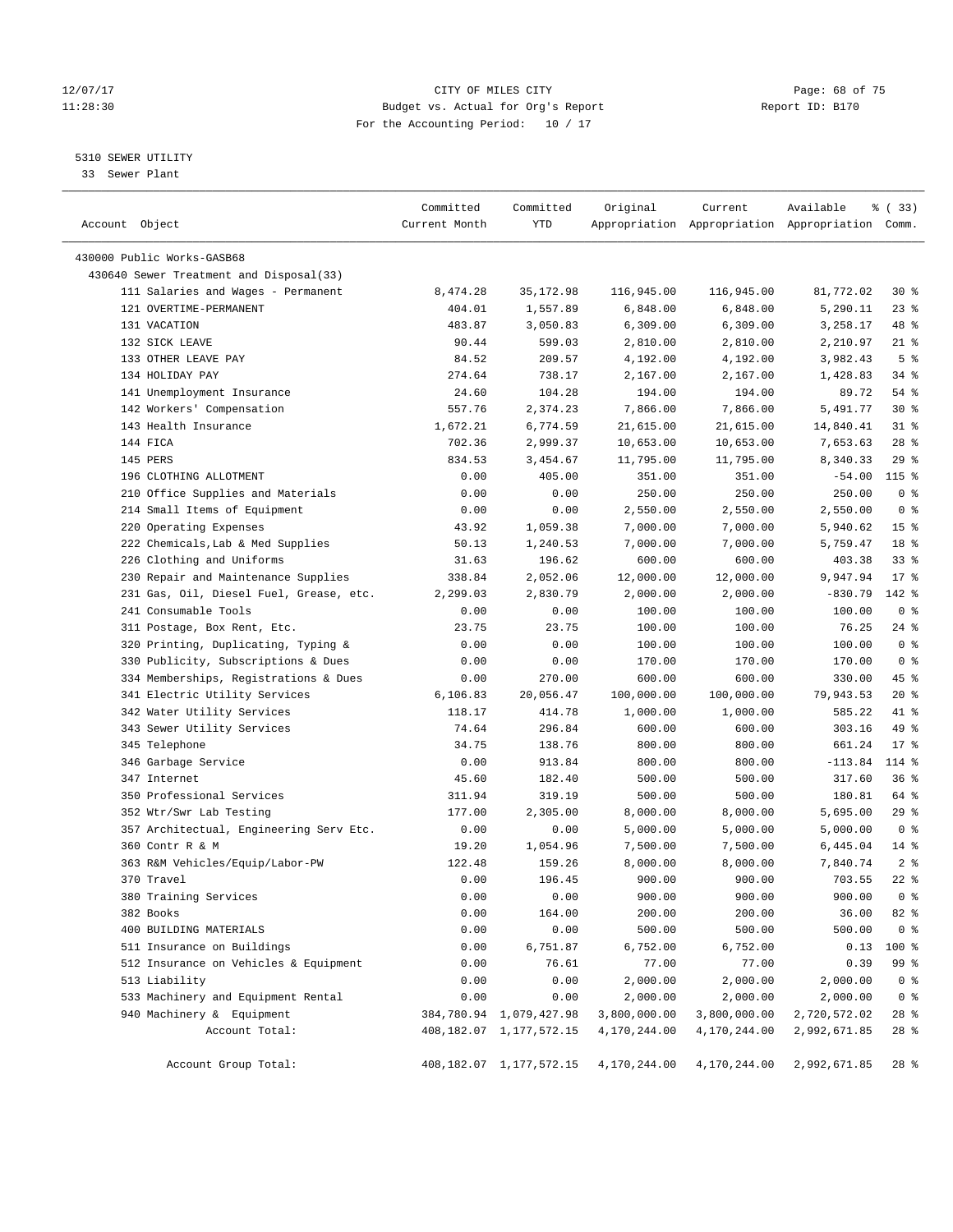CITY OF MILES CITY
Budget vs. Actual for Org's Report
For the Accounting Period: 10 / 17

5310 SEWER UTILITY
33 Sewer Plant

| Account Object | Committed Current Month | Committed YTD | Original Appropriation | Current Appropriation | Available Appropriation | % ( 33) Comm. |
|---|---|---|---|---|---|---|
| 430000 Public Works-GASB68 | | | | | | |
| 430640 Sewer Treatment and Disposal(33) | | | | | | |
| 111 Salaries and Wages - Permanent | 8,474.28 | 35,172.98 | 116,945.00 | 116,945.00 | 81,772.02 | 30 % |
| 121 OVERTIME-PERMANENT | 404.01 | 1,557.89 | 6,848.00 | 6,848.00 | 5,290.11 | 23 % |
| 131 VACATION | 483.87 | 3,050.83 | 6,309.00 | 6,309.00 | 3,258.17 | 48 % |
| 132 SICK LEAVE | 90.44 | 599.03 | 2,810.00 | 2,810.00 | 2,210.97 | 21 % |
| 133 OTHER LEAVE PAY | 84.52 | 209.57 | 4,192.00 | 4,192.00 | 3,982.43 | 5 % |
| 134 HOLIDAY PAY | 274.64 | 738.17 | 2,167.00 | 2,167.00 | 1,428.83 | 34 % |
| 141 Unemployment Insurance | 24.60 | 104.28 | 194.00 | 194.00 | 89.72 | 54 % |
| 142 Workers' Compensation | 557.76 | 2,374.23 | 7,866.00 | 7,866.00 | 5,491.77 | 30 % |
| 143 Health Insurance | 1,672.21 | 6,774.59 | 21,615.00 | 21,615.00 | 14,840.41 | 31 % |
| 144 FICA | 702.36 | 2,999.37 | 10,653.00 | 10,653.00 | 7,653.63 | 28 % |
| 145 PERS | 834.53 | 3,454.67 | 11,795.00 | 11,795.00 | 8,340.33 | 29 % |
| 196 CLOTHING ALLOTMENT | 0.00 | 405.00 | 351.00 | 351.00 | -54.00 | 115 % |
| 210 Office Supplies and Materials | 0.00 | 0.00 | 250.00 | 250.00 | 250.00 | 0 % |
| 214 Small Items of Equipment | 0.00 | 0.00 | 2,550.00 | 2,550.00 | 2,550.00 | 0 % |
| 220 Operating Expenses | 43.92 | 1,059.38 | 7,000.00 | 7,000.00 | 5,940.62 | 15 % |
| 222 Chemicals,Lab & Med Supplies | 50.13 | 1,240.53 | 7,000.00 | 7,000.00 | 5,759.47 | 18 % |
| 226 Clothing and Uniforms | 31.63 | 196.62 | 600.00 | 600.00 | 403.38 | 33 % |
| 230 Repair and Maintenance Supplies | 338.84 | 2,052.06 | 12,000.00 | 12,000.00 | 9,947.94 | 17 % |
| 231 Gas, Oil, Diesel Fuel, Grease, etc. | 2,299.03 | 2,830.79 | 2,000.00 | 2,000.00 | -830.79 | 142 % |
| 241 Consumable Tools | 0.00 | 0.00 | 100.00 | 100.00 | 100.00 | 0 % |
| 311 Postage, Box Rent, Etc. | 23.75 | 23.75 | 100.00 | 100.00 | 76.25 | 24 % |
| 320 Printing, Duplicating, Typing & | 0.00 | 0.00 | 100.00 | 100.00 | 100.00 | 0 % |
| 330 Publicity, Subscriptions & Dues | 0.00 | 0.00 | 170.00 | 170.00 | 170.00 | 0 % |
| 334 Memberships, Registrations & Dues | 0.00 | 270.00 | 600.00 | 600.00 | 330.00 | 45 % |
| 341 Electric Utility Services | 6,106.83 | 20,056.47 | 100,000.00 | 100,000.00 | 79,943.53 | 20 % |
| 342 Water Utility Services | 118.17 | 414.78 | 1,000.00 | 1,000.00 | 585.22 | 41 % |
| 343 Sewer Utility Services | 74.64 | 296.84 | 600.00 | 600.00 | 303.16 | 49 % |
| 345 Telephone | 34.75 | 138.76 | 800.00 | 800.00 | 661.24 | 17 % |
| 346 Garbage Service | 0.00 | 913.84 | 800.00 | 800.00 | -113.84 | 114 % |
| 347 Internet | 45.60 | 182.40 | 500.00 | 500.00 | 317.60 | 36 % |
| 350 Professional Services | 311.94 | 319.19 | 500.00 | 500.00 | 180.81 | 64 % |
| 352 Wtr/Swr Lab Testing | 177.00 | 2,305.00 | 8,000.00 | 8,000.00 | 5,695.00 | 29 % |
| 357 Architectual, Engineering Serv Etc. | 0.00 | 0.00 | 5,000.00 | 5,000.00 | 5,000.00 | 0 % |
| 360 Contr R & M | 19.20 | 1,054.96 | 7,500.00 | 7,500.00 | 6,445.04 | 14 % |
| 363 R&M Vehicles/Equip/Labor-PW | 122.48 | 159.26 | 8,000.00 | 8,000.00 | 7,840.74 | 2 % |
| 370 Travel | 0.00 | 196.45 | 900.00 | 900.00 | 703.55 | 22 % |
| 380 Training Services | 0.00 | 0.00 | 900.00 | 900.00 | 900.00 | 0 % |
| 382 Books | 0.00 | 164.00 | 200.00 | 200.00 | 36.00 | 82 % |
| 400 BUILDING MATERIALS | 0.00 | 0.00 | 500.00 | 500.00 | 500.00 | 0 % |
| 511 Insurance on Buildings | 0.00 | 6,751.87 | 6,752.00 | 6,752.00 | 0.13 | 100 % |
| 512 Insurance on Vehicles & Equipment | 0.00 | 76.61 | 77.00 | 77.00 | 0.39 | 99 % |
| 513 Liability | 0.00 | 0.00 | 2,000.00 | 2,000.00 | 2,000.00 | 0 % |
| 533 Machinery and Equipment Rental | 0.00 | 0.00 | 2,000.00 | 2,000.00 | 2,000.00 | 0 % |
| 940 Machinery & Equipment | 384,780.94 | 1,079,427.98 | 3,800,000.00 | 3,800,000.00 | 2,720,572.02 | 28 % |
| Account Total: | 408,182.07 | 1,177,572.15 | 4,170,244.00 | 4,170,244.00 | 2,992,671.85 | 28 % |
| Account Group Total: | 408,182.07 | 1,177,572.15 | 4,170,244.00 | 4,170,244.00 | 2,992,671.85 | 28 % |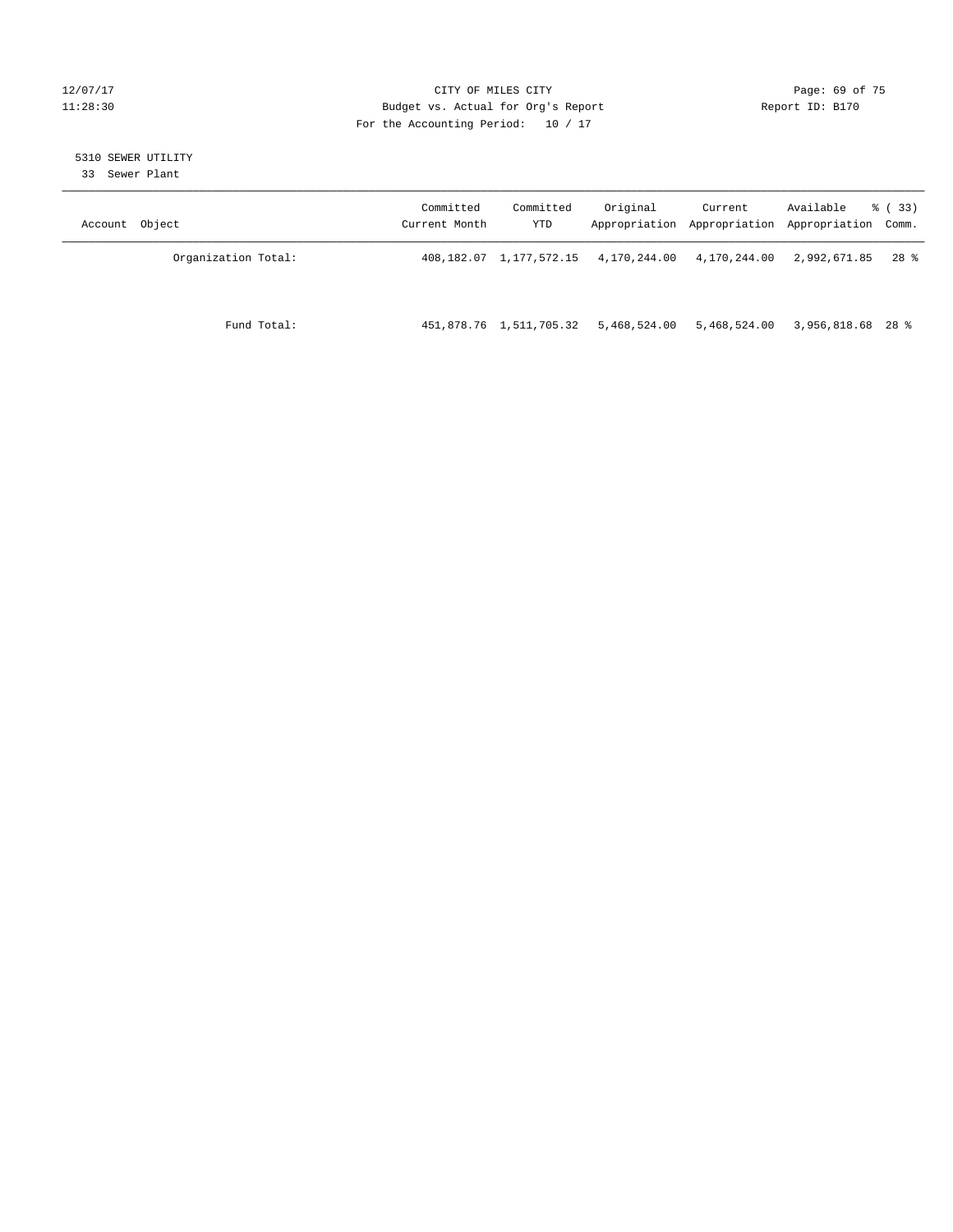CITY OF MILES CITY
Budget vs. Actual for Org's Report
For the Accounting Period: 10 / 17

5310 SEWER UTILITY
33 Sewer Plant

| Account Object | Committed Current Month | Committed YTD | Original Appropriation | Current Appropriation | Available Appropriation | % ( 33) Comm. |
|---|---|---|---|---|---|---|
| Organization Total: | 408,182.07 | 1,177,572.15 | 4,170,244.00 | 4,170,244.00 | 2,992,671.85 | 28 % |
| Fund Total: | 451,878.76 | 1,511,705.32 | 5,468,524.00 | 5,468,524.00 | 3,956,818.68 | 28 % |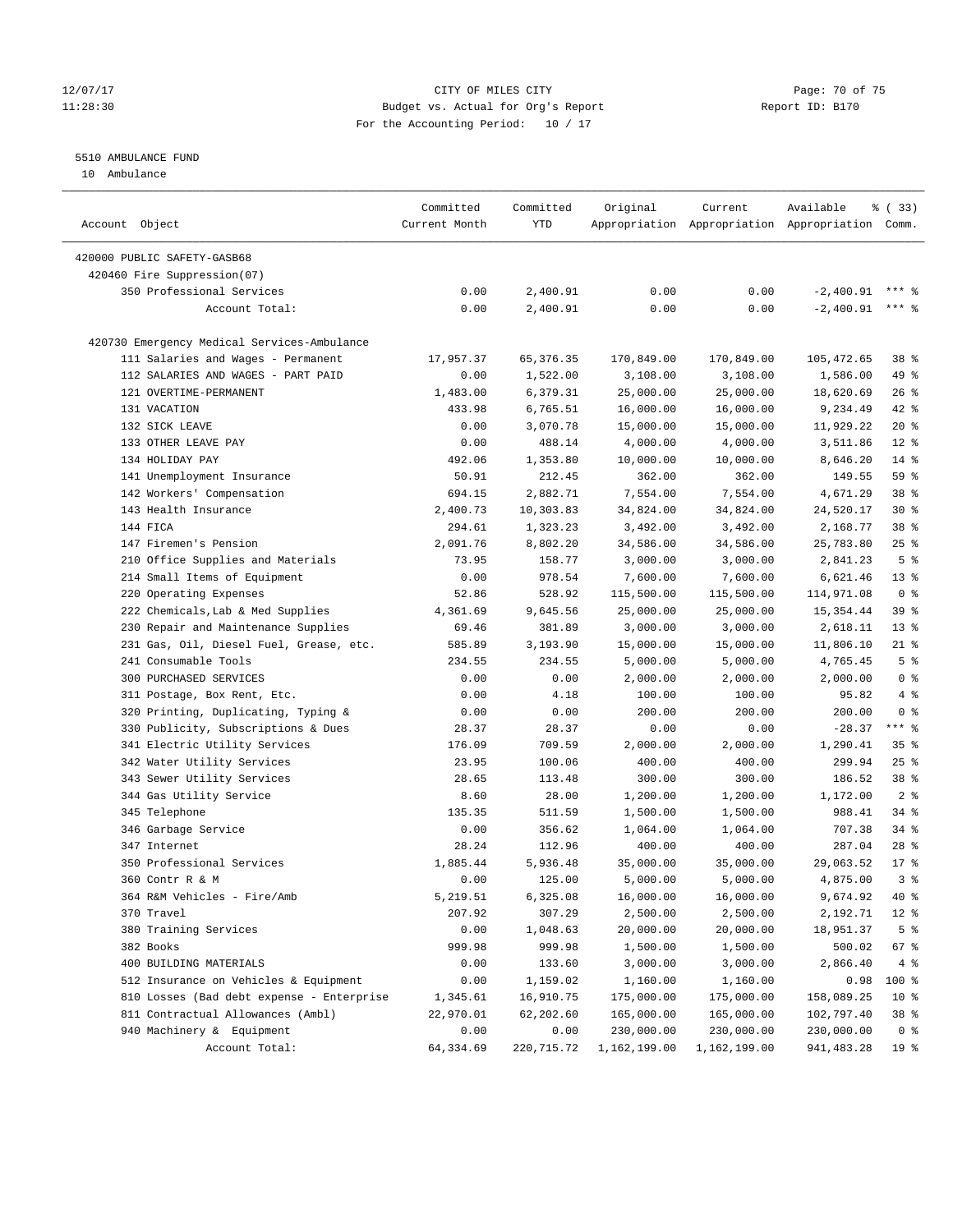12/07/17 CITY OF MILES CITY
11:28:30 Budget vs. Actual for Org's Report Report ID: B170
For the Accounting Period: 10 / 17

5510 AMBULANCE FUND

10 Ambulance

| Account Object | Committed Current Month | Committed YTD | Original Appropriation | Current Appropriation | Available Appropriation | % ( 33) Comm. |
|---|---|---|---|---|---|---|
| 420000 PUBLIC SAFETY-GASB68 | | | | | | |
| 420460 Fire Suppression(07) | | | | | | |
| 350 Professional Services | 0.00 | 2,400.91 | 0.00 | 0.00 | -2,400.91 | *** % |
| Account Total: | 0.00 | 2,400.91 | 0.00 | 0.00 | -2,400.91 | *** % |
| 420730 Emergency Medical Services-Ambulance | | | | | | |
| 111 Salaries and Wages - Permanent | 17,957.37 | 65,376.35 | 170,849.00 | 170,849.00 | 105,472.65 | 38 % |
| 112 SALARIES AND WAGES - PART PAID | 0.00 | 1,522.00 | 3,108.00 | 3,108.00 | 1,586.00 | 49 % |
| 121 OVERTIME-PERMANENT | 1,483.00 | 6,379.31 | 25,000.00 | 25,000.00 | 18,620.69 | 26 % |
| 131 VACATION | 433.98 | 6,765.51 | 16,000.00 | 16,000.00 | 9,234.49 | 42 % |
| 132 SICK LEAVE | 0.00 | 3,070.78 | 15,000.00 | 15,000.00 | 11,929.22 | 20 % |
| 133 OTHER LEAVE PAY | 0.00 | 488.14 | 4,000.00 | 4,000.00 | 3,511.86 | 12 % |
| 134 HOLIDAY PAY | 492.06 | 1,353.80 | 10,000.00 | 10,000.00 | 8,646.20 | 14 % |
| 141 Unemployment Insurance | 50.91 | 212.45 | 362.00 | 362.00 | 149.55 | 59 % |
| 142 Workers' Compensation | 694.15 | 2,882.71 | 7,554.00 | 7,554.00 | 4,671.29 | 38 % |
| 143 Health Insurance | 2,400.73 | 10,303.83 | 34,824.00 | 34,824.00 | 24,520.17 | 30 % |
| 144 FICA | 294.61 | 1,323.23 | 3,492.00 | 3,492.00 | 2,168.77 | 38 % |
| 147 Firemen's Pension | 2,091.76 | 8,802.20 | 34,586.00 | 34,586.00 | 25,783.80 | 25 % |
| 210 Office Supplies and Materials | 73.95 | 158.77 | 3,000.00 | 3,000.00 | 2,841.23 | 5 % |
| 214 Small Items of Equipment | 0.00 | 978.54 | 7,600.00 | 7,600.00 | 6,621.46 | 13 % |
| 220 Operating Expenses | 52.86 | 528.92 | 115,500.00 | 115,500.00 | 114,971.08 | 0 % |
| 222 Chemicals,Lab & Med Supplies | 4,361.69 | 9,645.56 | 25,000.00 | 25,000.00 | 15,354.44 | 39 % |
| 230 Repair and Maintenance Supplies | 69.46 | 381.89 | 3,000.00 | 3,000.00 | 2,618.11 | 13 % |
| 231 Gas, Oil, Diesel Fuel, Grease, etc. | 585.89 | 3,193.90 | 15,000.00 | 15,000.00 | 11,806.10 | 21 % |
| 241 Consumable Tools | 234.55 | 234.55 | 5,000.00 | 5,000.00 | 4,765.45 | 5 % |
| 300 PURCHASED SERVICES | 0.00 | 0.00 | 2,000.00 | 2,000.00 | 2,000.00 | 0 % |
| 311 Postage, Box Rent, Etc. | 0.00 | 4.18 | 100.00 | 100.00 | 95.82 | 4 % |
| 320 Printing, Duplicating, Typing & | 0.00 | 0.00 | 200.00 | 200.00 | 200.00 | 0 % |
| 330 Publicity, Subscriptions & Dues | 28.37 | 28.37 | 0.00 | 0.00 | -28.37 | *** % |
| 341 Electric Utility Services | 176.09 | 709.59 | 2,000.00 | 2,000.00 | 1,290.41 | 35 % |
| 342 Water Utility Services | 23.95 | 100.06 | 400.00 | 400.00 | 299.94 | 25 % |
| 343 Sewer Utility Services | 28.65 | 113.48 | 300.00 | 300.00 | 186.52 | 38 % |
| 344 Gas Utility Service | 8.60 | 28.00 | 1,200.00 | 1,200.00 | 1,172.00 | 2 % |
| 345 Telephone | 135.35 | 511.59 | 1,500.00 | 1,500.00 | 988.41 | 34 % |
| 346 Garbage Service | 0.00 | 356.62 | 1,064.00 | 1,064.00 | 707.38 | 34 % |
| 347 Internet | 28.24 | 112.96 | 400.00 | 400.00 | 287.04 | 28 % |
| 350 Professional Services | 1,885.44 | 5,936.48 | 35,000.00 | 35,000.00 | 29,063.52 | 17 % |
| 360 Contr R & M | 0.00 | 125.00 | 5,000.00 | 5,000.00 | 4,875.00 | 3 % |
| 364 R&M Vehicles - Fire/Amb | 5,219.51 | 6,325.08 | 16,000.00 | 16,000.00 | 9,674.92 | 40 % |
| 370 Travel | 207.92 | 307.29 | 2,500.00 | 2,500.00 | 2,192.71 | 12 % |
| 380 Training Services | 0.00 | 1,048.63 | 20,000.00 | 20,000.00 | 18,951.37 | 5 % |
| 382 Books | 999.98 | 999.98 | 1,500.00 | 1,500.00 | 500.02 | 67 % |
| 400 BUILDING MATERIALS | 0.00 | 133.60 | 3,000.00 | 3,000.00 | 2,866.40 | 4 % |
| 512 Insurance on Vehicles & Equipment | 0.00 | 1,159.02 | 1,160.00 | 1,160.00 | 0.98 | 100 % |
| 810 Losses (Bad debt expense - Enterprise | 1,345.61 | 16,910.75 | 175,000.00 | 175,000.00 | 158,089.25 | 10 % |
| 811 Contractual Allowances (Ambl) | 22,970.01 | 62,202.60 | 165,000.00 | 165,000.00 | 102,797.40 | 38 % |
| 940 Machinery & Equipment | 0.00 | 0.00 | 230,000.00 | 230,000.00 | 230,000.00 | 0 % |
| Account Total: | 64,334.69 | 220,715.72 | 1,162,199.00 | 1,162,199.00 | 941,483.28 | 19 % |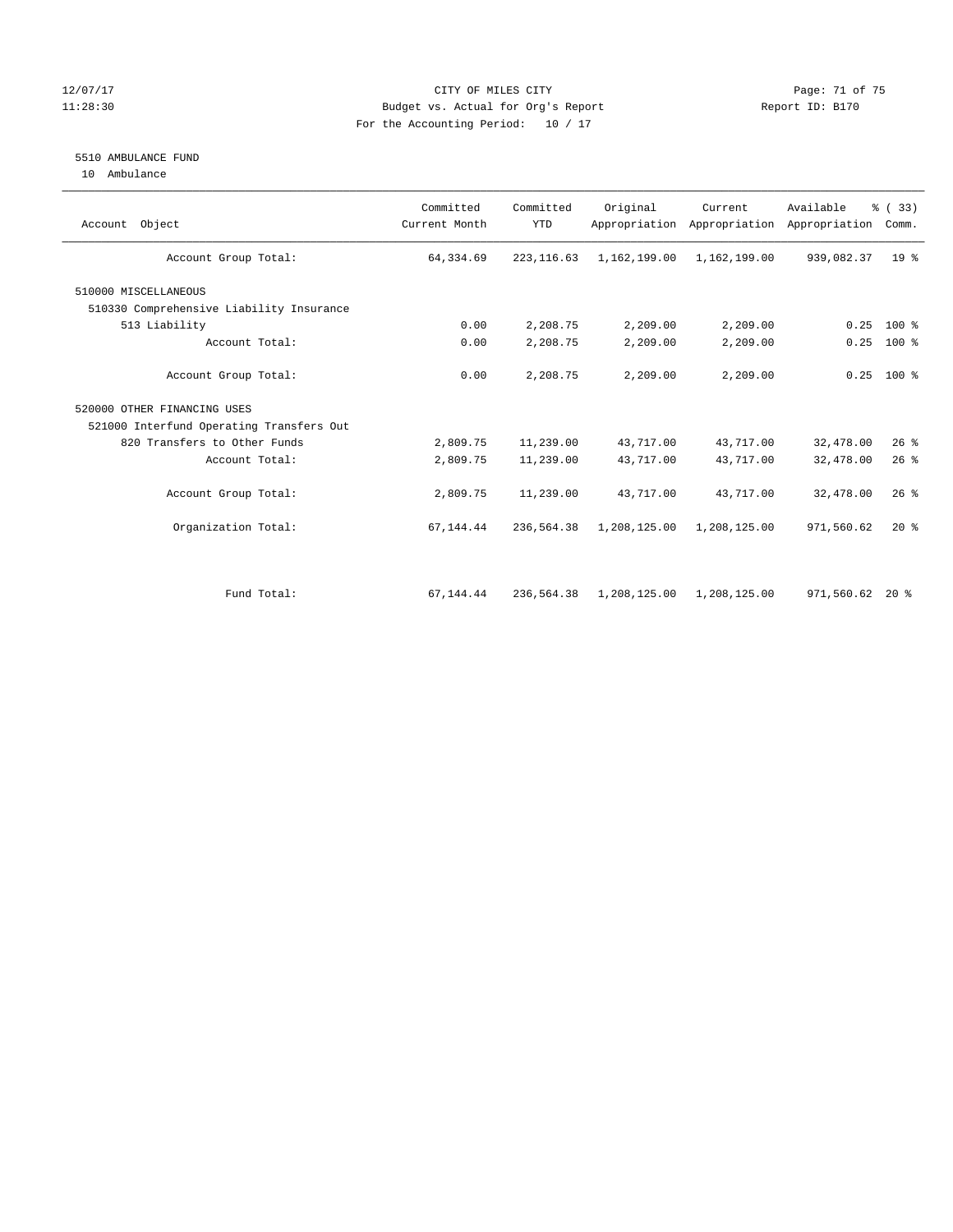CITY OF MILES CITY
Budget vs. Actual for Org's Report
For the Accounting Period: 10 / 17

12/07/17
11:28:30

Report ID: B170

## 5510 AMBULANCE FUND

10 Ambulance

| Account Object | Committed Current Month | Committed YTD | Original Appropriation | Current Appropriation | Available Appropriation | % ( 33) Comm. |
|---|---|---|---|---|---|---|
| Account Group Total: | 64,334.69 | 223,116.63 | 1,162,199.00 | 1,162,199.00 | 939,082.37 | 19 % |
| 510000 MISCELLANEOUS | | | | | | |
| 510330 Comprehensive Liability Insurance | | | | | | |
| 513 Liability | 0.00 | 2,208.75 | 2,209.00 | 2,209.00 | 0.25 | 100 % |
| Account Total: | 0.00 | 2,208.75 | 2,209.00 | 2,209.00 | 0.25 | 100 % |
| Account Group Total: | 0.00 | 2,208.75 | 2,209.00 | 2,209.00 | 0.25 | 100 % |
| 520000 OTHER FINANCING USES | | | | | | |
| 521000 Interfund Operating Transfers Out | | | | | | |
| 820 Transfers to Other Funds | 2,809.75 | 11,239.00 | 43,717.00 | 43,717.00 | 32,478.00 | 26 % |
| Account Total: | 2,809.75 | 11,239.00 | 43,717.00 | 43,717.00 | 32,478.00 | 26 % |
| Account Group Total: | 2,809.75 | 11,239.00 | 43,717.00 | 43,717.00 | 32,478.00 | 26 % |
| Organization Total: | 67,144.44 | 236,564.38 | 1,208,125.00 | 1,208,125.00 | 971,560.62 | 20 % |
| Fund Total: | 67,144.44 | 236,564.38 | 1,208,125.00 | 1,208,125.00 | 971,560.62 | 20 % |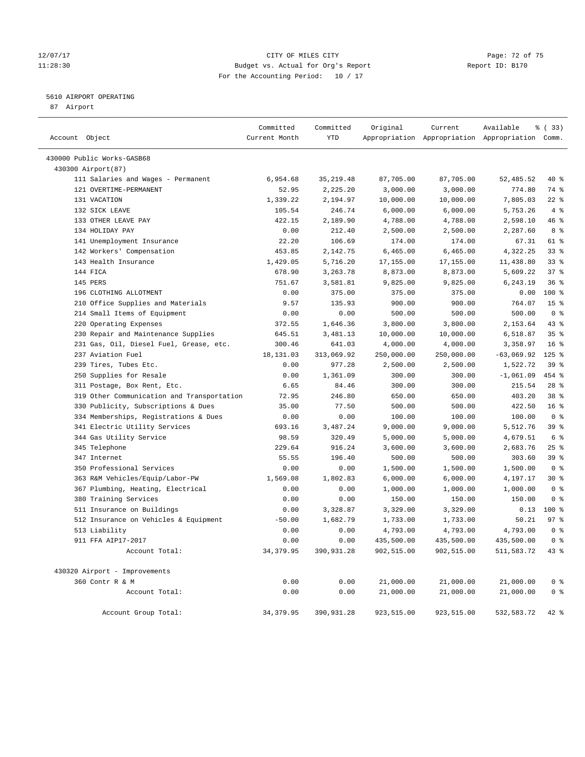12/07/17 CITY OF MILES CITY
11:28:30 Budget vs. Actual for Org's Report Report ID: B170
For the Accounting Period: 10 / 17

5610 AIRPORT OPERATING
87 Airport

| Account Object | Committed Current Month | Committed YTD | Original Appropriation | Current Appropriation | Available Appropriation | % ( 33) Comm. |
|---|---|---|---|---|---|---|
| 430000 Public Works-GASB68 | | | | | | |
| 430300 Airport(87) | | | | | | |
| 111 Salaries and Wages - Permanent | 6,954.68 | 35,219.48 | 87,705.00 | 87,705.00 | 52,485.52 | 40 % |
| 121 OVERTIME-PERMANENT | 52.95 | 2,225.20 | 3,000.00 | 3,000.00 | 774.80 | 74 % |
| 131 VACATION | 1,339.22 | 2,194.97 | 10,000.00 | 10,000.00 | 7,805.03 | 22 % |
| 132 SICK LEAVE | 105.54 | 246.74 | 6,000.00 | 6,000.00 | 5,753.26 | 4 % |
| 133 OTHER LEAVE PAY | 422.15 | 2,189.90 | 4,788.00 | 4,788.00 | 2,598.10 | 46 % |
| 134 HOLIDAY PAY | 0.00 | 212.40 | 2,500.00 | 2,500.00 | 2,287.60 | 8 % |
| 141 Unemployment Insurance | 22.20 | 106.69 | 174.00 | 174.00 | 67.31 | 61 % |
| 142 Workers' Compensation | 453.85 | 2,142.75 | 6,465.00 | 6,465.00 | 4,322.25 | 33 % |
| 143 Health Insurance | 1,429.05 | 5,716.20 | 17,155.00 | 17,155.00 | 11,438.80 | 33 % |
| 144 FICA | 678.90 | 3,263.78 | 8,873.00 | 8,873.00 | 5,609.22 | 37 % |
| 145 PERS | 751.67 | 3,581.81 | 9,825.00 | 9,825.00 | 6,243.19 | 36 % |
| 196 CLOTHING ALLOTMENT | 0.00 | 375.00 | 375.00 | 375.00 | 0.00 | 100 % |
| 210 Office Supplies and Materials | 9.57 | 135.93 | 900.00 | 900.00 | 764.07 | 15 % |
| 214 Small Items of Equipment | 0.00 | 0.00 | 500.00 | 500.00 | 500.00 | 0 % |
| 220 Operating Expenses | 372.55 | 1,646.36 | 3,800.00 | 3,800.00 | 2,153.64 | 43 % |
| 230 Repair and Maintenance Supplies | 645.51 | 3,481.13 | 10,000.00 | 10,000.00 | 6,518.87 | 35 % |
| 231 Gas, Oil, Diesel Fuel, Grease, etc. | 300.46 | 641.03 | 4,000.00 | 4,000.00 | 3,358.97 | 16 % |
| 237 Aviation Fuel | 18,131.03 | 313,069.92 | 250,000.00 | 250,000.00 | -63,069.92 | 125 % |
| 239 Tires, Tubes Etc. | 0.00 | 977.28 | 2,500.00 | 2,500.00 | 1,522.72 | 39 % |
| 250 Supplies for Resale | 0.00 | 1,361.09 | 300.00 | 300.00 | -1,061.09 | 454 % |
| 311 Postage, Box Rent, Etc. | 6.65 | 84.46 | 300.00 | 300.00 | 215.54 | 28 % |
| 319 Other Communication and Transportation | 72.95 | 246.80 | 650.00 | 650.00 | 403.20 | 38 % |
| 330 Publicity, Subscriptions & Dues | 35.00 | 77.50 | 500.00 | 500.00 | 422.50 | 16 % |
| 334 Memberships, Registrations & Dues | 0.00 | 0.00 | 100.00 | 100.00 | 100.00 | 0 % |
| 341 Electric Utility Services | 693.16 | 3,487.24 | 9,000.00 | 9,000.00 | 5,512.76 | 39 % |
| 344 Gas Utility Service | 98.59 | 320.49 | 5,000.00 | 5,000.00 | 4,679.51 | 6 % |
| 345 Telephone | 229.64 | 916.24 | 3,600.00 | 3,600.00 | 2,683.76 | 25 % |
| 347 Internet | 55.55 | 196.40 | 500.00 | 500.00 | 303.60 | 39 % |
| 350 Professional Services | 0.00 | 0.00 | 1,500.00 | 1,500.00 | 1,500.00 | 0 % |
| 363 R&M Vehicles/Equip/Labor-PW | 1,569.08 | 1,802.83 | 6,000.00 | 6,000.00 | 4,197.17 | 30 % |
| 367 Plumbing, Heating, Electrical | 0.00 | 0.00 | 1,000.00 | 1,000.00 | 1,000.00 | 0 % |
| 380 Training Services | 0.00 | 0.00 | 150.00 | 150.00 | 150.00 | 0 % |
| 511 Insurance on Buildings | 0.00 | 3,328.87 | 3,329.00 | 3,329.00 | 0.13 | 100 % |
| 512 Insurance on Vehicles & Equipment | -50.00 | 1,682.79 | 1,733.00 | 1,733.00 | 50.21 | 97 % |
| 513 Liability | 0.00 | 0.00 | 4,793.00 | 4,793.00 | 4,793.00 | 0 % |
| 911 FFA AIP17-2017 | 0.00 | 0.00 | 435,500.00 | 435,500.00 | 435,500.00 | 0 % |
| Account Total: | 34,379.95 | 390,931.28 | 902,515.00 | 902,515.00 | 511,583.72 | 43 % |
| 430320 Airport - Improvements | | | | | | |
| 360 Contr R & M | 0.00 | 0.00 | 21,000.00 | 21,000.00 | 21,000.00 | 0 % |
| Account Total: | 0.00 | 0.00 | 21,000.00 | 21,000.00 | 21,000.00 | 0 % |
| Account Group Total: | 34,379.95 | 390,931.28 | 923,515.00 | 923,515.00 | 532,583.72 | 42 % |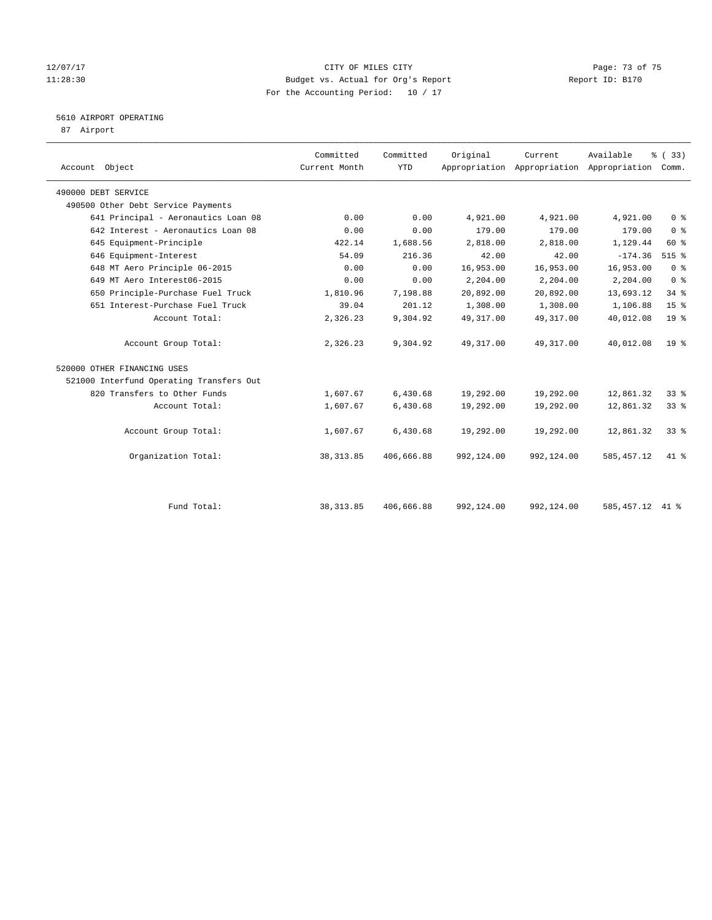CITY OF MILES CITY
Budget vs. Actual for Org's Report
For the Accounting Period: 10 / 17

12/07/17 11:28:30 — Report ID: B170

## 5610 AIRPORT OPERATING
87 Airport

| Account Object | Committed Current Month | Committed YTD | Original Appropriation | Current Appropriation | Available Appropriation | % ( 33) Comm. |
|---|---|---|---|---|---|---|
| 490000 DEBT SERVICE | | | | | | |
| 490500 Other Debt Service Payments | | | | | | |
| 641 Principal - Aeronautics Loan 08 | 0.00 | 0.00 | 4,921.00 | 4,921.00 | 4,921.00 | 0 % |
| 642 Interest - Aeronautics Loan 08 | 0.00 | 0.00 | 179.00 | 179.00 | 179.00 | 0 % |
| 645 Equipment-Principle | 422.14 | 1,688.56 | 2,818.00 | 2,818.00 | 1,129.44 | 60 % |
| 646 Equipment-Interest | 54.09 | 216.36 | 42.00 | 42.00 | -174.36 | 515 % |
| 648 MT Aero Principle 06-2015 | 0.00 | 0.00 | 16,953.00 | 16,953.00 | 16,953.00 | 0 % |
| 649 MT Aero Interest06-2015 | 0.00 | 0.00 | 2,204.00 | 2,204.00 | 2,204.00 | 0 % |
| 650 Principle-Purchase Fuel Truck | 1,810.96 | 7,198.88 | 20,892.00 | 20,892.00 | 13,693.12 | 34 % |
| 651 Interest-Purchase Fuel Truck | 39.04 | 201.12 | 1,308.00 | 1,308.00 | 1,106.88 | 15 % |
| Account Total: | 2,326.23 | 9,304.92 | 49,317.00 | 49,317.00 | 40,012.08 | 19 % |
| Account Group Total: | 2,326.23 | 9,304.92 | 49,317.00 | 49,317.00 | 40,012.08 | 19 % |
| 520000 OTHER FINANCING USES | | | | | | |
| 521000 Interfund Operating Transfers Out | | | | | | |
| 820 Transfers to Other Funds | 1,607.67 | 6,430.68 | 19,292.00 | 19,292.00 | 12,861.32 | 33 % |
| Account Total: | 1,607.67 | 6,430.68 | 19,292.00 | 19,292.00 | 12,861.32 | 33 % |
| Account Group Total: | 1,607.67 | 6,430.68 | 19,292.00 | 19,292.00 | 12,861.32 | 33 % |
| Organization Total: | 38,313.85 | 406,666.88 | 992,124.00 | 992,124.00 | 585,457.12 | 41 % |
| Fund Total: | 38,313.85 | 406,666.88 | 992,124.00 | 992,124.00 | 585,457.12 | 41 % |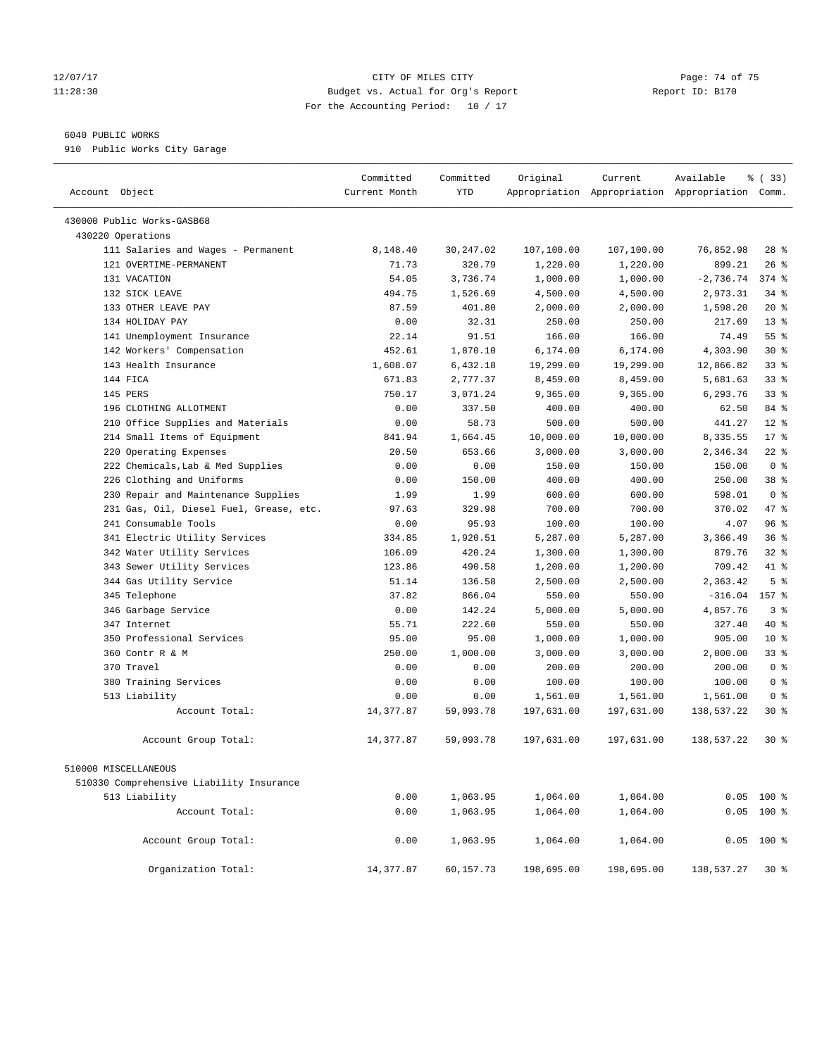CITY OF MILES CITY
Budget vs. Actual for Org's Report
For the Accounting Period: 10 / 17

12/07/17
11:28:30

Report ID: B170

6040 PUBLIC WORKS
910 Public Works City Garage

| Account Object | Committed Current Month | Committed YTD | Original Appropriation | Current Appropriation | Available Appropriation | % ( 33) Comm. |
|---|---|---|---|---|---|---|
| 430000 Public Works-GASB68 | | | | | | |
| 430220 Operations | | | | | | |
| 111 Salaries and Wages - Permanent | 8,148.40 | 30,247.02 | 107,100.00 | 107,100.00 | 76,852.98 | 28 % |
| 121 OVERTIME-PERMANENT | 71.73 | 320.79 | 1,220.00 | 1,220.00 | 899.21 | 26 % |
| 131 VACATION | 54.05 | 3,736.74 | 1,000.00 | 1,000.00 | -2,736.74 | 374 % |
| 132 SICK LEAVE | 494.75 | 1,526.69 | 4,500.00 | 4,500.00 | 2,973.31 | 34 % |
| 133 OTHER LEAVE PAY | 87.59 | 401.80 | 2,000.00 | 2,000.00 | 1,598.20 | 20 % |
| 134 HOLIDAY PAY | 0.00 | 32.31 | 250.00 | 250.00 | 217.69 | 13 % |
| 141 Unemployment Insurance | 22.14 | 91.51 | 166.00 | 166.00 | 74.49 | 55 % |
| 142 Workers' Compensation | 452.61 | 1,870.10 | 6,174.00 | 6,174.00 | 4,303.90 | 30 % |
| 143 Health Insurance | 1,608.07 | 6,432.18 | 19,299.00 | 19,299.00 | 12,866.82 | 33 % |
| 144 FICA | 671.83 | 2,777.37 | 8,459.00 | 8,459.00 | 5,681.63 | 33 % |
| 145 PERS | 750.17 | 3,071.24 | 9,365.00 | 9,365.00 | 6,293.76 | 33 % |
| 196 CLOTHING ALLOTMENT | 0.00 | 337.50 | 400.00 | 400.00 | 62.50 | 84 % |
| 210 Office Supplies and Materials | 0.00 | 58.73 | 500.00 | 500.00 | 441.27 | 12 % |
| 214 Small Items of Equipment | 841.94 | 1,664.45 | 10,000.00 | 10,000.00 | 8,335.55 | 17 % |
| 220 Operating Expenses | 20.50 | 653.66 | 3,000.00 | 3,000.00 | 2,346.34 | 22 % |
| 222 Chemicals,Lab & Med Supplies | 0.00 | 0.00 | 150.00 | 150.00 | 150.00 | 0 % |
| 226 Clothing and Uniforms | 0.00 | 150.00 | 400.00 | 400.00 | 250.00 | 38 % |
| 230 Repair and Maintenance Supplies | 1.99 | 1.99 | 600.00 | 600.00 | 598.01 | 0 % |
| 231 Gas, Oil, Diesel Fuel, Grease, etc. | 97.63 | 329.98 | 700.00 | 700.00 | 370.02 | 47 % |
| 241 Consumable Tools | 0.00 | 95.93 | 100.00 | 100.00 | 4.07 | 96 % |
| 341 Electric Utility Services | 334.85 | 1,920.51 | 5,287.00 | 5,287.00 | 3,366.49 | 36 % |
| 342 Water Utility Services | 106.09 | 420.24 | 1,300.00 | 1,300.00 | 879.76 | 32 % |
| 343 Sewer Utility Services | 123.86 | 490.58 | 1,200.00 | 1,200.00 | 709.42 | 41 % |
| 344 Gas Utility Service | 51.14 | 136.58 | 2,500.00 | 2,500.00 | 2,363.42 | 5 % |
| 345 Telephone | 37.82 | 866.04 | 550.00 | 550.00 | -316.04 | 157 % |
| 346 Garbage Service | 0.00 | 142.24 | 5,000.00 | 5,000.00 | 4,857.76 | 3 % |
| 347 Internet | 55.71 | 222.60 | 550.00 | 550.00 | 327.40 | 40 % |
| 350 Professional Services | 95.00 | 95.00 | 1,000.00 | 1,000.00 | 905.00 | 10 % |
| 360 Contr R & M | 250.00 | 1,000.00 | 3,000.00 | 3,000.00 | 2,000.00 | 33 % |
| 370 Travel | 0.00 | 0.00 | 200.00 | 200.00 | 200.00 | 0 % |
| 380 Training Services | 0.00 | 0.00 | 100.00 | 100.00 | 100.00 | 0 % |
| 513 Liability | 0.00 | 0.00 | 1,561.00 | 1,561.00 | 1,561.00 | 0 % |
| Account Total: | 14,377.87 | 59,093.78 | 197,631.00 | 197,631.00 | 138,537.22 | 30 % |
| Account Group Total: | 14,377.87 | 59,093.78 | 197,631.00 | 197,631.00 | 138,537.22 | 30 % |
| 510000 MISCELLANEOUS | | | | | | |
| 510330 Comprehensive Liability Insurance | | | | | | |
| 513 Liability | 0.00 | 1,063.95 | 1,064.00 | 1,064.00 | 0.05 | 100 % |
| Account Total: | 0.00 | 1,063.95 | 1,064.00 | 1,064.00 | 0.05 | 100 % |
| Account Group Total: | 0.00 | 1,063.95 | 1,064.00 | 1,064.00 | 0.05 | 100 % |
| Organization Total: | 14,377.87 | 60,157.73 | 198,695.00 | 198,695.00 | 138,537.27 | 30 % |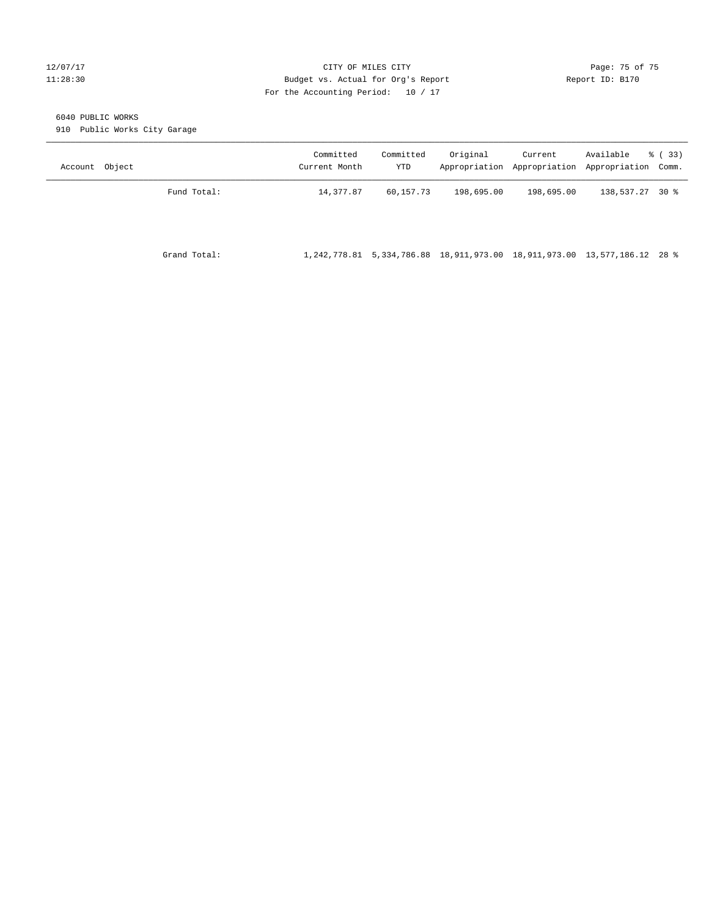12/07/17
11:28:30

CITY OF MILES CITY
Budget vs. Actual for Org's Report
For the Accounting Period: 10 / 17

Report ID: B170

6040 PUBLIC WORKS
910 Public Works City Garage

| Account Object | | Committed Current Month | Committed YTD | Original Appropriation | Current Appropriation | Available Appropriation | % ( 33) Comm. |
|---|---|---|---|---|---|---|---|
| | Fund Total: | 14,377.87 | 60,157.73 | 198,695.00 | 198,695.00 | 138,537.27 | 30 % |
| | Grand Total: | 1,242,778.81 | 5,334,786.88 | 18,911,973.00 | 18,911,973.00 | 13,577,186.12 | 28 % |